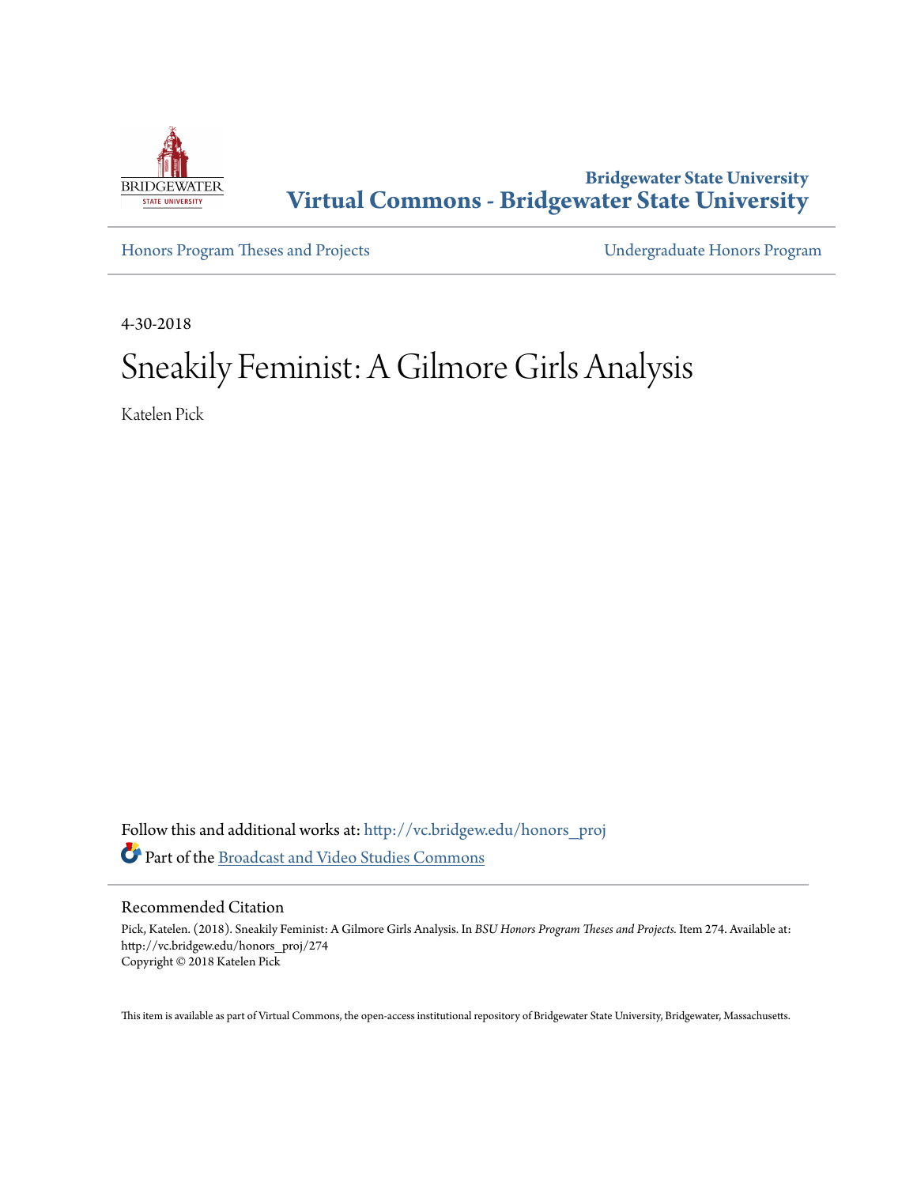Bridgewater State University

**Virtual Commons - Bridgewater State University**

Honors Program Theses and Projects

Undergraduate Honors Program

4-30-2018

# Sneakily Feminist: A Gilmore Girls Analysis

Katelen Pick

Follow this and additional works at: http://vc.bridgew.edu/honors_proj

Part of the Broadcast and Video Studies Commons

## Recommended Citation

Pick, Katelen. (2018). Sneakily Feminist: A Gilmore Girls Analysis. In *BSU Honors Program Theses and Projects.* Item 274. Available at: http://vc.bridgew.edu/honors_proj/274

Copyright © 2018 Katelen Pick

This item is available as part of Virtual Commons, the open-access institutional repository of Bridgewater State University, Bridgewater, Massachusetts.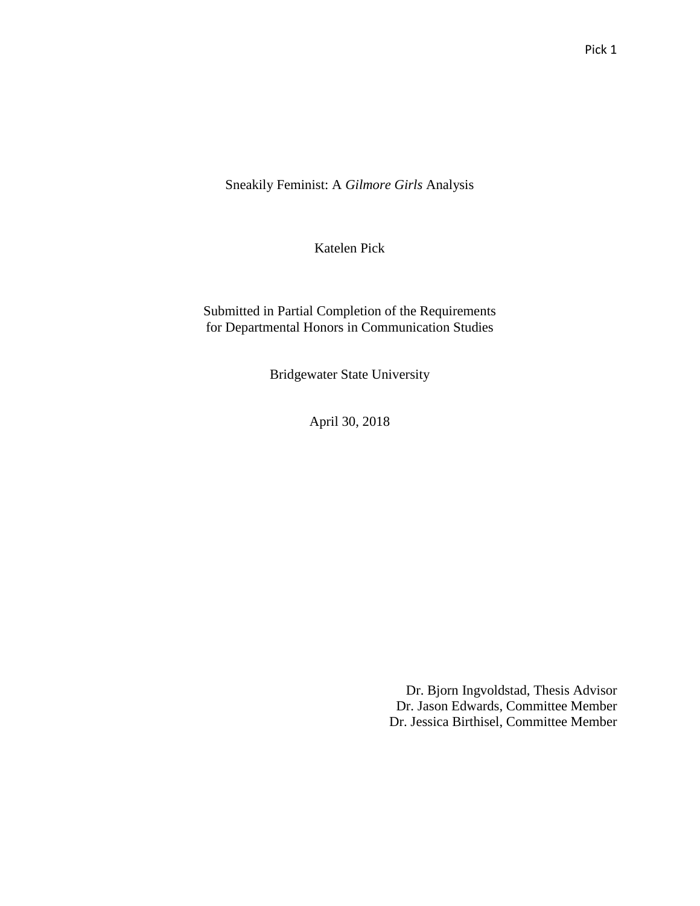# Sneakily Feminist: A *Gilmore Girls* Analysis

Katelen Pick

Submitted in Partial Completion of the Requirements
for Departmental Honors in Communication Studies

Bridgewater State University

April 30, 2018

Dr. Bjorn Ingvoldstad, Thesis Advisor
Dr. Jason Edwards, Committee Member
Dr. Jessica Birthisel, Committee Member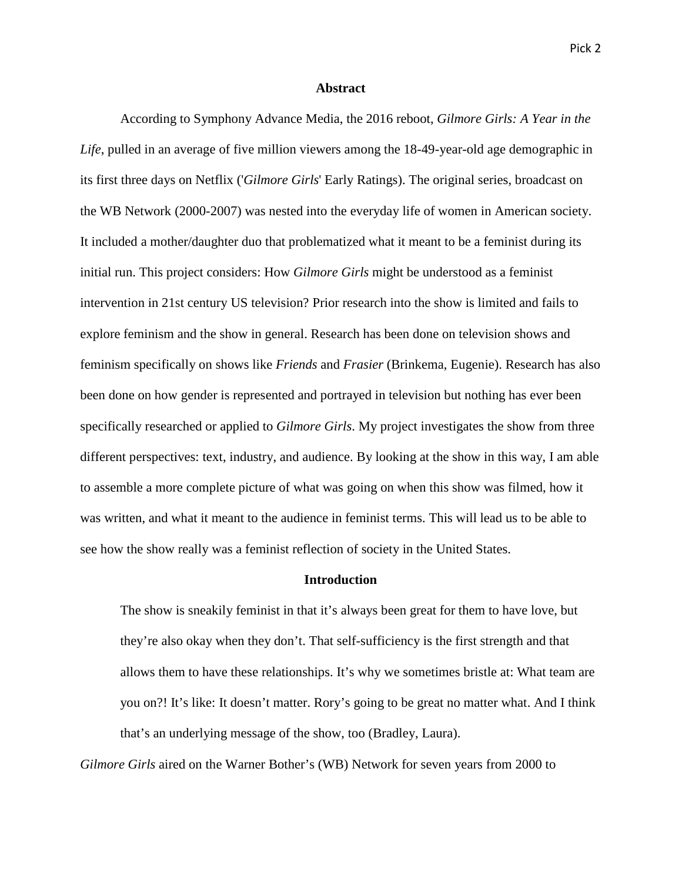## Abstract

According to Symphony Advance Media, the 2016 reboot, *Gilmore Girls: A Year in the Life*, pulled in an average of five million viewers among the 18-49-year-old age demographic in its first three days on Netflix ('*Gilmore Girls*' Early Ratings). The original series, broadcast on the WB Network (2000-2007) was nested into the everyday life of women in American society. It included a mother/daughter duo that problematized what it meant to be a feminist during its initial run. This project considers: How *Gilmore Girls* might be understood as a feminist intervention in 21st century US television? Prior research into the show is limited and fails to explore feminism and the show in general. Research has been done on television shows and feminism specifically on shows like *Friends* and *Frasier* (Brinkema, Eugenie). Research has also been done on how gender is represented and portrayed in television but nothing has ever been specifically researched or applied to *Gilmore Girls*. My project investigates the show from three different perspectives: text, industry, and audience. By looking at the show in this way, I am able to assemble a more complete picture of what was going on when this show was filmed, how it was written, and what it meant to the audience in feminist terms. This will lead us to be able to see how the show really was a feminist reflection of society in the United States.

## Introduction

> The show is sneakily feminist in that it's always been great for them to have love, but they're also okay when they don't. That self-sufficiency is the first strength and that allows them to have these relationships. It's why we sometimes bristle at: What team are you on?! It's like: It doesn't matter. Rory's going to be great no matter what. And I think that's an underlying message of the show, too (Bradley, Laura).

*Gilmore Girls* aired on the Warner Bother's (WB) Network for seven years from 2000 to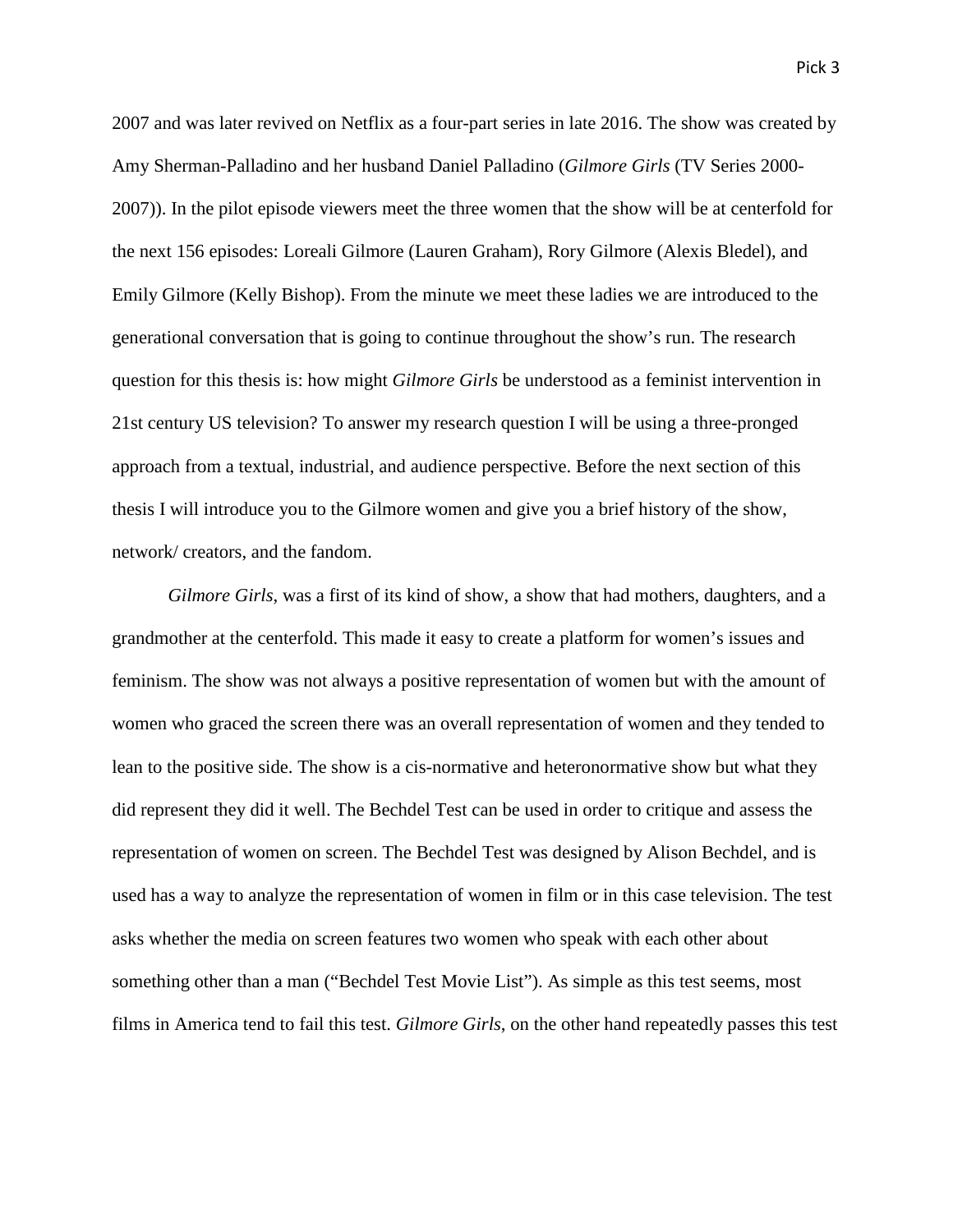2007 and was later revived on Netflix as a four-part series in late 2016. The show was created by Amy Sherman-Palladino and her husband Daniel Palladino (*Gilmore Girls* (TV Series 2000-2007)). In the pilot episode viewers meet the three women that the show will be at centerfold for the next 156 episodes: Loreali Gilmore (Lauren Graham), Rory Gilmore (Alexis Bledel), and Emily Gilmore (Kelly Bishop). From the minute we meet these ladies we are introduced to the generational conversation that is going to continue throughout the show's run. The research question for this thesis is: how might *Gilmore Girls* be understood as a feminist intervention in 21st century US television? To answer my research question I will be using a three-pronged approach from a textual, industrial, and audience perspective. Before the next section of this thesis I will introduce you to the Gilmore women and give you a brief history of the show, network/ creators, and the fandom.

*Gilmore Girls*, was a first of its kind of show, a show that had mothers, daughters, and a grandmother at the centerfold. This made it easy to create a platform for women's issues and feminism. The show was not always a positive representation of women but with the amount of women who graced the screen there was an overall representation of women and they tended to lean to the positive side. The show is a cis-normative and heteronormative show but what they did represent they did it well. The Bechdel Test can be used in order to critique and assess the representation of women on screen. The Bechdel Test was designed by Alison Bechdel, and is used has a way to analyze the representation of women in film or in this case television. The test asks whether the media on screen features two women who speak with each other about something other than a man ("Bechdel Test Movie List"). As simple as this test seems, most films in America tend to fail this test. *Gilmore Girls*, on the other hand repeatedly passes this test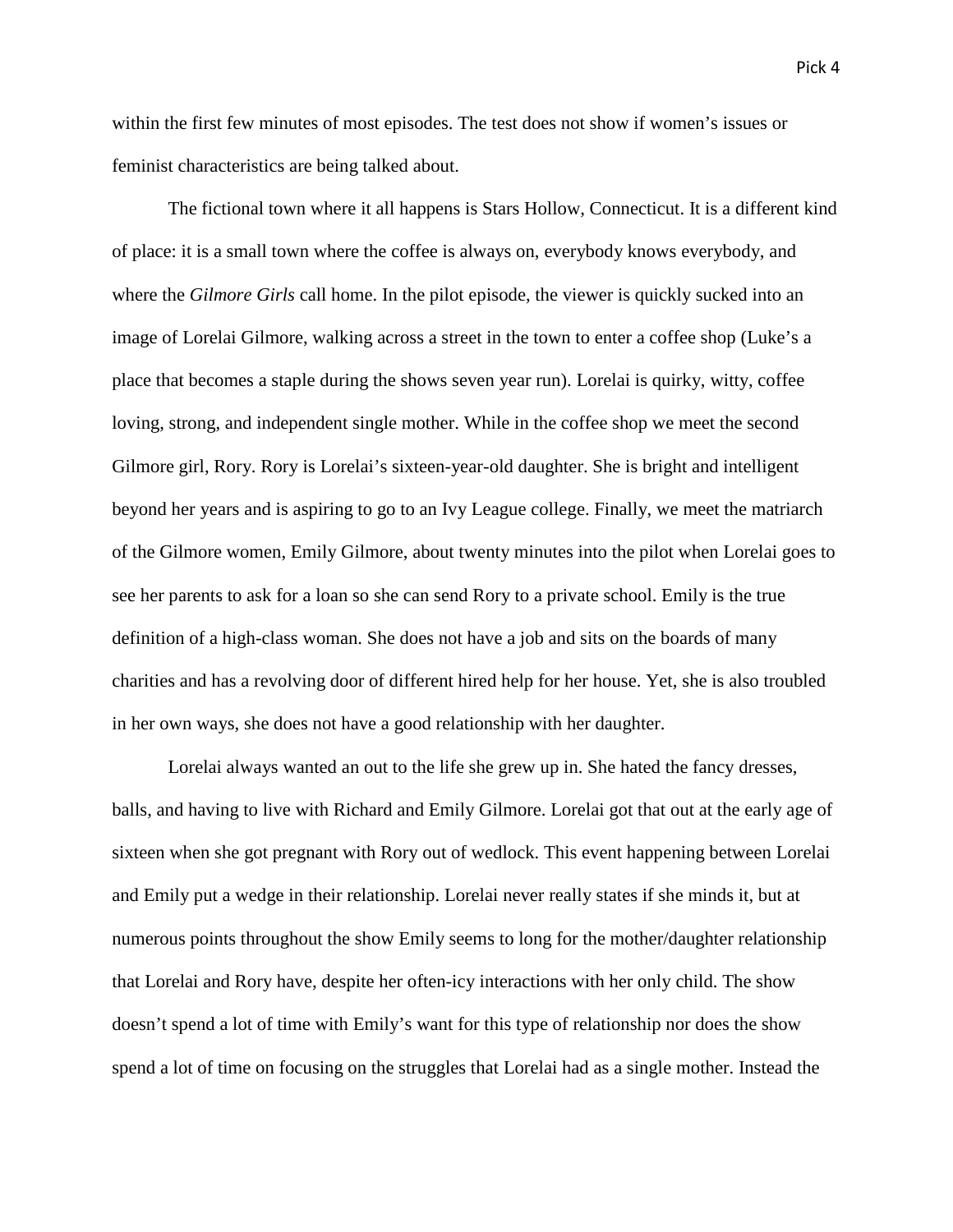within the first few minutes of most episodes. The test does not show if women's issues or feminist characteristics are being talked about.

The fictional town where it all happens is Stars Hollow, Connecticut. It is a different kind of place: it is a small town where the coffee is always on, everybody knows everybody, and where the *Gilmore Girls* call home. In the pilot episode, the viewer is quickly sucked into an image of Lorelai Gilmore, walking across a street in the town to enter a coffee shop (Luke's a place that becomes a staple during the shows seven year run). Lorelai is quirky, witty, coffee loving, strong, and independent single mother. While in the coffee shop we meet the second Gilmore girl, Rory. Rory is Lorelai's sixteen-year-old daughter. She is bright and intelligent beyond her years and is aspiring to go to an Ivy League college. Finally, we meet the matriarch of the Gilmore women, Emily Gilmore, about twenty minutes into the pilot when Lorelai goes to see her parents to ask for a loan so she can send Rory to a private school. Emily is the true definition of a high-class woman. She does not have a job and sits on the boards of many charities and has a revolving door of different hired help for her house. Yet, she is also troubled in her own ways, she does not have a good relationship with her daughter.

Lorelai always wanted an out to the life she grew up in. She hated the fancy dresses, balls, and having to live with Richard and Emily Gilmore. Lorelai got that out at the early age of sixteen when she got pregnant with Rory out of wedlock. This event happening between Lorelai and Emily put a wedge in their relationship. Lorelai never really states if she minds it, but at numerous points throughout the show Emily seems to long for the mother/daughter relationship that Lorelai and Rory have, despite her often-icy interactions with her only child. The show doesn't spend a lot of time with Emily's want for this type of relationship nor does the show spend a lot of time on focusing on the struggles that Lorelai had as a single mother. Instead the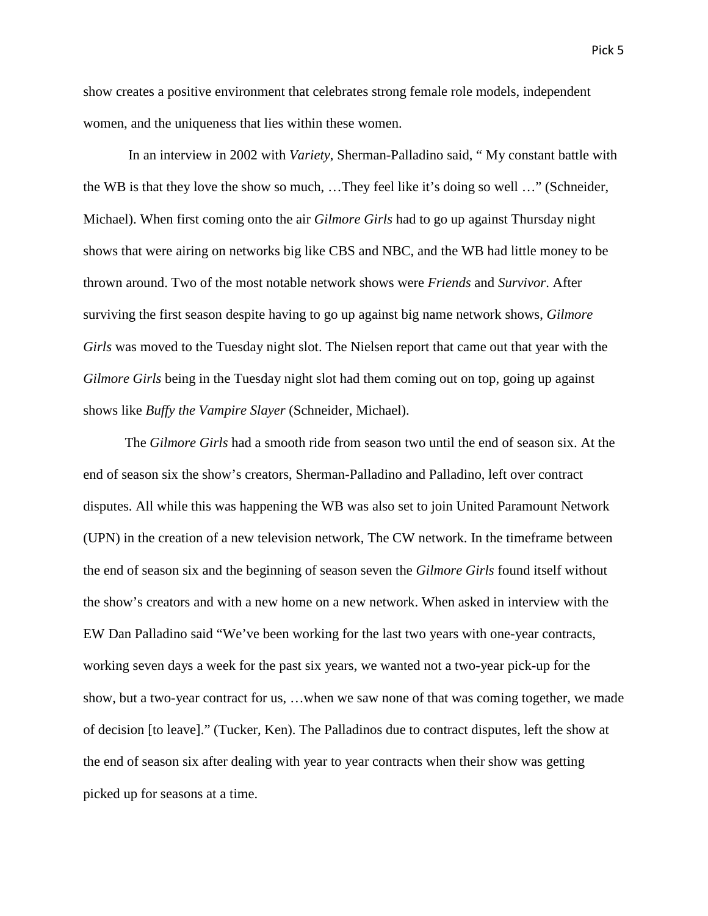show creates a positive environment that celebrates strong female role models, independent women, and the uniqueness that lies within these women.

In an interview in 2002 with *Variety*, Sherman-Palladino said, " My constant battle with the WB is that they love the show so much, …They feel like it's doing so well …" (Schneider, Michael). When first coming onto the air *Gilmore Girls* had to go up against Thursday night shows that were airing on networks big like CBS and NBC, and the WB had little money to be thrown around. Two of the most notable network shows were *Friends* and *Survivor*. After surviving the first season despite having to go up against big name network shows, *Gilmore Girls* was moved to the Tuesday night slot. The Nielsen report that came out that year with the *Gilmore Girls* being in the Tuesday night slot had them coming out on top, going up against shows like *Buffy the Vampire Slayer* (Schneider, Michael).

The *Gilmore Girls* had a smooth ride from season two until the end of season six. At the end of season six the show's creators, Sherman-Palladino and Palladino, left over contract disputes. All while this was happening the WB was also set to join United Paramount Network (UPN) in the creation of a new television network, The CW network. In the timeframe between the end of season six and the beginning of season seven the *Gilmore Girls* found itself without the show's creators and with a new home on a new network. When asked in interview with the EW Dan Palladino said "We've been working for the last two years with one-year contracts, working seven days a week for the past six years, we wanted not a two-year pick-up for the show, but a two-year contract for us, …when we saw none of that was coming together, we made of decision [to leave]." (Tucker, Ken). The Palladinos due to contract disputes, left the show at the end of season six after dealing with year to year contracts when their show was getting picked up for seasons at a time.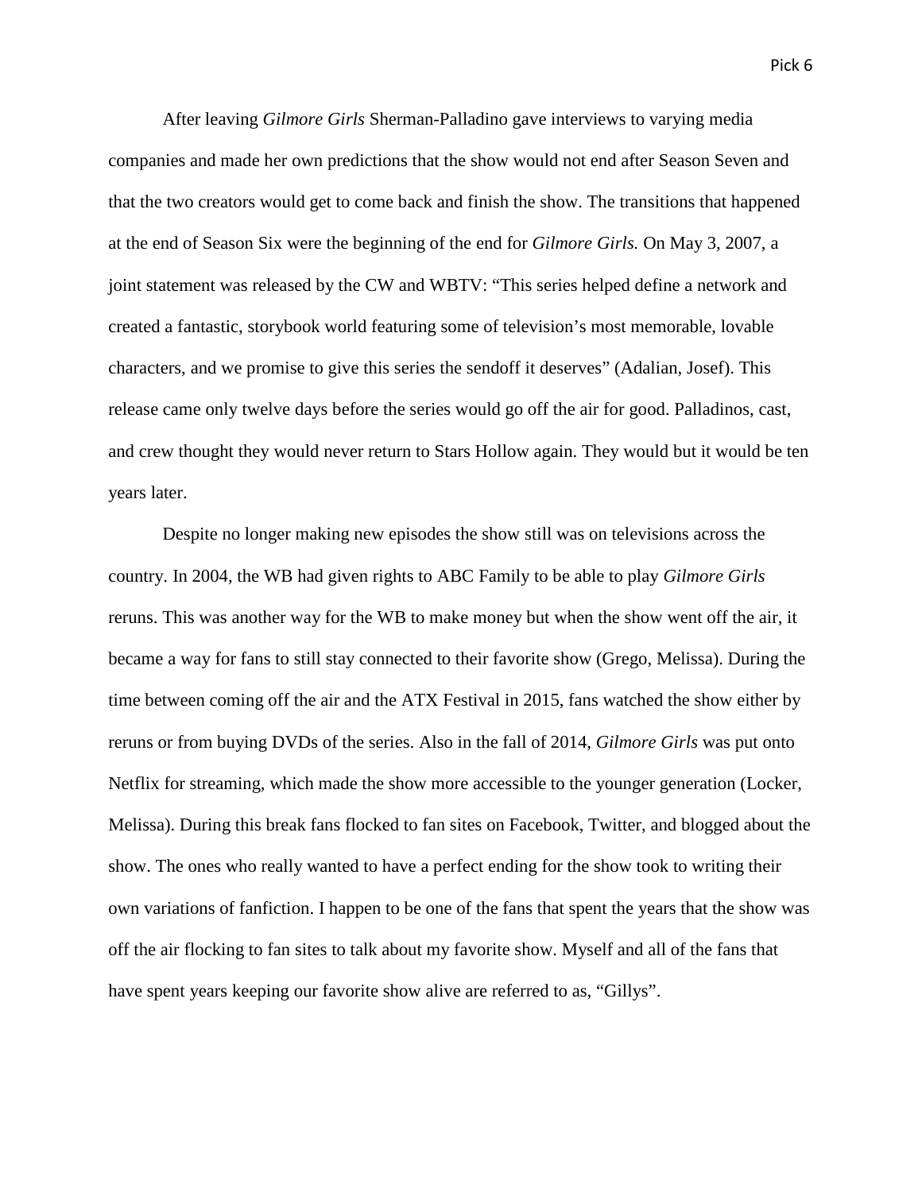After leaving *Gilmore Girls* Sherman-Palladino gave interviews to varying media companies and made her own predictions that the show would not end after Season Seven and that the two creators would get to come back and finish the show. The transitions that happened at the end of Season Six were the beginning of the end for *Gilmore Girls.* On May 3, 2007, a joint statement was released by the CW and WBTV: "This series helped define a network and created a fantastic, storybook world featuring some of television's most memorable, lovable characters, and we promise to give this series the sendoff it deserves" (Adalian, Josef). This release came only twelve days before the series would go off the air for good. Palladinos, cast, and crew thought they would never return to Stars Hollow again. They would but it would be ten years later.

Despite no longer making new episodes the show still was on televisions across the country. In 2004, the WB had given rights to ABC Family to be able to play *Gilmore Girls* reruns. This was another way for the WB to make money but when the show went off the air, it became a way for fans to still stay connected to their favorite show (Grego, Melissa). During the time between coming off the air and the ATX Festival in 2015, fans watched the show either by reruns or from buying DVDs of the series. Also in the fall of 2014, *Gilmore Girls* was put onto Netflix for streaming, which made the show more accessible to the younger generation (Locker, Melissa). During this break fans flocked to fan sites on Facebook, Twitter, and blogged about the show. The ones who really wanted to have a perfect ending for the show took to writing their own variations of fanfiction. I happen to be one of the fans that spent the years that the show was off the air flocking to fan sites to talk about my favorite show. Myself and all of the fans that have spent years keeping our favorite show alive are referred to as, "Gillys".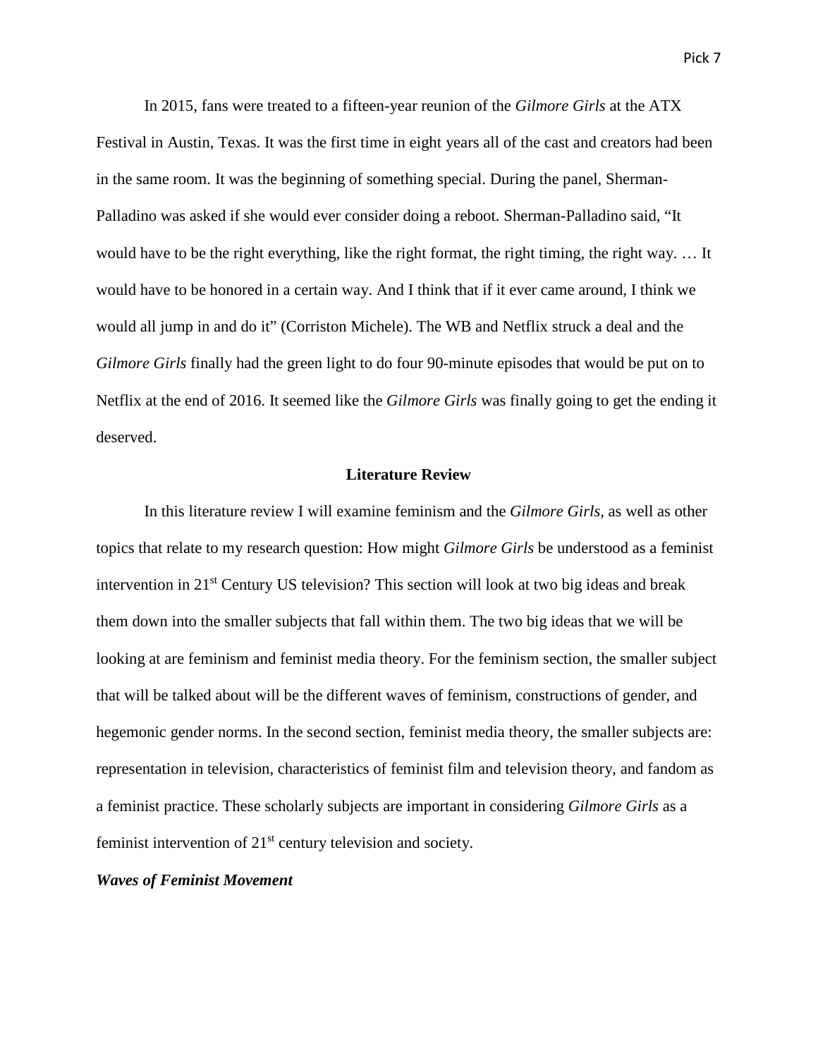In 2015, fans were treated to a fifteen-year reunion of the *Gilmore Girls* at the ATX Festival in Austin, Texas. It was the first time in eight years all of the cast and creators had been in the same room. It was the beginning of something special. During the panel, Sherman-Palladino was asked if she would ever consider doing a reboot. Sherman-Palladino said, "It would have to be the right everything, like the right format, the right timing, the right way. … It would have to be honored in a certain way. And I think that if it ever came around, I think we would all jump in and do it" (Corriston Michele). The WB and Netflix struck a deal and the *Gilmore Girls* finally had the green light to do four 90-minute episodes that would be put on to Netflix at the end of 2016. It seemed like the *Gilmore Girls* was finally going to get the ending it deserved.

## Literature Review

In this literature review I will examine feminism and the *Gilmore Girls,* as well as other topics that relate to my research question: How might *Gilmore Girls* be understood as a feminist intervention in 21st Century US television? This section will look at two big ideas and break them down into the smaller subjects that fall within them. The two big ideas that we will be looking at are feminism and feminist media theory. For the feminism section, the smaller subject that will be talked about will be the different waves of feminism, constructions of gender, and hegemonic gender norms. In the second section, feminist media theory, the smaller subjects are: representation in television, characteristics of feminist film and television theory, and fandom as a feminist practice. These scholarly subjects are important in considering *Gilmore Girls* as a feminist intervention of 21st century television and society.

### ***Waves of Feminist Movement***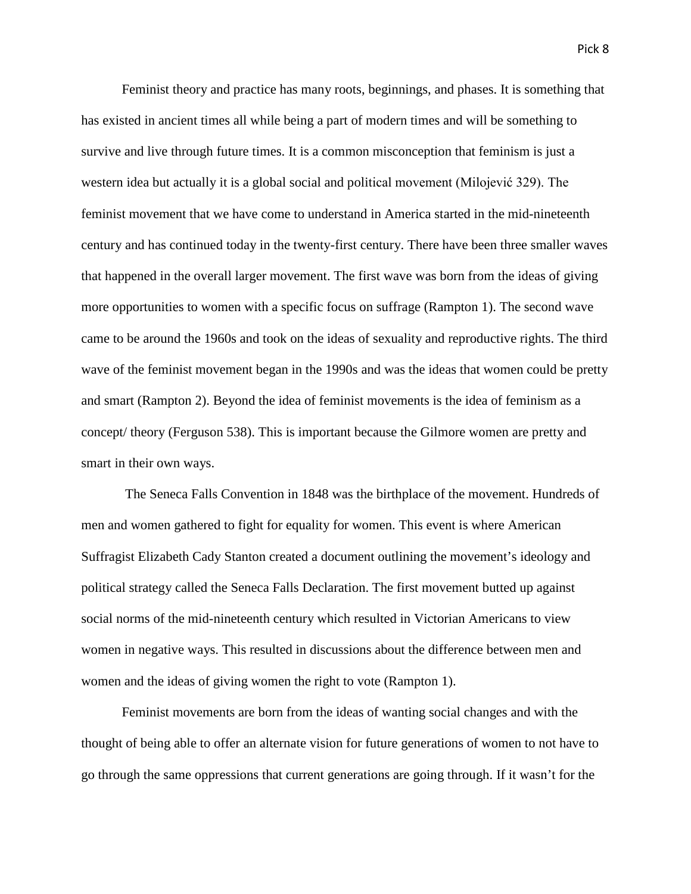Feminist theory and practice has many roots, beginnings, and phases. It is something that has existed in ancient times all while being a part of modern times and will be something to survive and live through future times. It is a common misconception that feminism is just a western idea but actually it is a global social and political movement (Milojević 329). The feminist movement that we have come to understand in America started in the mid-nineteenth century and has continued today in the twenty-first century. There have been three smaller waves that happened in the overall larger movement. The first wave was born from the ideas of giving more opportunities to women with a specific focus on suffrage (Rampton 1). The second wave came to be around the 1960s and took on the ideas of sexuality and reproductive rights. The third wave of the feminist movement began in the 1990s and was the ideas that women could be pretty and smart (Rampton 2). Beyond the idea of feminist movements is the idea of feminism as a concept/ theory (Ferguson 538). This is important because the Gilmore women are pretty and smart in their own ways.

The Seneca Falls Convention in 1848 was the birthplace of the movement. Hundreds of men and women gathered to fight for equality for women. This event is where American Suffragist Elizabeth Cady Stanton created a document outlining the movement's ideology and political strategy called the Seneca Falls Declaration. The first movement butted up against social norms of the mid-nineteenth century which resulted in Victorian Americans to view women in negative ways. This resulted in discussions about the difference between men and women and the ideas of giving women the right to vote (Rampton 1).

Feminist movements are born from the ideas of wanting social changes and with the thought of being able to offer an alternate vision for future generations of women to not have to go through the same oppressions that current generations are going through. If it wasn't for the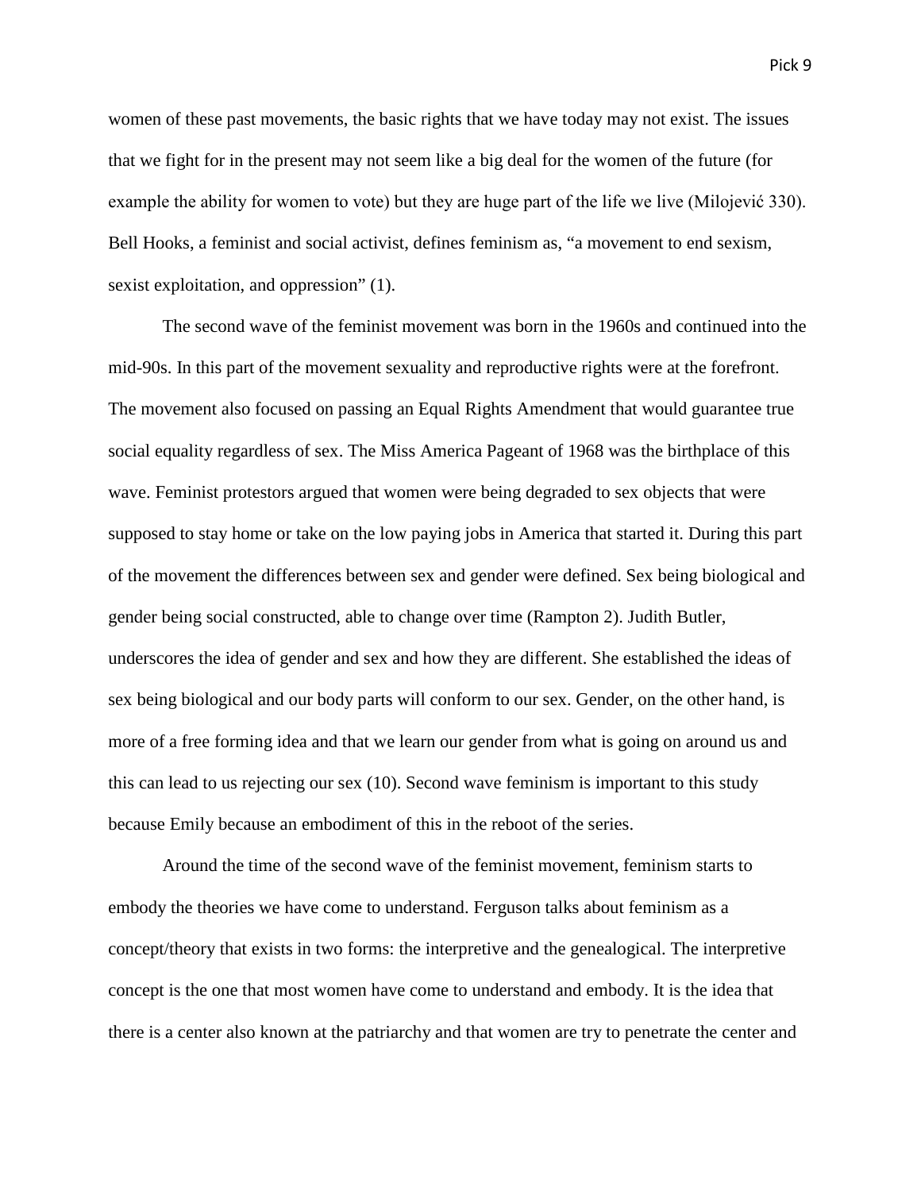women of these past movements, the basic rights that we have today may not exist. The issues that we fight for in the present may not seem like a big deal for the women of the future (for example the ability for women to vote) but they are huge part of the life we live (Milojević 330). Bell Hooks, a feminist and social activist, defines feminism as, “a movement to end sexism, sexist exploitation, and oppression” (1).

The second wave of the feminist movement was born in the 1960s and continued into the mid-90s. In this part of the movement sexuality and reproductive rights were at the forefront. The movement also focused on passing an Equal Rights Amendment that would guarantee true social equality regardless of sex. The Miss America Pageant of 1968 was the birthplace of this wave. Feminist protestors argued that women were being degraded to sex objects that were supposed to stay home or take on the low paying jobs in America that started it. During this part of the movement the differences between sex and gender were defined. Sex being biological and gender being social constructed, able to change over time (Rampton 2). Judith Butler, underscores the idea of gender and sex and how they are different. She established the ideas of sex being biological and our body parts will conform to our sex. Gender, on the other hand, is more of a free forming idea and that we learn our gender from what is going on around us and this can lead to us rejecting our sex (10). Second wave feminism is important to this study because Emily because an embodiment of this in the reboot of the series.

Around the time of the second wave of the feminist movement, feminism starts to embody the theories we have come to understand. Ferguson talks about feminism as a concept/theory that exists in two forms: the interpretive and the genealogical. The interpretive concept is the one that most women have come to understand and embody. It is the idea that there is a center also known at the patriarchy and that women are try to penetrate the center and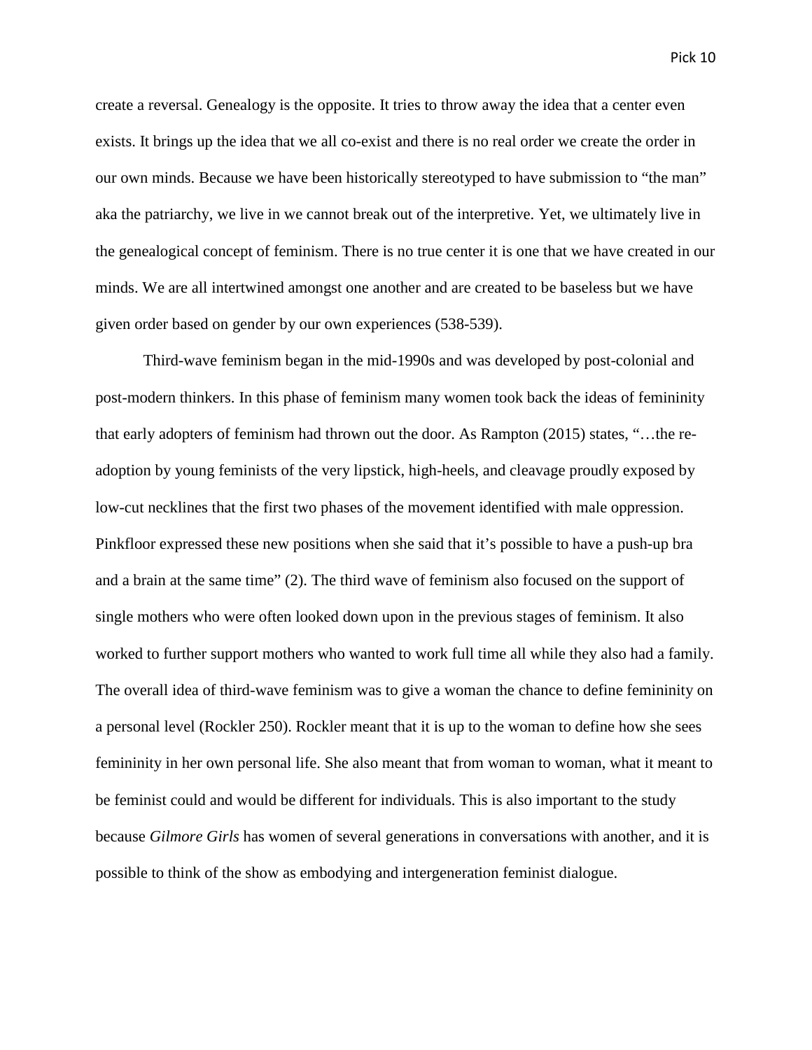create a reversal. Genealogy is the opposite. It tries to throw away the idea that a center even exists. It brings up the idea that we all co-exist and there is no real order we create the order in our own minds. Because we have been historically stereotyped to have submission to "the man" aka the patriarchy, we live in we cannot break out of the interpretive. Yet, we ultimately live in the genealogical concept of feminism. There is no true center it is one that we have created in our minds. We are all intertwined amongst one another and are created to be baseless but we have given order based on gender by our own experiences (538-539).

Third-wave feminism began in the mid-1990s and was developed by post-colonial and post-modern thinkers. In this phase of feminism many women took back the ideas of femininity that early adopters of feminism had thrown out the door. As Rampton (2015) states, "…the re-adoption by young feminists of the very lipstick, high-heels, and cleavage proudly exposed by low-cut necklines that the first two phases of the movement identified with male oppression. Pinkfloor expressed these new positions when she said that it's possible to have a push-up bra and a brain at the same time" (2). The third wave of feminism also focused on the support of single mothers who were often looked down upon in the previous stages of feminism. It also worked to further support mothers who wanted to work full time all while they also had a family. The overall idea of third-wave feminism was to give a woman the chance to define femininity on a personal level (Rockler 250). Rockler meant that it is up to the woman to define how she sees femininity in her own personal life. She also meant that from woman to woman, what it meant to be feminist could and would be different for individuals. This is also important to the study because *Gilmore Girls* has women of several generations in conversations with another, and it is possible to think of the show as embodying and intergeneration feminist dialogue.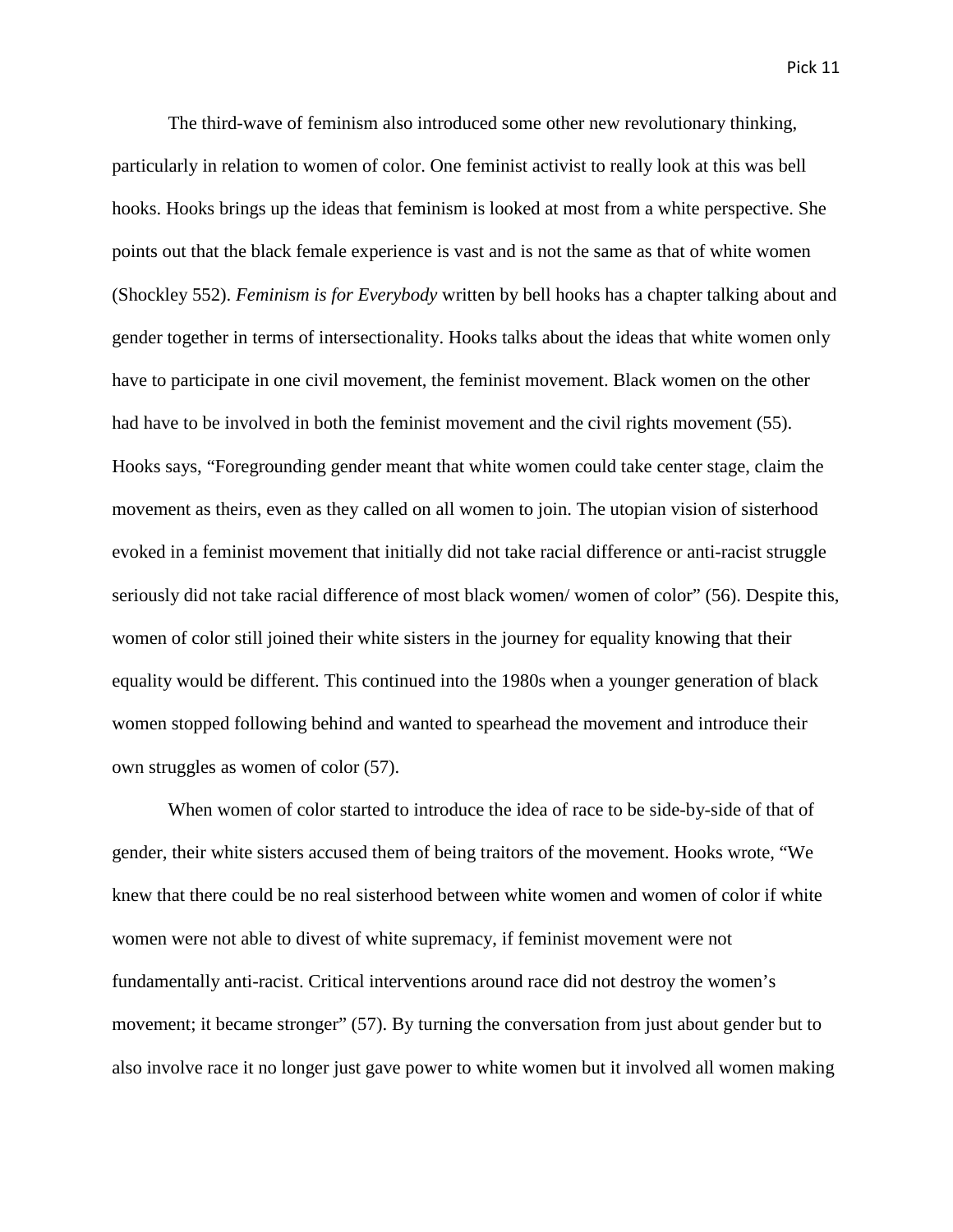The third-wave of feminism also introduced some other new revolutionary thinking, particularly in relation to women of color. One feminist activist to really look at this was bell hooks. Hooks brings up the ideas that feminism is looked at most from a white perspective. She points out that the black female experience is vast and is not the same as that of white women (Shockley 552). *Feminism is for Everybody* written by bell hooks has a chapter talking about and gender together in terms of intersectionality. Hooks talks about the ideas that white women only have to participate in one civil movement, the feminist movement. Black women on the other had have to be involved in both the feminist movement and the civil rights movement (55). Hooks says, "Foregrounding gender meant that white women could take center stage, claim the movement as theirs, even as they called on all women to join. The utopian vision of sisterhood evoked in a feminist movement that initially did not take racial difference or anti-racist struggle seriously did not take racial difference of most black women/ women of color" (56). Despite this, women of color still joined their white sisters in the journey for equality knowing that their equality would be different. This continued into the 1980s when a younger generation of black women stopped following behind and wanted to spearhead the movement and introduce their own struggles as women of color (57).

When women of color started to introduce the idea of race to be side-by-side of that of gender, their white sisters accused them of being traitors of the movement. Hooks wrote, "We knew that there could be no real sisterhood between white women and women of color if white women were not able to divest of white supremacy, if feminist movement were not fundamentally anti-racist. Critical interventions around race did not destroy the women's movement; it became stronger" (57). By turning the conversation from just about gender but to also involve race it no longer just gave power to white women but it involved all women making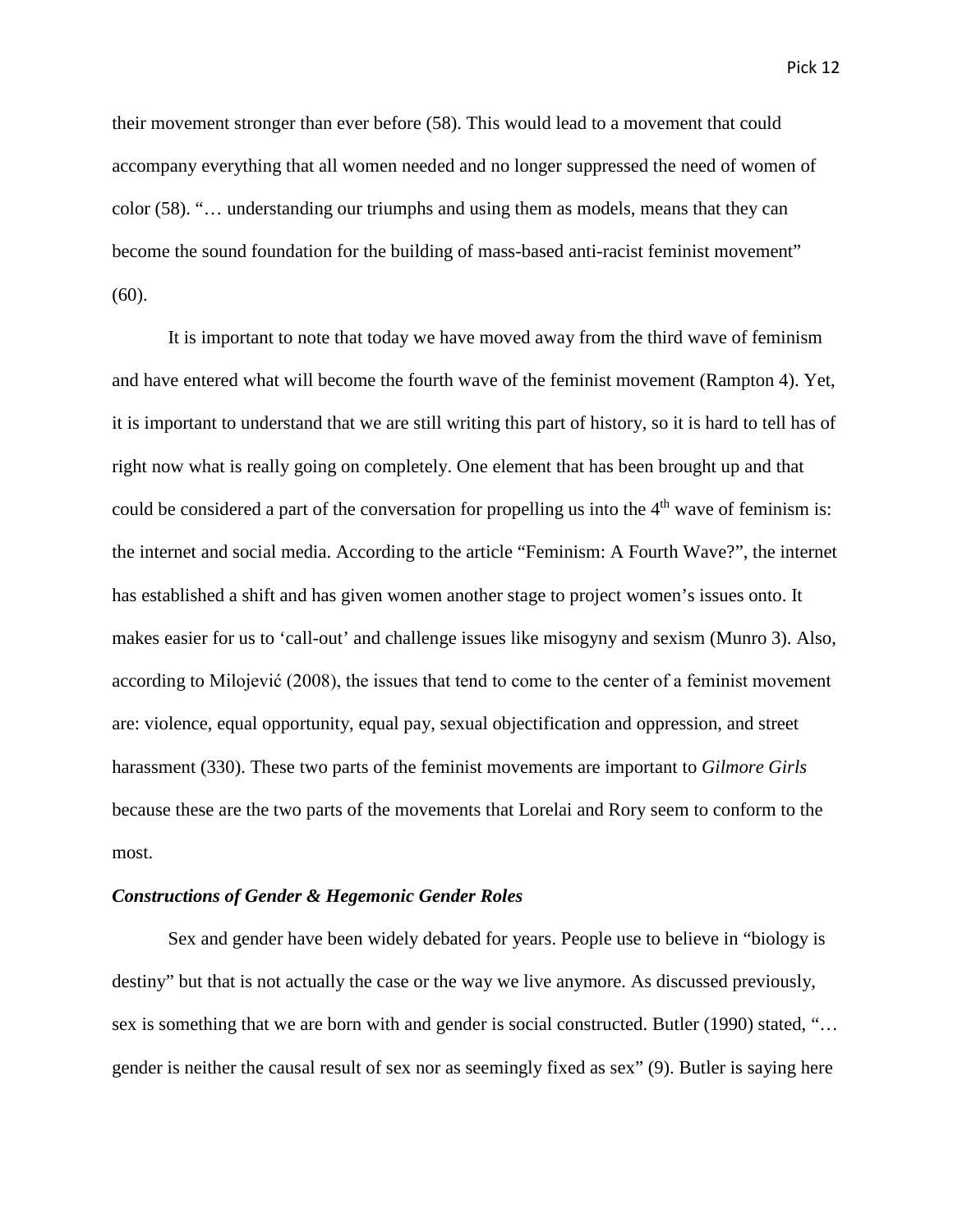their movement stronger than ever before (58). This would lead to a movement that could accompany everything that all women needed and no longer suppressed the need of women of color (58). "… understanding our triumphs and using them as models, means that they can become the sound foundation for the building of mass-based anti-racist feminist movement" (60).

It is important to note that today we have moved away from the third wave of feminism and have entered what will become the fourth wave of the feminist movement (Rampton 4). Yet, it is important to understand that we are still writing this part of history, so it is hard to tell has of right now what is really going on completely. One element that has been brought up and that could be considered a part of the conversation for propelling us into the 4th wave of feminism is: the internet and social media. According to the article "Feminism: A Fourth Wave?", the internet has established a shift and has given women another stage to project women's issues onto. It makes easier for us to 'call-out' and challenge issues like misogyny and sexism (Munro 3). Also, according to Milojević (2008), the issues that tend to come to the center of a feminist movement are: violence, equal opportunity, equal pay, sexual objectification and oppression, and street harassment (330). These two parts of the feminist movements are important to *Gilmore Girls* because these are the two parts of the movements that Lorelai and Rory seem to conform to the most.

### *Constructions of Gender & Hegemonic Gender Roles*

Sex and gender have been widely debated for years. People use to believe in "biology is destiny" but that is not actually the case or the way we live anymore. As discussed previously, sex is something that we are born with and gender is social constructed. Butler (1990) stated, "… gender is neither the causal result of sex nor as seemingly fixed as sex" (9). Butler is saying here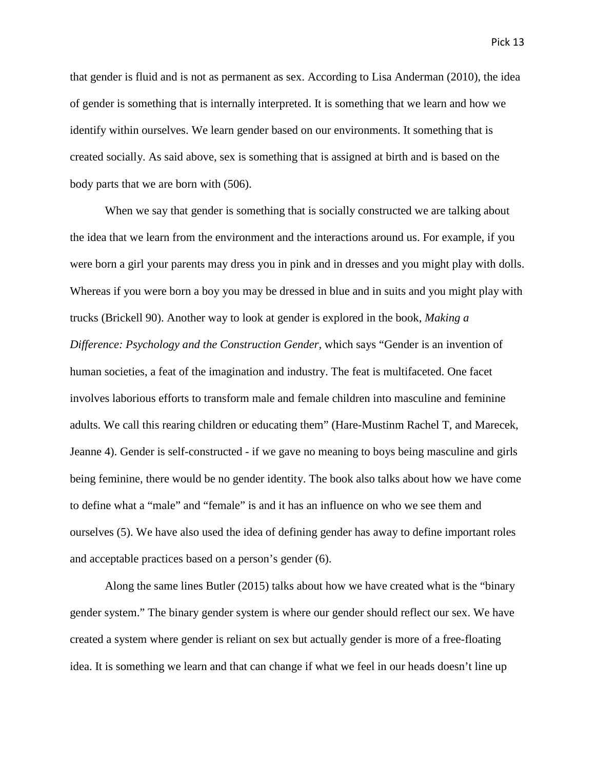that gender is fluid and is not as permanent as sex. According to Lisa Anderman (2010), the idea of gender is something that is internally interpreted. It is something that we learn and how we identify within ourselves. We learn gender based on our environments. It something that is created socially. As said above, sex is something that is assigned at birth and is based on the body parts that we are born with (506).

When we say that gender is something that is socially constructed we are talking about the idea that we learn from the environment and the interactions around us. For example, if you were born a girl your parents may dress you in pink and in dresses and you might play with dolls. Whereas if you were born a boy you may be dressed in blue and in suits and you might play with trucks (Brickell 90). Another way to look at gender is explored in the book, *Making a Difference: Psychology and the Construction Gender,* which says "Gender is an invention of human societies, a feat of the imagination and industry. The feat is multifaceted. One facet involves laborious efforts to transform male and female children into masculine and feminine adults. We call this rearing children or educating them" (Hare-Mustinm Rachel T, and Marecek, Jeanne 4). Gender is self-constructed - if we gave no meaning to boys being masculine and girls being feminine, there would be no gender identity. The book also talks about how we have come to define what a "male" and "female" is and it has an influence on who we see them and ourselves (5). We have also used the idea of defining gender has away to define important roles and acceptable practices based on a person's gender (6).

Along the same lines Butler (2015) talks about how we have created what is the "binary gender system." The binary gender system is where our gender should reflect our sex. We have created a system where gender is reliant on sex but actually gender is more of a free-floating idea. It is something we learn and that can change if what we feel in our heads doesn't line up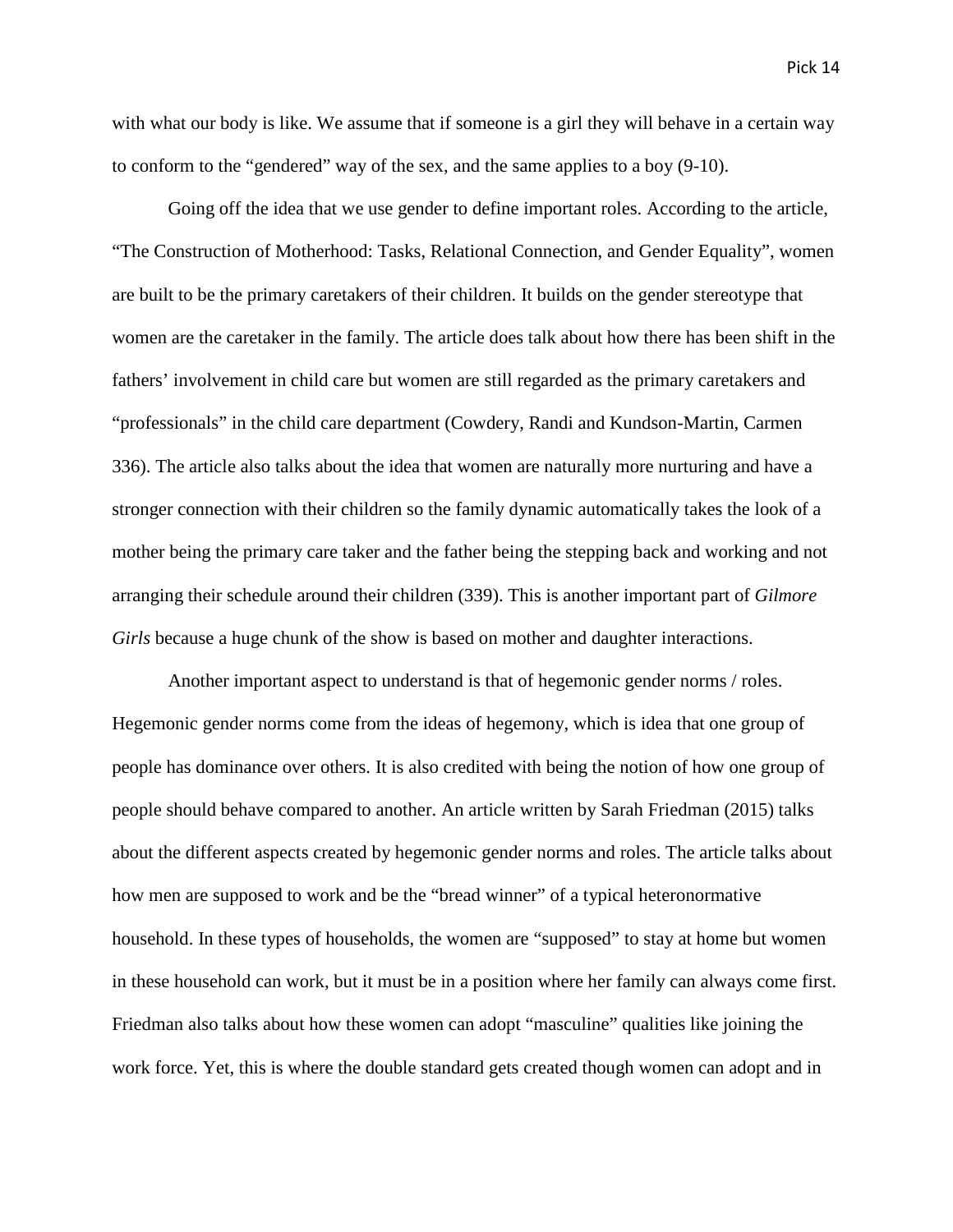with what our body is like. We assume that if someone is a girl they will behave in a certain way to conform to the "gendered" way of the sex, and the same applies to a boy (9-10).

Going off the idea that we use gender to define important roles. According to the article, "The Construction of Motherhood: Tasks, Relational Connection, and Gender Equality", women are built to be the primary caretakers of their children. It builds on the gender stereotype that women are the caretaker in the family. The article does talk about how there has been shift in the fathers' involvement in child care but women are still regarded as the primary caretakers and "professionals" in the child care department (Cowdery, Randi and Kundson-Martin, Carmen 336). The article also talks about the idea that women are naturally more nurturing and have a stronger connection with their children so the family dynamic automatically takes the look of a mother being the primary care taker and the father being the stepping back and working and not arranging their schedule around their children (339). This is another important part of *Gilmore Girls* because a huge chunk of the show is based on mother and daughter interactions.

Another important aspect to understand is that of hegemonic gender norms / roles. Hegemonic gender norms come from the ideas of hegemony, which is idea that one group of people has dominance over others. It is also credited with being the notion of how one group of people should behave compared to another. An article written by Sarah Friedman (2015) talks about the different aspects created by hegemonic gender norms and roles. The article talks about how men are supposed to work and be the "bread winner" of a typical heteronormative household. In these types of households, the women are "supposed" to stay at home but women in these household can work, but it must be in a position where her family can always come first. Friedman also talks about how these women can adopt "masculine" qualities like joining the work force. Yet, this is where the double standard gets created though women can adopt and in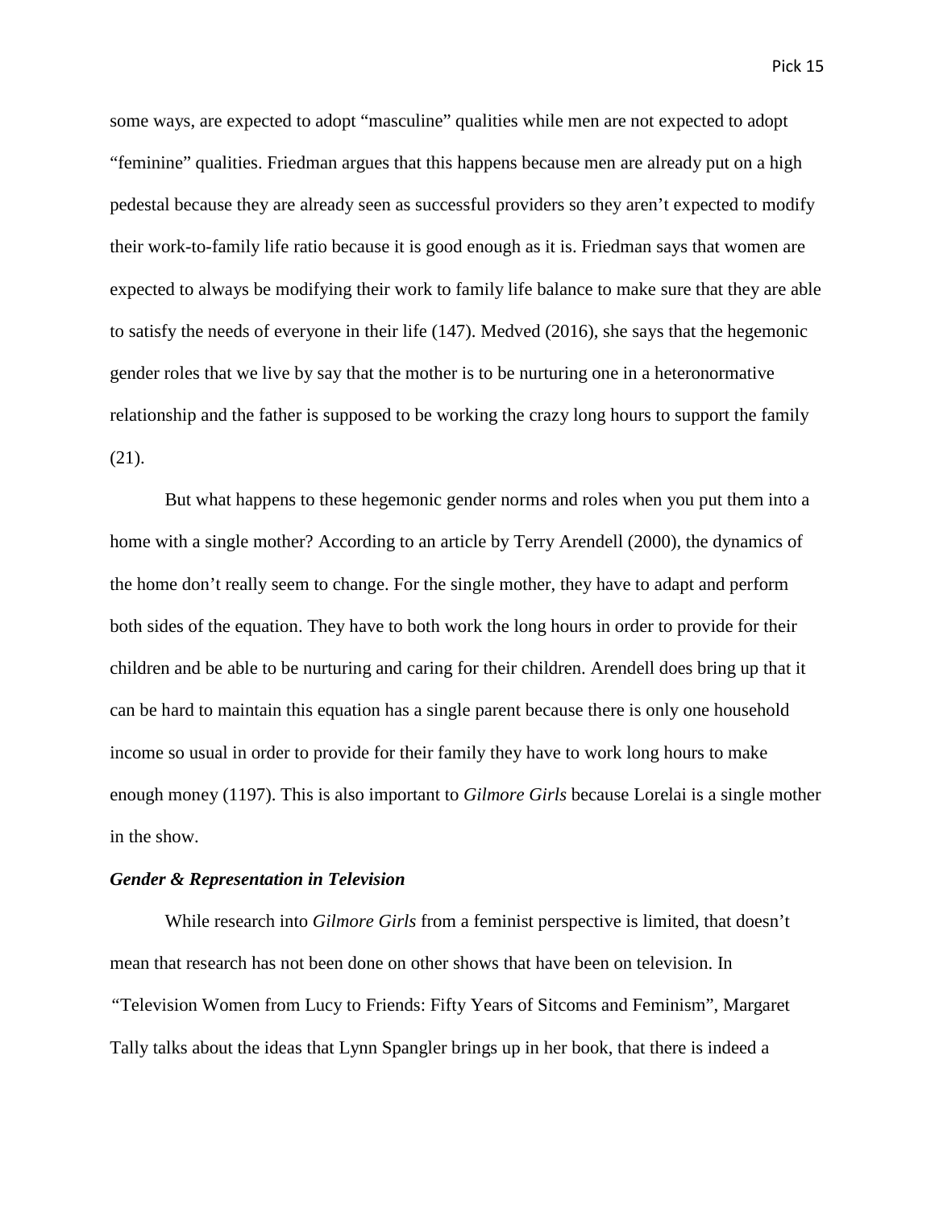some ways, are expected to adopt "masculine" qualities while men are not expected to adopt "feminine" qualities. Friedman argues that this happens because men are already put on a high pedestal because they are already seen as successful providers so they aren't expected to modify their work-to-family life ratio because it is good enough as it is. Friedman says that women are expected to always be modifying their work to family life balance to make sure that they are able to satisfy the needs of everyone in their life (147). Medved (2016), she says that the hegemonic gender roles that we live by say that the mother is to be nurturing one in a heteronormative relationship and the father is supposed to be working the crazy long hours to support the family (21).

But what happens to these hegemonic gender norms and roles when you put them into a home with a single mother? According to an article by Terry Arendell (2000), the dynamics of the home don't really seem to change. For the single mother, they have to adapt and perform both sides of the equation. They have to both work the long hours in order to provide for their children and be able to be nurturing and caring for their children. Arendell does bring up that it can be hard to maintain this equation has a single parent because there is only one household income so usual in order to provide for their family they have to work long hours to make enough money (1197). This is also important to *Gilmore Girls* because Lorelai is a single mother in the show.

***Gender & Representation in Television***

While research into *Gilmore Girls* from a feminist perspective is limited, that doesn't mean that research has not been done on other shows that have been on television. In "Television Women from Lucy to Friends: Fifty Years of Sitcoms and Feminism", Margaret Tally talks about the ideas that Lynn Spangler brings up in her book, that there is indeed a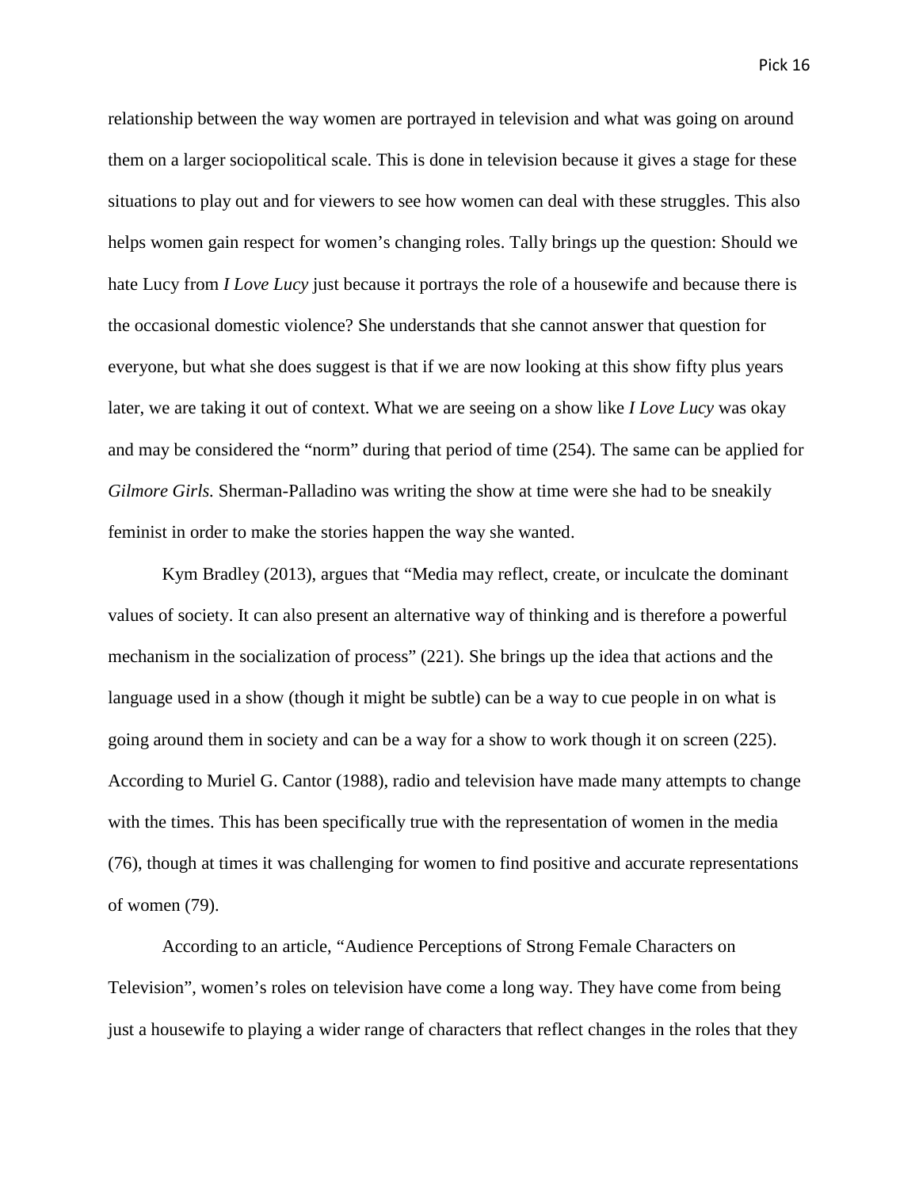relationship between the way women are portrayed in television and what was going on around them on a larger sociopolitical scale. This is done in television because it gives a stage for these situations to play out and for viewers to see how women can deal with these struggles. This also helps women gain respect for women's changing roles. Tally brings up the question: Should we hate Lucy from *I Love Lucy* just because it portrays the role of a housewife and because there is the occasional domestic violence? She understands that she cannot answer that question for everyone, but what she does suggest is that if we are now looking at this show fifty plus years later, we are taking it out of context. What we are seeing on a show like *I Love Lucy* was okay and may be considered the "norm" during that period of time (254). The same can be applied for *Gilmore Girls.* Sherman-Palladino was writing the show at time were she had to be sneakily feminist in order to make the stories happen the way she wanted.

Kym Bradley (2013), argues that "Media may reflect, create, or inculcate the dominant values of society. It can also present an alternative way of thinking and is therefore a powerful mechanism in the socialization of process" (221). She brings up the idea that actions and the language used in a show (though it might be subtle) can be a way to cue people in on what is going around them in society and can be a way for a show to work though it on screen (225). According to Muriel G. Cantor (1988), radio and television have made many attempts to change with the times. This has been specifically true with the representation of women in the media (76), though at times it was challenging for women to find positive and accurate representations of women (79).

According to an article, "Audience Perceptions of Strong Female Characters on Television", women's roles on television have come a long way. They have come from being just a housewife to playing a wider range of characters that reflect changes in the roles that they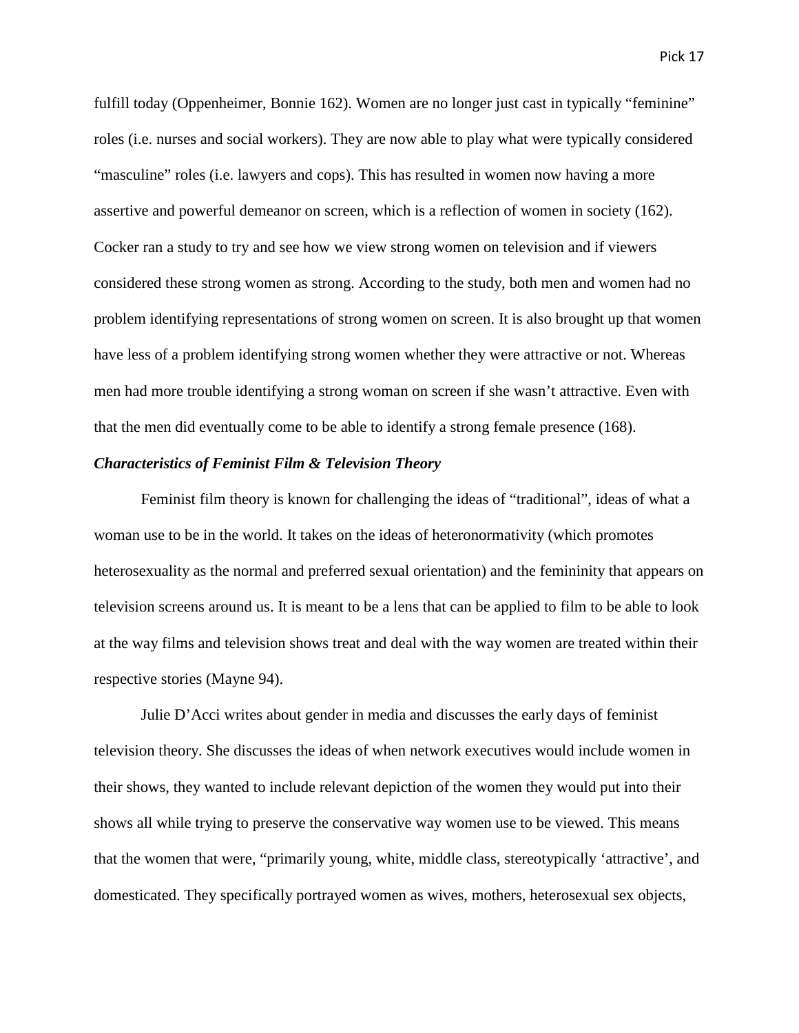fulfill today (Oppenheimer, Bonnie 162). Women are no longer just cast in typically "feminine" roles (i.e. nurses and social workers). They are now able to play what were typically considered "masculine" roles (i.e. lawyers and cops). This has resulted in women now having a more assertive and powerful demeanor on screen, which is a reflection of women in society (162). Cocker ran a study to try and see how we view strong women on television and if viewers considered these strong women as strong. According to the study, both men and women had no problem identifying representations of strong women on screen. It is also brought up that women have less of a problem identifying strong women whether they were attractive or not. Whereas men had more trouble identifying a strong woman on screen if she wasn't attractive. Even with that the men did eventually come to be able to identify a strong female presence (168).

### *Characteristics of Feminist Film & Television Theory*

Feminist film theory is known for challenging the ideas of "traditional", ideas of what a woman use to be in the world. It takes on the ideas of heteronormativity (which promotes heterosexuality as the normal and preferred sexual orientation) and the femininity that appears on television screens around us. It is meant to be a lens that can be applied to film to be able to look at the way films and television shows treat and deal with the way women are treated within their respective stories (Mayne 94).

Julie D'Acci writes about gender in media and discusses the early days of feminist television theory. She discusses the ideas of when network executives would include women in their shows, they wanted to include relevant depiction of the women they would put into their shows all while trying to preserve the conservative way women use to be viewed. This means that the women that were, "primarily young, white, middle class, stereotypically 'attractive', and domesticated. They specifically portrayed women as wives, mothers, heterosexual sex objects,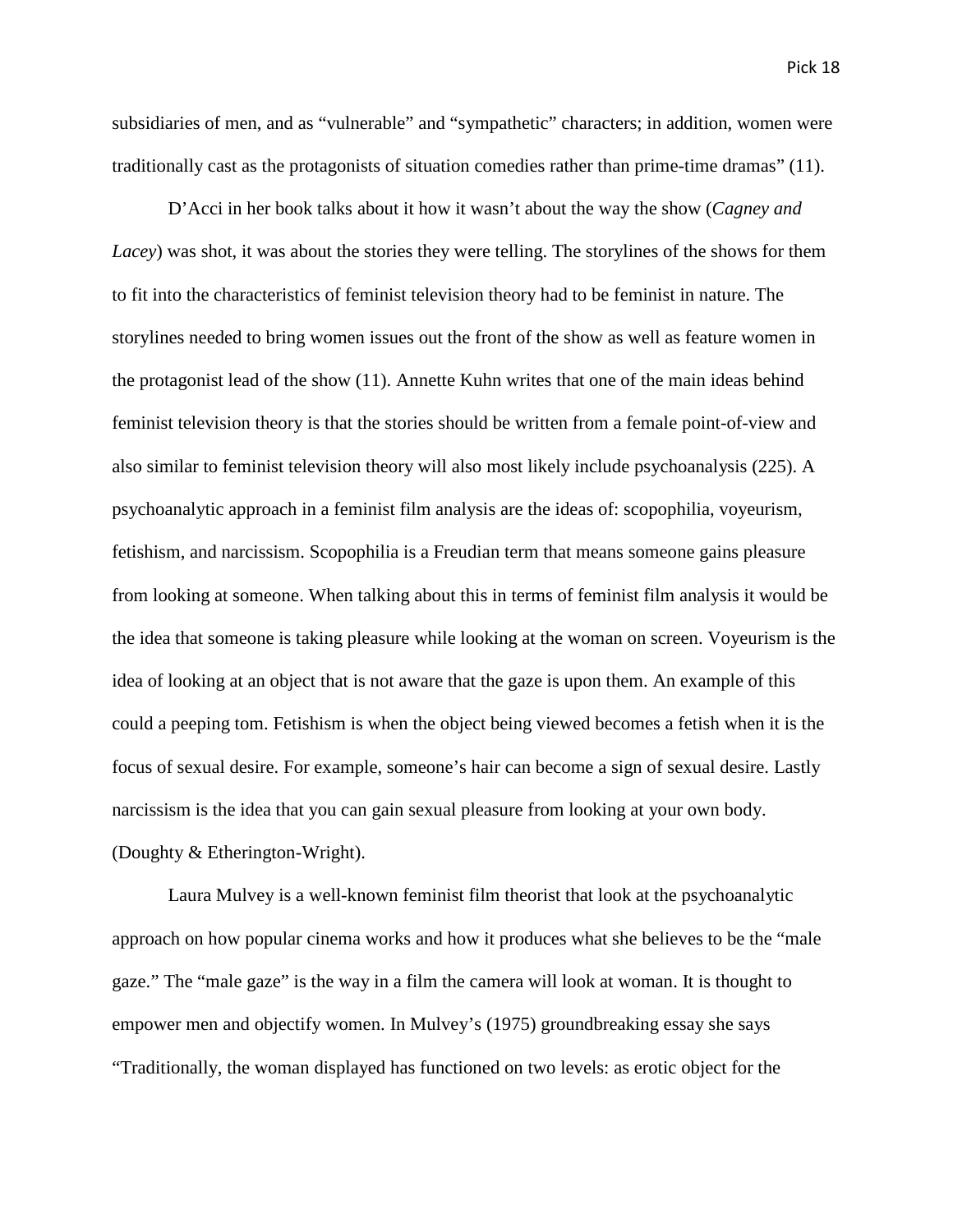subsidiaries of men, and as "vulnerable" and "sympathetic" characters; in addition, women were traditionally cast as the protagonists of situation comedies rather than prime-time dramas" (11).

D'Acci in her book talks about it how it wasn't about the way the show (*Cagney and Lacey*) was shot, it was about the stories they were telling. The storylines of the shows for them to fit into the characteristics of feminist television theory had to be feminist in nature. The storylines needed to bring women issues out the front of the show as well as feature women in the protagonist lead of the show (11). Annette Kuhn writes that one of the main ideas behind feminist television theory is that the stories should be written from a female point-of-view and also similar to feminist television theory will also most likely include psychoanalysis (225). A psychoanalytic approach in a feminist film analysis are the ideas of: scopophilia, voyeurism, fetishism, and narcissism. Scopophilia is a Freudian term that means someone gains pleasure from looking at someone. When talking about this in terms of feminist film analysis it would be the idea that someone is taking pleasure while looking at the woman on screen. Voyeurism is the idea of looking at an object that is not aware that the gaze is upon them. An example of this could a peeping tom. Fetishism is when the object being viewed becomes a fetish when it is the focus of sexual desire. For example, someone's hair can become a sign of sexual desire. Lastly narcissism is the idea that you can gain sexual pleasure from looking at your own body. (Doughty & Etherington-Wright).

Laura Mulvey is a well-known feminist film theorist that look at the psychoanalytic approach on how popular cinema works and how it produces what she believes to be the "male gaze." The "male gaze" is the way in a film the camera will look at woman. It is thought to empower men and objectify women. In Mulvey's (1975) groundbreaking essay she says "Traditionally, the woman displayed has functioned on two levels: as erotic object for the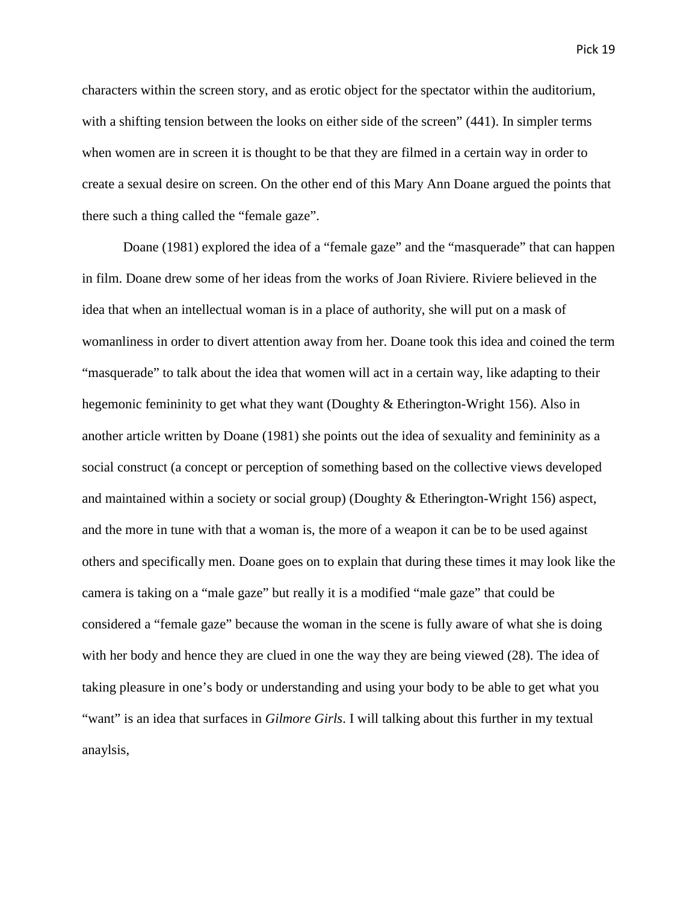characters within the screen story, and as erotic object for the spectator within the auditorium, with a shifting tension between the looks on either side of the screen" (441). In simpler terms when women are in screen it is thought to be that they are filmed in a certain way in order to create a sexual desire on screen. On the other end of this Mary Ann Doane argued the points that there such a thing called the "female gaze".

Doane (1981) explored the idea of a "female gaze" and the "masquerade" that can happen in film. Doane drew some of her ideas from the works of Joan Riviere. Riviere believed in the idea that when an intellectual woman is in a place of authority, she will put on a mask of womanliness in order to divert attention away from her. Doane took this idea and coined the term "masquerade" to talk about the idea that women will act in a certain way, like adapting to their hegemonic femininity to get what they want (Doughty & Etherington-Wright 156). Also in another article written by Doane (1981) she points out the idea of sexuality and femininity as a social construct (a concept or perception of something based on the collective views developed and maintained within a society or social group) (Doughty & Etherington-Wright 156) aspect, and the more in tune with that a woman is, the more of a weapon it can be to be used against others and specifically men. Doane goes on to explain that during these times it may look like the camera is taking on a "male gaze" but really it is a modified "male gaze" that could be considered a "female gaze" because the woman in the scene is fully aware of what she is doing with her body and hence they are clued in one the way they are being viewed (28). The idea of taking pleasure in one's body or understanding and using your body to be able to get what you "want" is an idea that surfaces in *Gilmore Girls*. I will talking about this further in my textual anaylsis,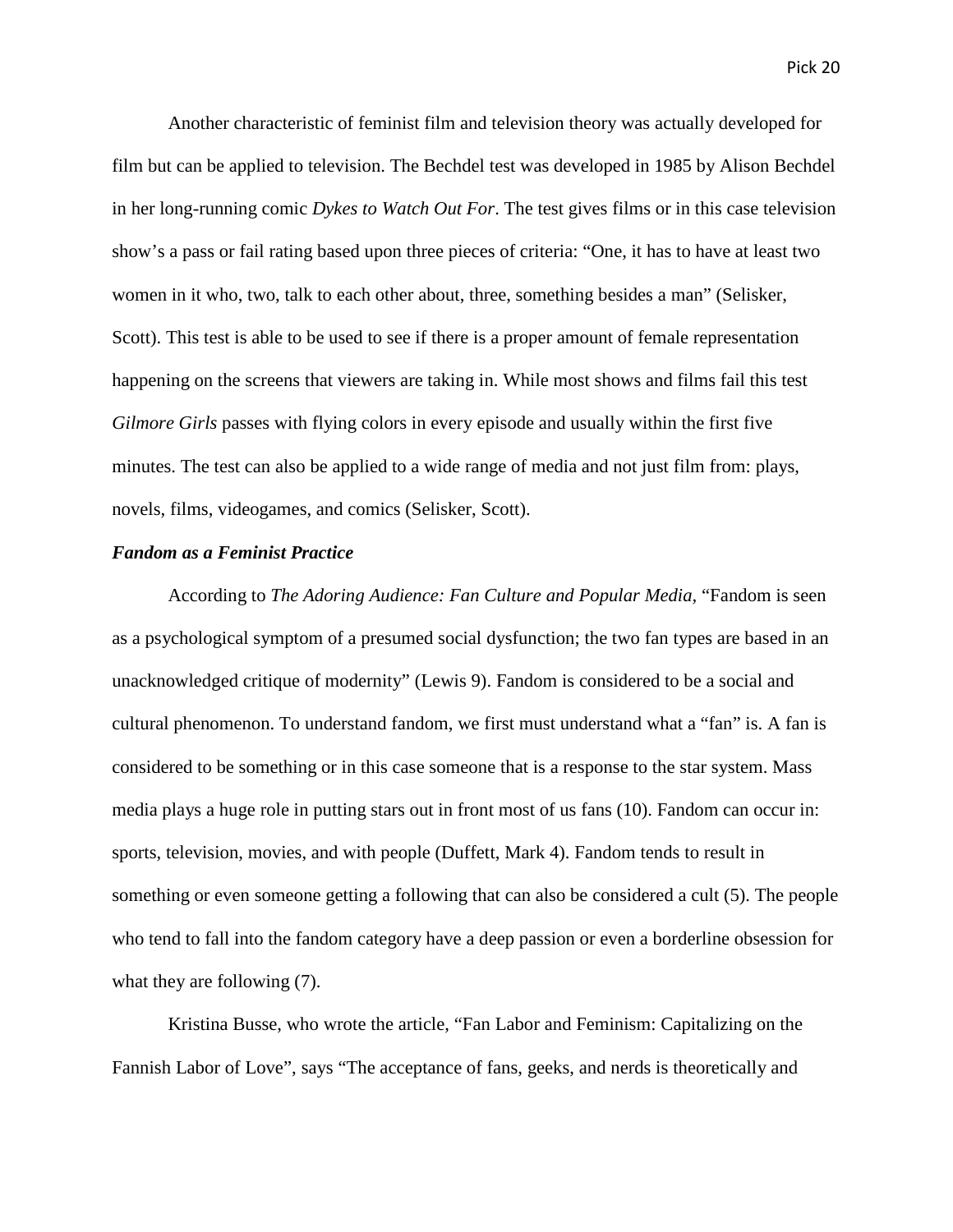Another characteristic of feminist film and television theory was actually developed for film but can be applied to television. The Bechdel test was developed in 1985 by Alison Bechdel in her long-running comic *Dykes to Watch Out For*. The test gives films or in this case television show's a pass or fail rating based upon three pieces of criteria: "One, it has to have at least two women in it who, two, talk to each other about, three, something besides a man" (Selisker, Scott). This test is able to be used to see if there is a proper amount of female representation happening on the screens that viewers are taking in. While most shows and films fail this test *Gilmore Girls* passes with flying colors in every episode and usually within the first five minutes. The test can also be applied to a wide range of media and not just film from: plays, novels, films, videogames, and comics (Selisker, Scott).

### ***Fandom as a Feminist Practice***

According to *The Adoring Audience: Fan Culture and Popular Media,* "Fandom is seen as a psychological symptom of a presumed social dysfunction; the two fan types are based in an unacknowledged critique of modernity" (Lewis 9). Fandom is considered to be a social and cultural phenomenon. To understand fandom, we first must understand what a "fan" is. A fan is considered to be something or in this case someone that is a response to the star system. Mass media plays a huge role in putting stars out in front most of us fans (10). Fandom can occur in: sports, television, movies, and with people (Duffett, Mark 4). Fandom tends to result in something or even someone getting a following that can also be considered a cult (5). The people who tend to fall into the fandom category have a deep passion or even a borderline obsession for what they are following (7).

Kristina Busse, who wrote the article, "Fan Labor and Feminism: Capitalizing on the Fannish Labor of Love", says "The acceptance of fans, geeks, and nerds is theoretically and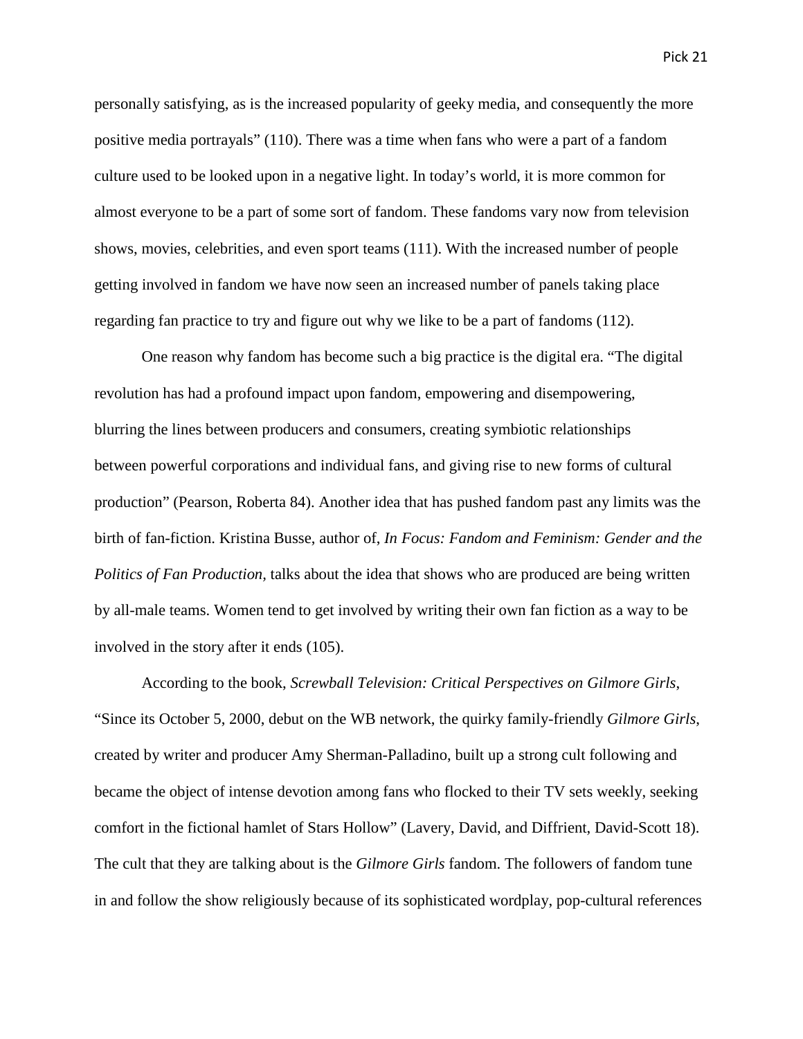personally satisfying, as is the increased popularity of geeky media, and consequently the more positive media portrayals" (110). There was a time when fans who were a part of a fandom culture used to be looked upon in a negative light. In today's world, it is more common for almost everyone to be a part of some sort of fandom. These fandoms vary now from television shows, movies, celebrities, and even sport teams (111). With the increased number of people getting involved in fandom we have now seen an increased number of panels taking place regarding fan practice to try and figure out why we like to be a part of fandoms (112).

One reason why fandom has become such a big practice is the digital era. "The digital revolution has had a profound impact upon fandom, empowering and disempowering, blurring the lines between producers and consumers, creating symbiotic relationships between powerful corporations and individual fans, and giving rise to new forms of cultural production" (Pearson, Roberta 84). Another idea that has pushed fandom past any limits was the birth of fan-fiction. Kristina Busse, author of, *In Focus: Fandom and Feminism: Gender and the Politics of Fan Production,* talks about the idea that shows who are produced are being written by all-male teams. Women tend to get involved by writing their own fan fiction as a way to be involved in the story after it ends (105).

According to the book, *Screwball Television: Critical Perspectives on Gilmore Girls*, "Since its October 5, 2000, debut on the WB network, the quirky family-friendly *Gilmore Girls*, created by writer and producer Amy Sherman-Palladino, built up a strong cult following and became the object of intense devotion among fans who flocked to their TV sets weekly, seeking comfort in the fictional hamlet of Stars Hollow" (Lavery, David, and Diffrient, David-Scott 18). The cult that they are talking about is the *Gilmore Girls* fandom. The followers of fandom tune in and follow the show religiously because of its sophisticated wordplay, pop-cultural references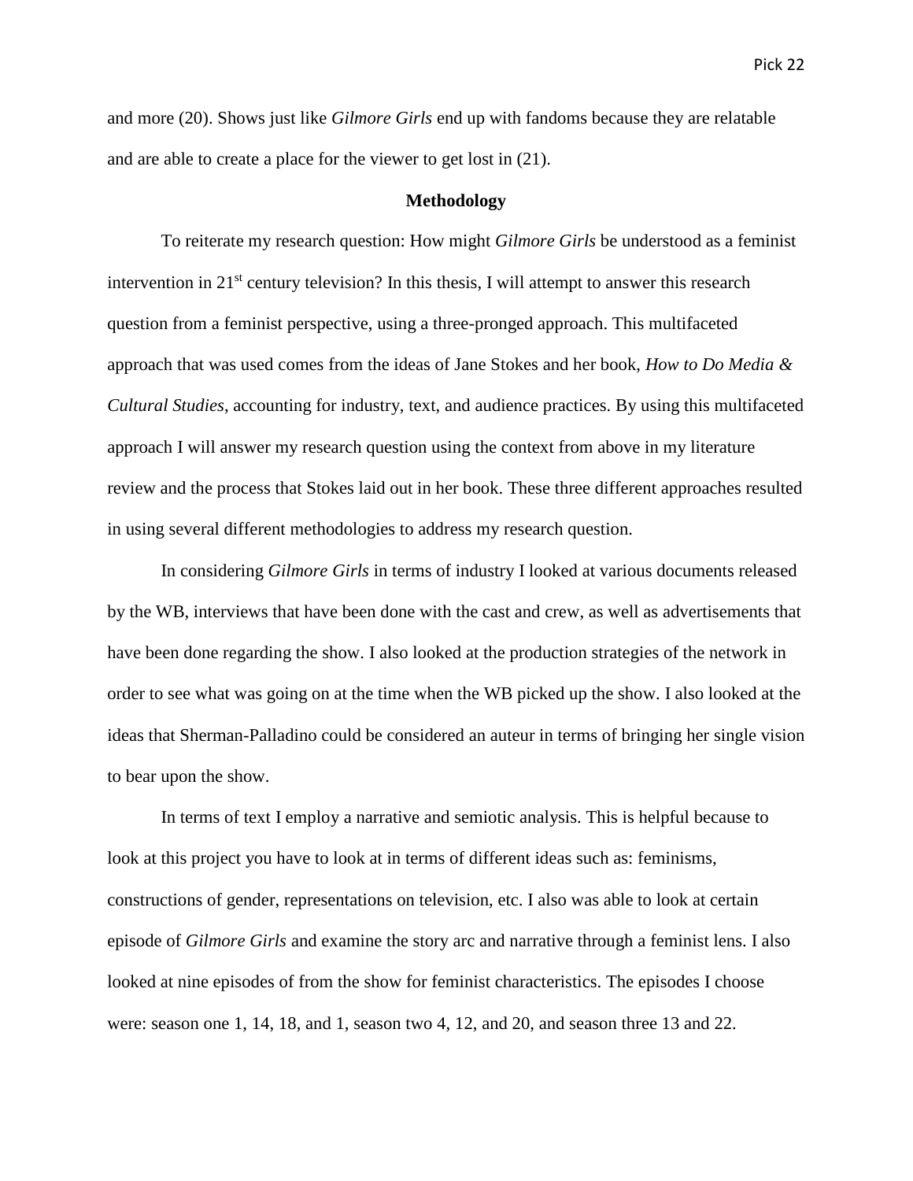and more (20). Shows just like *Gilmore Girls* end up with fandoms because they are relatable and are able to create a place for the viewer to get lost in (21).

## Methodology

To reiterate my research question: How might *Gilmore Girls* be understood as a feminist intervention in 21st century television? In this thesis, I will attempt to answer this research question from a feminist perspective, using a three-pronged approach. This multifaceted approach that was used comes from the ideas of Jane Stokes and her book, *How to Do Media & Cultural Studies*, accounting for industry, text, and audience practices. By using this multifaceted approach I will answer my research question using the context from above in my literature review and the process that Stokes laid out in her book. These three different approaches resulted in using several different methodologies to address my research question.

In considering *Gilmore Girls* in terms of industry I looked at various documents released by the WB, interviews that have been done with the cast and crew, as well as advertisements that have been done regarding the show. I also looked at the production strategies of the network in order to see what was going on at the time when the WB picked up the show. I also looked at the ideas that Sherman-Palladino could be considered an auteur in terms of bringing her single vision to bear upon the show.

In terms of text I employ a narrative and semiotic analysis. This is helpful because to look at this project you have to look at in terms of different ideas such as: feminisms, constructions of gender, representations on television, etc. I also was able to look at certain episode of *Gilmore Girls* and examine the story arc and narrative through a feminist lens. I also looked at nine episodes of from the show for feminist characteristics. The episodes I choose were: season one 1, 14, 18, and 1, season two 4, 12, and 20, and season three 13 and 22.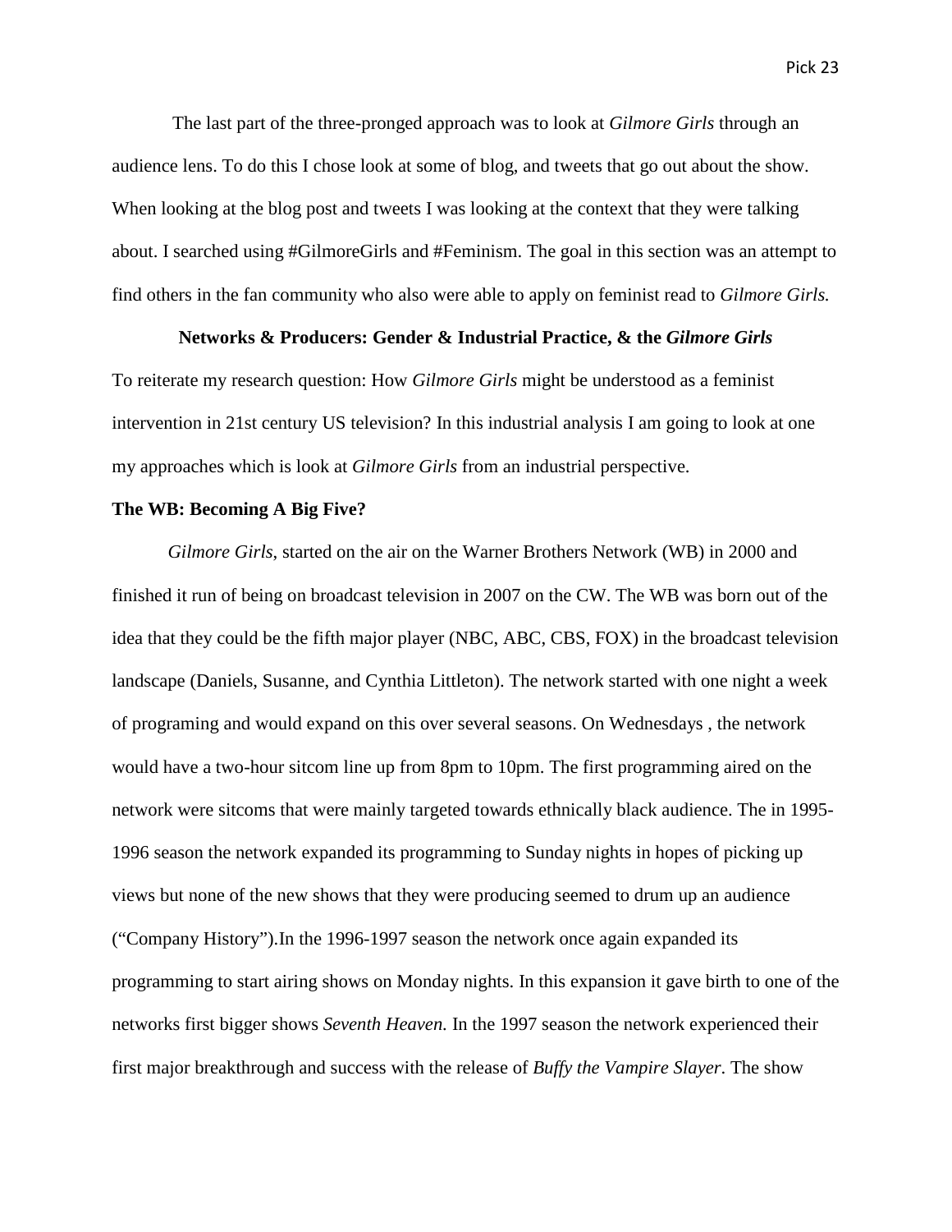The last part of the three-pronged approach was to look at *Gilmore Girls* through an audience lens. To do this I chose look at some of blog, and tweets that go out about the show. When looking at the blog post and tweets I was looking at the context that they were talking about. I searched using #GilmoreGirls and #Feminism. The goal in this section was an attempt to find others in the fan community who also were able to apply on feminist read to *Gilmore Girls.*

## Networks & Producers: Gender & Industrial Practice, & the *Gilmore Girls*

To reiterate my research question: How *Gilmore Girls* might be understood as a feminist intervention in 21st century US television? In this industrial analysis I am going to look at one my approaches which is look at *Gilmore Girls* from an industrial perspective.

### The WB: Becoming A Big Five?

*Gilmore Girls*, started on the air on the Warner Brothers Network (WB) in 2000 and finished it run of being on broadcast television in 2007 on the CW. The WB was born out of the idea that they could be the fifth major player (NBC, ABC, CBS, FOX) in the broadcast television landscape (Daniels, Susanne, and Cynthia Littleton). The network started with one night a week of programing and would expand on this over several seasons. On Wednesdays , the network would have a two-hour sitcom line up from 8pm to 10pm. The first programming aired on the network were sitcoms that were mainly targeted towards ethnically black audience. The in 1995-1996 season the network expanded its programming to Sunday nights in hopes of picking up views but none of the new shows that they were producing seemed to drum up an audience ("Company History").In the 1996-1997 season the network once again expanded its programming to start airing shows on Monday nights. In this expansion it gave birth to one of the networks first bigger shows *Seventh Heaven.* In the 1997 season the network experienced their first major breakthrough and success with the release of *Buffy the Vampire Slayer*. The show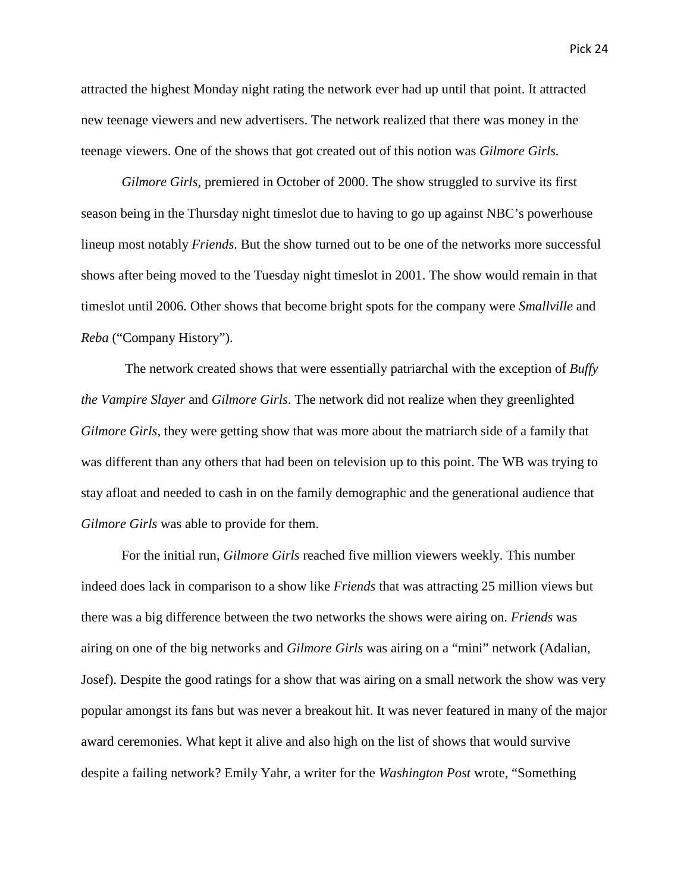attracted the highest Monday night rating the network ever had up until that point. It attracted new teenage viewers and new advertisers. The network realized that there was money in the teenage viewers. One of the shows that got created out of this notion was *Gilmore Girls.*

*Gilmore Girls*, premiered in October of 2000. The show struggled to survive its first season being in the Thursday night timeslot due to having to go up against NBC's powerhouse lineup most notably *Friends*. But the show turned out to be one of the networks more successful shows after being moved to the Tuesday night timeslot in 2001. The show would remain in that timeslot until 2006. Other shows that become bright spots for the company were *Smallville* and *Reba* ("Company History").

The network created shows that were essentially patriarchal with the exception of *Buffy the Vampire Slayer* and *Gilmore Girls*. The network did not realize when they greenlighted *Gilmore Girls*, they were getting show that was more about the matriarch side of a family that was different than any others that had been on television up to this point. The WB was trying to stay afloat and needed to cash in on the family demographic and the generational audience that *Gilmore Girls* was able to provide for them.

For the initial run, *Gilmore Girls* reached five million viewers weekly. This number indeed does lack in comparison to a show like *Friends* that was attracting 25 million views but there was a big difference between the two networks the shows were airing on. *Friends* was airing on one of the big networks and *Gilmore Girls* was airing on a "mini" network (Adalian, Josef). Despite the good ratings for a show that was airing on a small network the show was very popular amongst its fans but was never a breakout hit. It was never featured in many of the major award ceremonies. What kept it alive and also high on the list of shows that would survive despite a failing network? Emily Yahr, a writer for the *Washington Post* wrote, "Something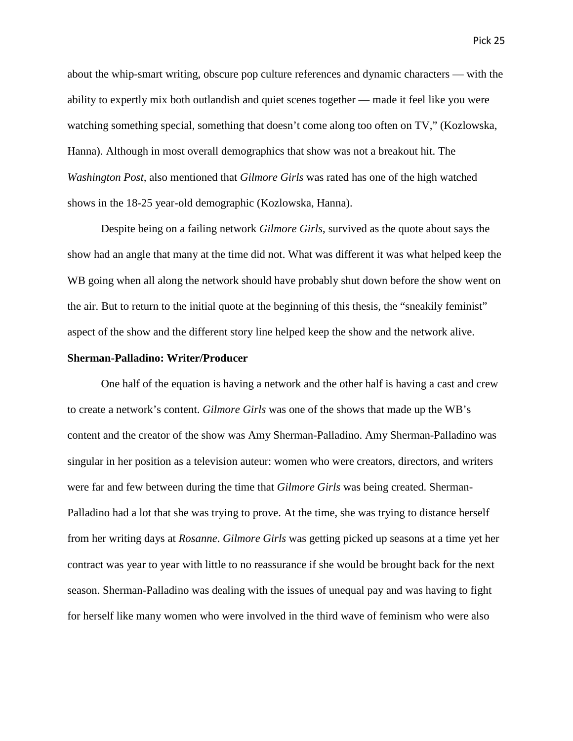about the whip-smart writing, obscure pop culture references and dynamic characters — with the ability to expertly mix both outlandish and quiet scenes together — made it feel like you were watching something special, something that doesn't come along too often on TV," (Kozlowska, Hanna). Although in most overall demographics that show was not a breakout hit. The *Washington Post,* also mentioned that *Gilmore Girls* was rated has one of the high watched shows in the 18-25 year-old demographic (Kozlowska, Hanna).

Despite being on a failing network *Gilmore Girls*, survived as the quote about says the show had an angle that many at the time did not. What was different it was what helped keep the WB going when all along the network should have probably shut down before the show went on the air. But to return to the initial quote at the beginning of this thesis, the "sneakily feminist" aspect of the show and the different story line helped keep the show and the network alive.

**Sherman-Palladino: Writer/Producer**

One half of the equation is having a network and the other half is having a cast and crew to create a network's content. *Gilmore Girls* was one of the shows that made up the WB's content and the creator of the show was Amy Sherman-Palladino. Amy Sherman-Palladino was singular in her position as a television auteur: women who were creators, directors, and writers were far and few between during the time that *Gilmore Girls* was being created. Sherman-Palladino had a lot that she was trying to prove. At the time, she was trying to distance herself from her writing days at *Rosanne*. *Gilmore Girls* was getting picked up seasons at a time yet her contract was year to year with little to no reassurance if she would be brought back for the next season. Sherman-Palladino was dealing with the issues of unequal pay and was having to fight for herself like many women who were involved in the third wave of feminism who were also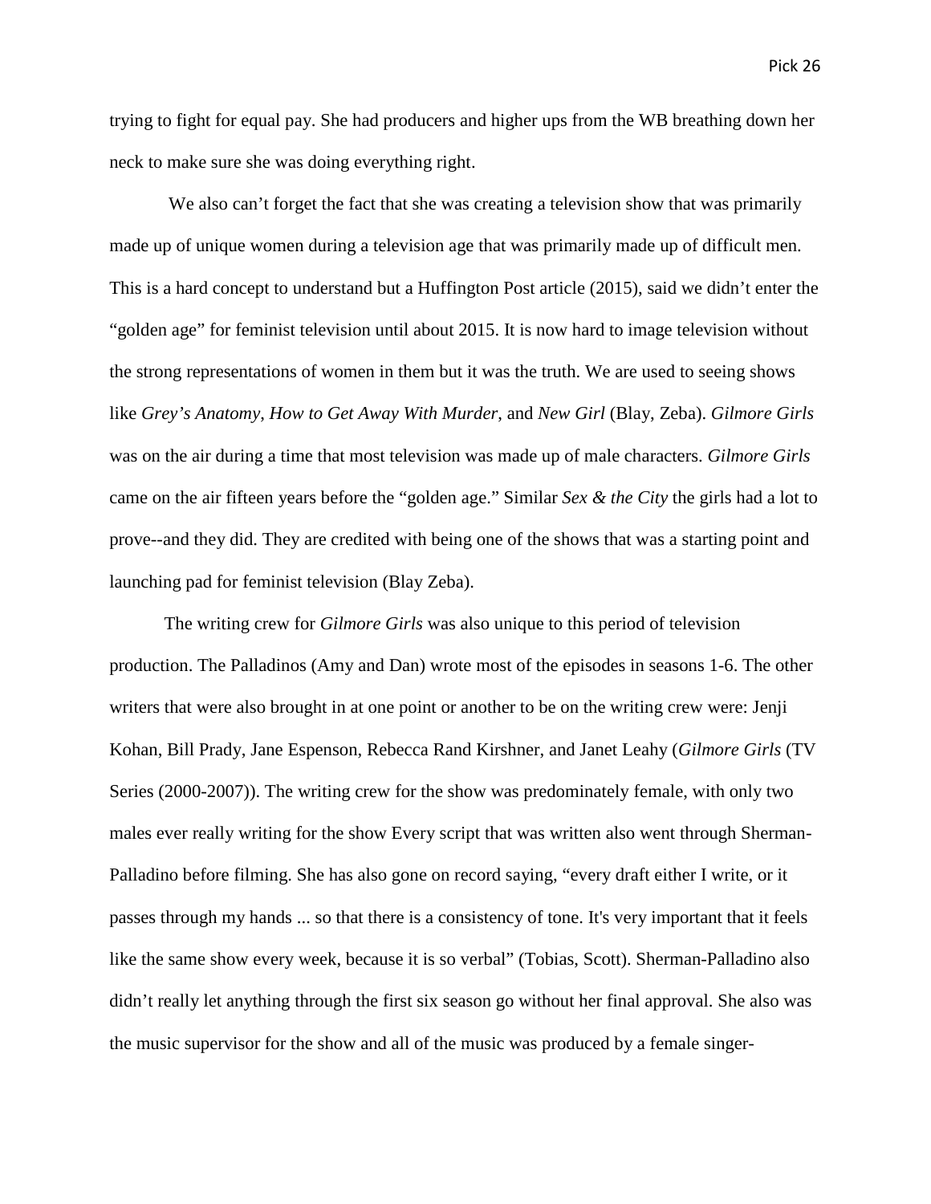trying to fight for equal pay. She had producers and higher ups from the WB breathing down her neck to make sure she was doing everything right.

We also can't forget the fact that she was creating a television show that was primarily made up of unique women during a television age that was primarily made up of difficult men. This is a hard concept to understand but a Huffington Post article (2015), said we didn't enter the "golden age" for feminist television until about 2015. It is now hard to image television without the strong representations of women in them but it was the truth. We are used to seeing shows like *Grey's Anatomy*, *How to Get Away With Murder*, and *New Girl* (Blay, Zeba). *Gilmore Girls* was on the air during a time that most television was made up of male characters. *Gilmore Girls* came on the air fifteen years before the "golden age." Similar *Sex & the City* the girls had a lot to prove--and they did. They are credited with being one of the shows that was a starting point and launching pad for feminist television (Blay Zeba).

The writing crew for *Gilmore Girls* was also unique to this period of television production. The Palladinos (Amy and Dan) wrote most of the episodes in seasons 1-6. The other writers that were also brought in at one point or another to be on the writing crew were: Jenji Kohan, Bill Prady, Jane Espenson, Rebecca Rand Kirshner, and Janet Leahy (*Gilmore Girls* (TV Series (2000-2007)). The writing crew for the show was predominately female, with only two males ever really writing for the show Every script that was written also went through Sherman-Palladino before filming. She has also gone on record saying, "every draft either I write, or it passes through my hands ... so that there is a consistency of tone. It's very important that it feels like the same show every week, because it is so verbal" (Tobias, Scott). Sherman-Palladino also didn't really let anything through the first six season go without her final approval. She also was the music supervisor for the show and all of the music was produced by a female singer-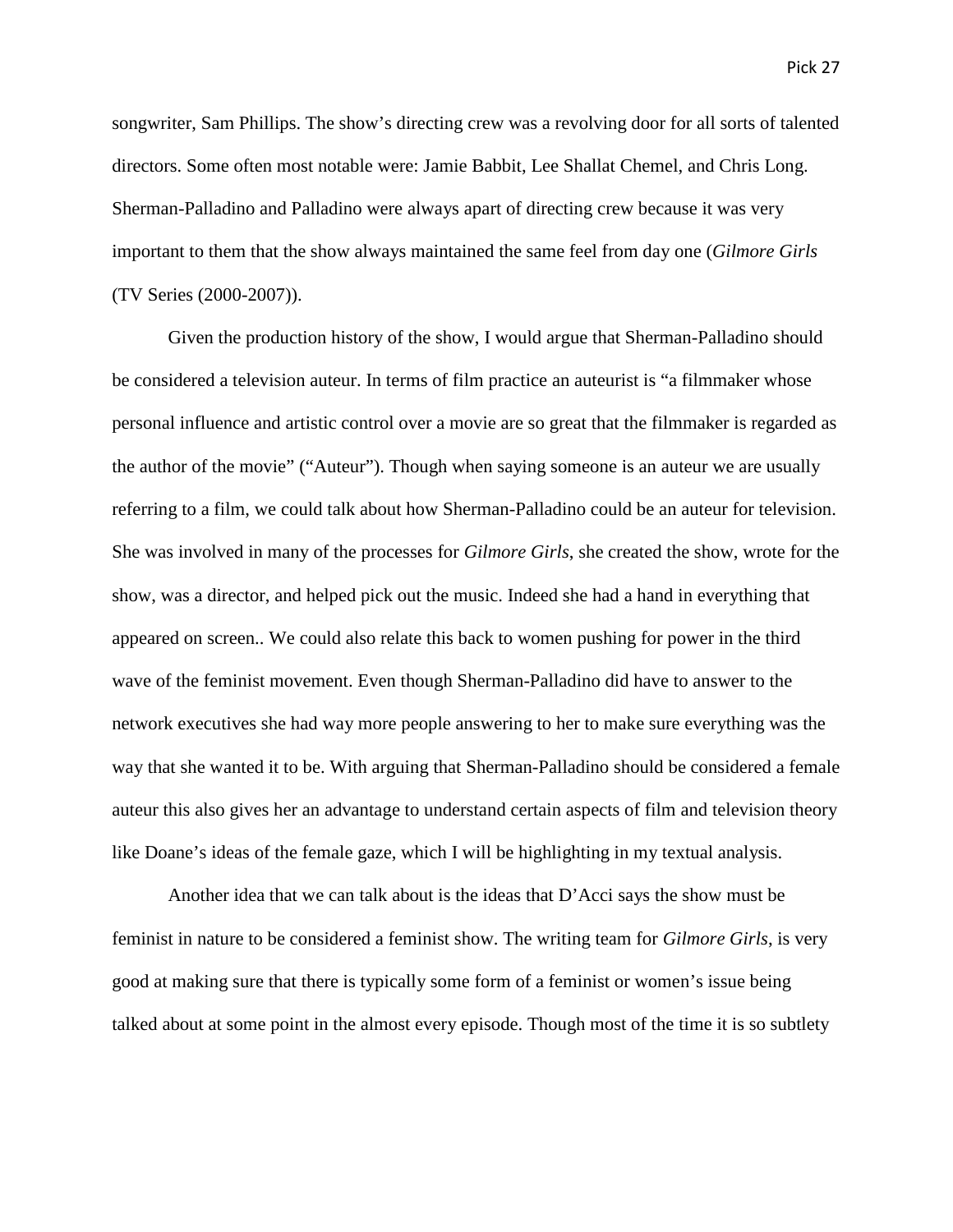songwriter, Sam Phillips. The show's directing crew was a revolving door for all sorts of talented directors. Some often most notable were: Jamie Babbit, Lee Shallat Chemel, and Chris Long. Sherman-Palladino and Palladino were always apart of directing crew because it was very important to them that the show always maintained the same feel from day one (*Gilmore Girls* (TV Series (2000-2007)).

Given the production history of the show, I would argue that Sherman-Palladino should be considered a television auteur. In terms of film practice an auteurist is "a filmmaker whose personal influence and artistic control over a movie are so great that the filmmaker is regarded as the author of the movie" ("Auteur"). Though when saying someone is an auteur we are usually referring to a film, we could talk about how Sherman-Palladino could be an auteur for television. She was involved in many of the processes for *Gilmore Girls*, she created the show, wrote for the show, was a director, and helped pick out the music. Indeed she had a hand in everything that appeared on screen.. We could also relate this back to women pushing for power in the third wave of the feminist movement. Even though Sherman-Palladino did have to answer to the network executives she had way more people answering to her to make sure everything was the way that she wanted it to be. With arguing that Sherman-Palladino should be considered a female auteur this also gives her an advantage to understand certain aspects of film and television theory like Doane's ideas of the female gaze, which I will be highlighting in my textual analysis.

Another idea that we can talk about is the ideas that D'Acci says the show must be feminist in nature to be considered a feminist show. The writing team for *Gilmore Girls*, is very good at making sure that there is typically some form of a feminist or women's issue being talked about at some point in the almost every episode. Though most of the time it is so subtlety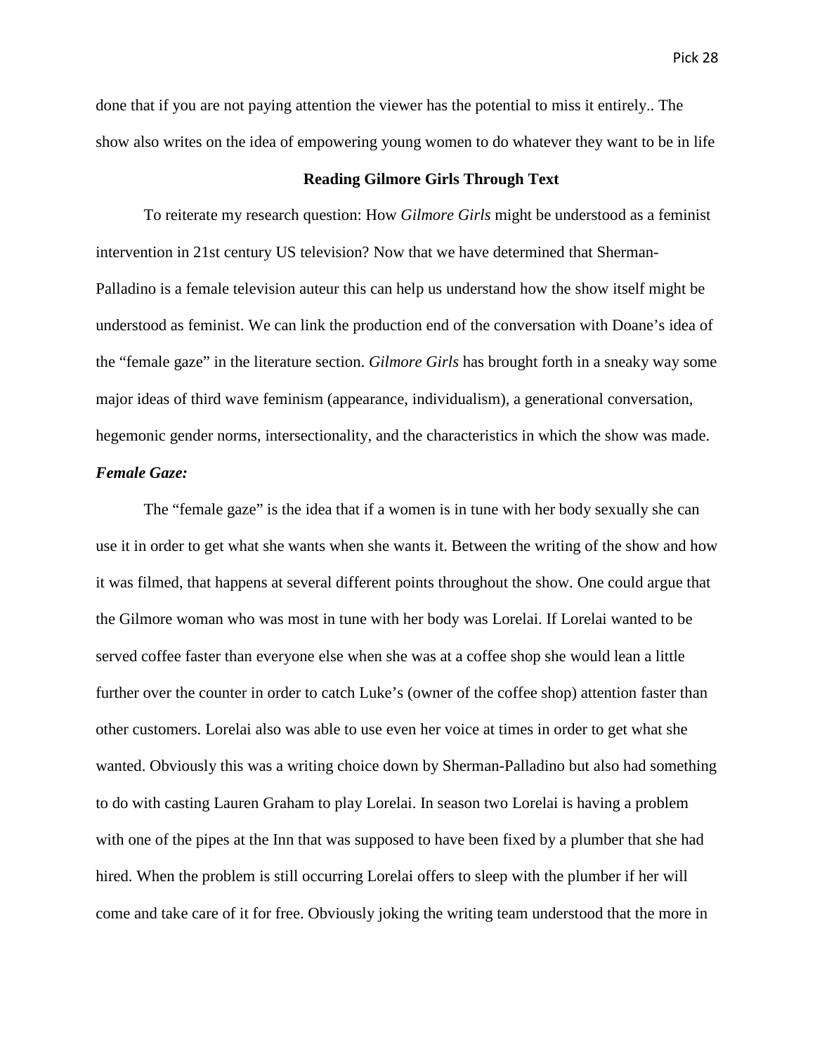done that if you are not paying attention the viewer has the potential to miss it entirely.. The show also writes on the idea of empowering young women to do whatever they want to be in life

## Reading Gilmore Girls Through Text

To reiterate my research question: How *Gilmore Girls* might be understood as a feminist intervention in 21st century US television? Now that we have determined that Sherman-Palladino is a female television auteur this can help us understand how the show itself might be understood as feminist. We can link the production end of the conversation with Doane's idea of the "female gaze" in the literature section. *Gilmore Girls* has brought forth in a sneaky way some major ideas of third wave feminism (appearance, individualism), a generational conversation, hegemonic gender norms, intersectionality, and the characteristics in which the show was made.

### *Female Gaze:*

The "female gaze" is the idea that if a women is in tune with her body sexually she can use it in order to get what she wants when she wants it. Between the writing of the show and how it was filmed, that happens at several different points throughout the show. One could argue that the Gilmore woman who was most in tune with her body was Lorelai. If Lorelai wanted to be served coffee faster than everyone else when she was at a coffee shop she would lean a little further over the counter in order to catch Luke's (owner of the coffee shop) attention faster than other customers. Lorelai also was able to use even her voice at times in order to get what she wanted. Obviously this was a writing choice down by Sherman-Palladino but also had something to do with casting Lauren Graham to play Lorelai. In season two Lorelai is having a problem with one of the pipes at the Inn that was supposed to have been fixed by a plumber that she had hired. When the problem is still occurring Lorelai offers to sleep with the plumber if her will come and take care of it for free. Obviously joking the writing team understood that the more in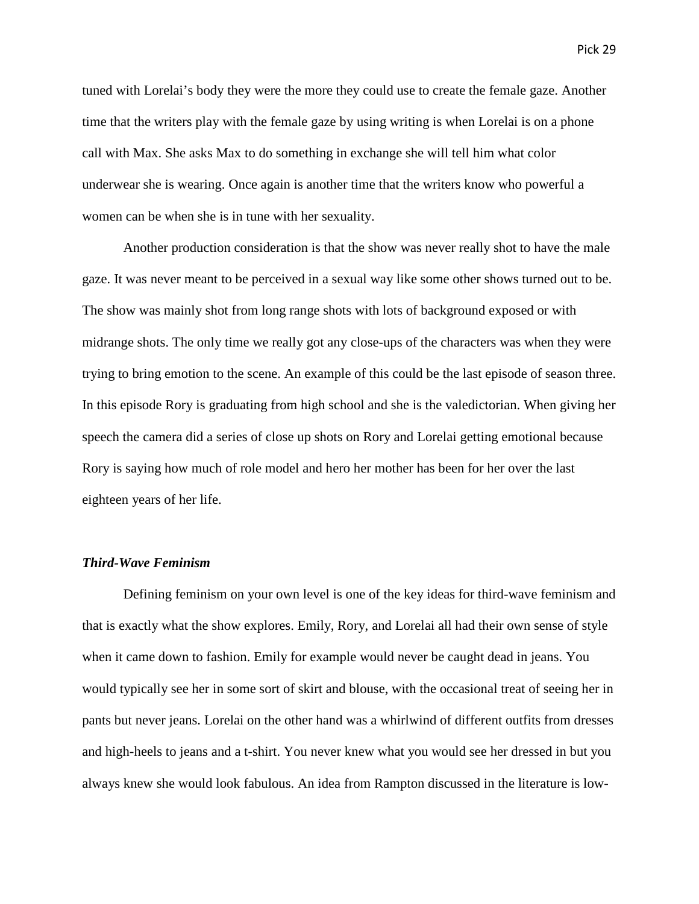tuned with Lorelai's body they were the more they could use to create the female gaze. Another time that the writers play with the female gaze by using writing is when Lorelai is on a phone call with Max. She asks Max to do something in exchange she will tell him what color underwear she is wearing. Once again is another time that the writers know who powerful a women can be when she is in tune with her sexuality.

Another production consideration is that the show was never really shot to have the male gaze. It was never meant to be perceived in a sexual way like some other shows turned out to be. The show was mainly shot from long range shots with lots of background exposed or with midrange shots. The only time we really got any close-ups of the characters was when they were trying to bring emotion to the scene. An example of this could be the last episode of season three. In this episode Rory is graduating from high school and she is the valedictorian. When giving her speech the camera did a series of close up shots on Rory and Lorelai getting emotional because Rory is saying how much of role model and hero her mother has been for her over the last eighteen years of her life.

### ***Third-Wave Feminism***

Defining feminism on your own level is one of the key ideas for third-wave feminism and that is exactly what the show explores. Emily, Rory, and Lorelai all had their own sense of style when it came down to fashion. Emily for example would never be caught dead in jeans. You would typically see her in some sort of skirt and blouse, with the occasional treat of seeing her in pants but never jeans. Lorelai on the other hand was a whirlwind of different outfits from dresses and high-heels to jeans and a t-shirt. You never knew what you would see her dressed in but you always knew she would look fabulous. An idea from Rampton discussed in the literature is low-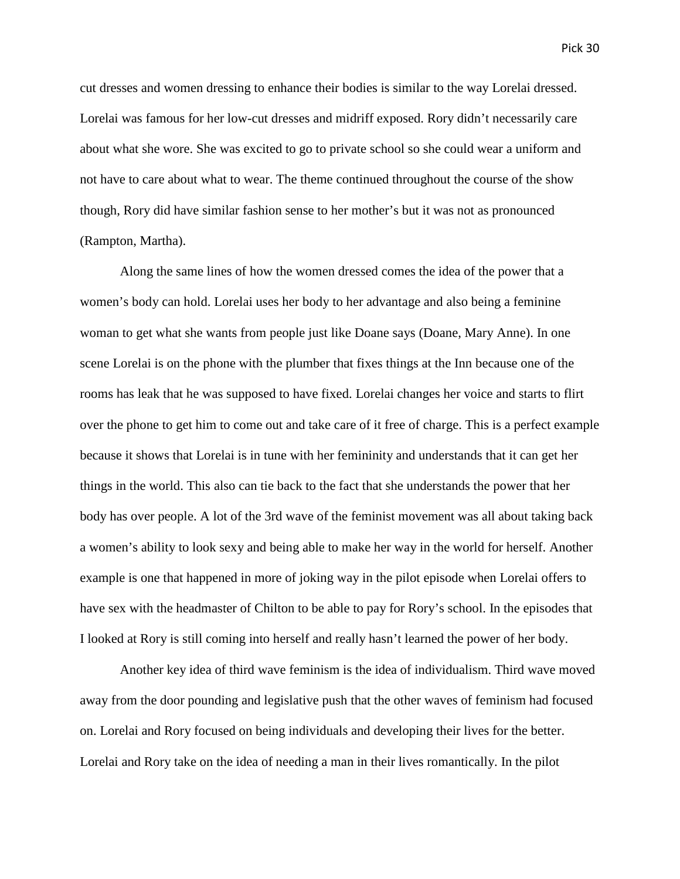cut dresses and women dressing to enhance their bodies is similar to the way Lorelai dressed. Lorelai was famous for her low-cut dresses and midriff exposed. Rory didn't necessarily care about what she wore. She was excited to go to private school so she could wear a uniform and not have to care about what to wear. The theme continued throughout the course of the show though, Rory did have similar fashion sense to her mother's but it was not as pronounced (Rampton, Martha).

Along the same lines of how the women dressed comes the idea of the power that a women's body can hold. Lorelai uses her body to her advantage and also being a feminine woman to get what she wants from people just like Doane says (Doane, Mary Anne). In one scene Lorelai is on the phone with the plumber that fixes things at the Inn because one of the rooms has leak that he was supposed to have fixed. Lorelai changes her voice and starts to flirt over the phone to get him to come out and take care of it free of charge. This is a perfect example because it shows that Lorelai is in tune with her femininity and understands that it can get her things in the world. This also can tie back to the fact that she understands the power that her body has over people. A lot of the 3rd wave of the feminist movement was all about taking back a women's ability to look sexy and being able to make her way in the world for herself. Another example is one that happened in more of joking way in the pilot episode when Lorelai offers to have sex with the headmaster of Chilton to be able to pay for Rory's school. In the episodes that I looked at Rory is still coming into herself and really hasn't learned the power of her body.

Another key idea of third wave feminism is the idea of individualism. Third wave moved away from the door pounding and legislative push that the other waves of feminism had focused on. Lorelai and Rory focused on being individuals and developing their lives for the better. Lorelai and Rory take on the idea of needing a man in their lives romantically. In the pilot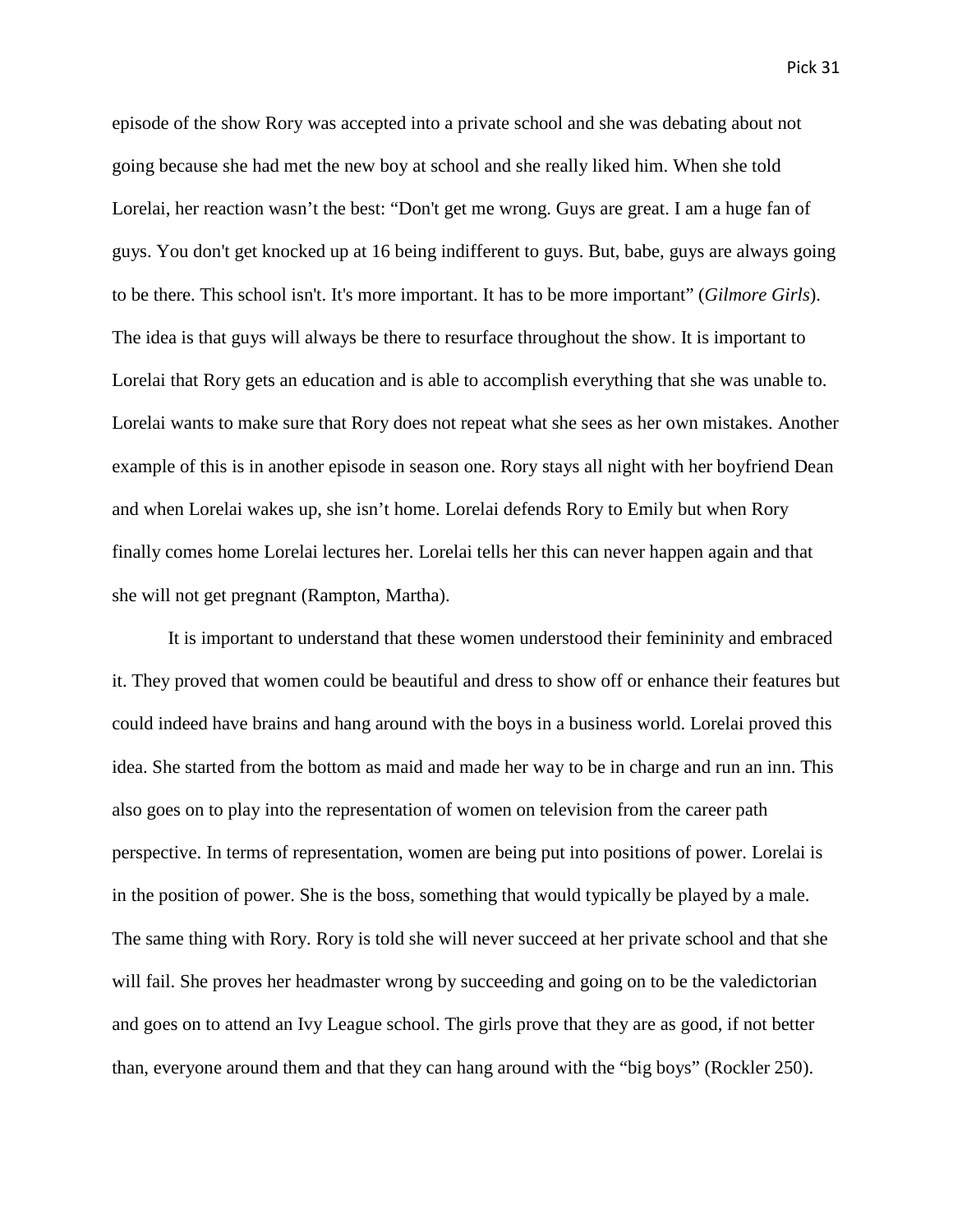episode of the show Rory was accepted into a private school and she was debating about not going because she had met the new boy at school and she really liked him. When she told Lorelai, her reaction wasn't the best: "Don't get me wrong. Guys are great. I am a huge fan of guys. You don't get knocked up at 16 being indifferent to guys. But, babe, guys are always going to be there. This school isn't. It's more important. It has to be more important" (*Gilmore Girls*). The idea is that guys will always be there to resurface throughout the show. It is important to Lorelai that Rory gets an education and is able to accomplish everything that she was unable to. Lorelai wants to make sure that Rory does not repeat what she sees as her own mistakes. Another example of this is in another episode in season one. Rory stays all night with her boyfriend Dean and when Lorelai wakes up, she isn't home. Lorelai defends Rory to Emily but when Rory finally comes home Lorelai lectures her. Lorelai tells her this can never happen again and that she will not get pregnant (Rampton, Martha).

It is important to understand that these women understood their femininity and embraced it. They proved that women could be beautiful and dress to show off or enhance their features but could indeed have brains and hang around with the boys in a business world. Lorelai proved this idea. She started from the bottom as maid and made her way to be in charge and run an inn. This also goes on to play into the representation of women on television from the career path perspective. In terms of representation, women are being put into positions of power. Lorelai is in the position of power. She is the boss, something that would typically be played by a male. The same thing with Rory. Rory is told she will never succeed at her private school and that she will fail. She proves her headmaster wrong by succeeding and going on to be the valedictorian and goes on to attend an Ivy League school. The girls prove that they are as good, if not better than, everyone around them and that they can hang around with the "big boys" (Rockler 250).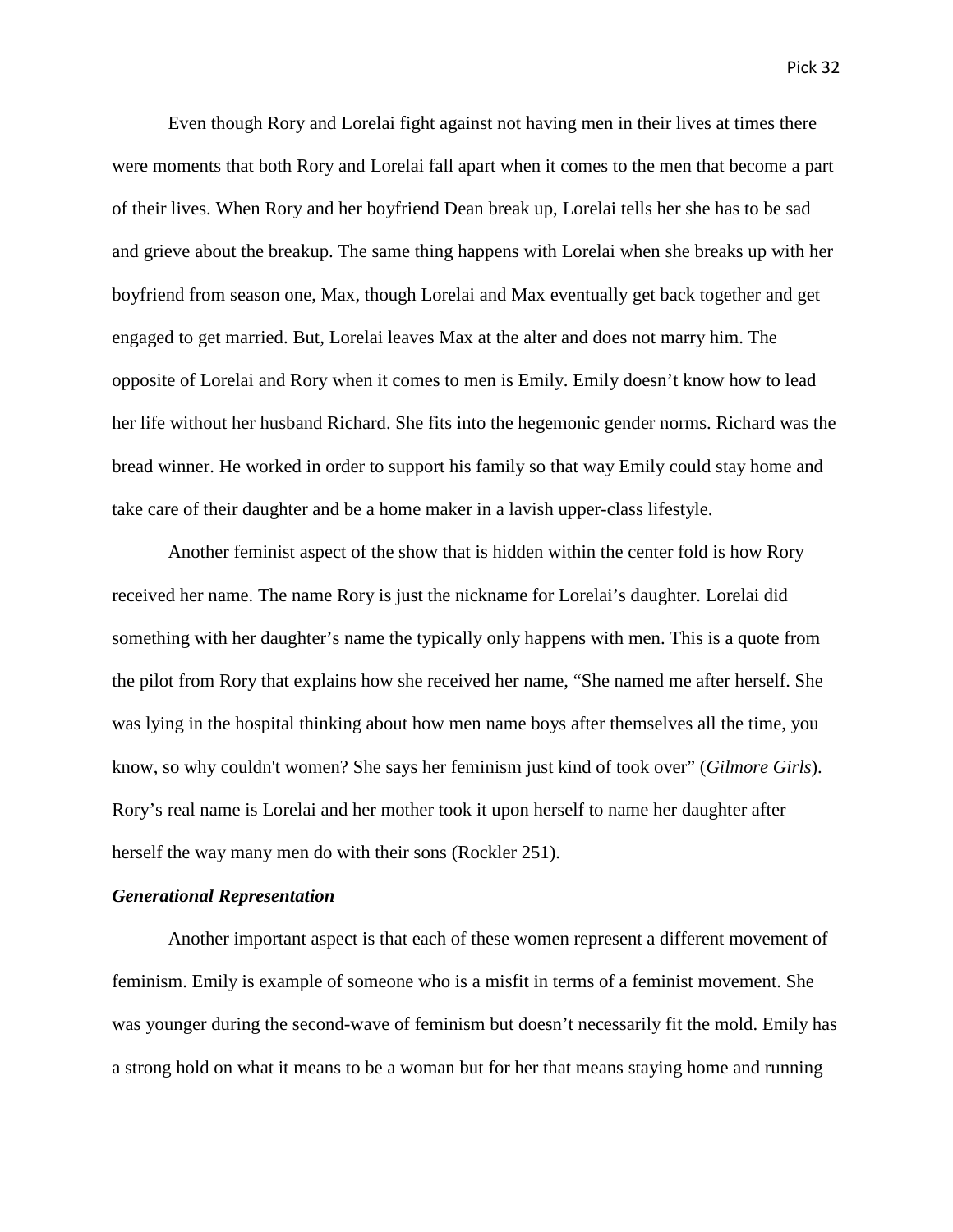Even though Rory and Lorelai fight against not having men in their lives at times there were moments that both Rory and Lorelai fall apart when it comes to the men that become a part of their lives. When Rory and her boyfriend Dean break up, Lorelai tells her she has to be sad and grieve about the breakup. The same thing happens with Lorelai when she breaks up with her boyfriend from season one, Max, though Lorelai and Max eventually get back together and get engaged to get married. But, Lorelai leaves Max at the alter and does not marry him. The opposite of Lorelai and Rory when it comes to men is Emily. Emily doesn't know how to lead her life without her husband Richard. She fits into the hegemonic gender norms. Richard was the bread winner. He worked in order to support his family so that way Emily could stay home and take care of their daughter and be a home maker in a lavish upper-class lifestyle.

Another feminist aspect of the show that is hidden within the center fold is how Rory received her name. The name Rory is just the nickname for Lorelai's daughter. Lorelai did something with her daughter's name the typically only happens with men. This is a quote from the pilot from Rory that explains how she received her name, "She named me after herself. She was lying in the hospital thinking about how men name boys after themselves all the time, you know, so why couldn't women? She says her feminism just kind of took over" (*Gilmore Girls*). Rory's real name is Lorelai and her mother took it upon herself to name her daughter after herself the way many men do with their sons (Rockler 251).

***Generational Representation***

Another important aspect is that each of these women represent a different movement of feminism. Emily is example of someone who is a misfit in terms of a feminist movement. She was younger during the second-wave of feminism but doesn't necessarily fit the mold. Emily has a strong hold on what it means to be a woman but for her that means staying home and running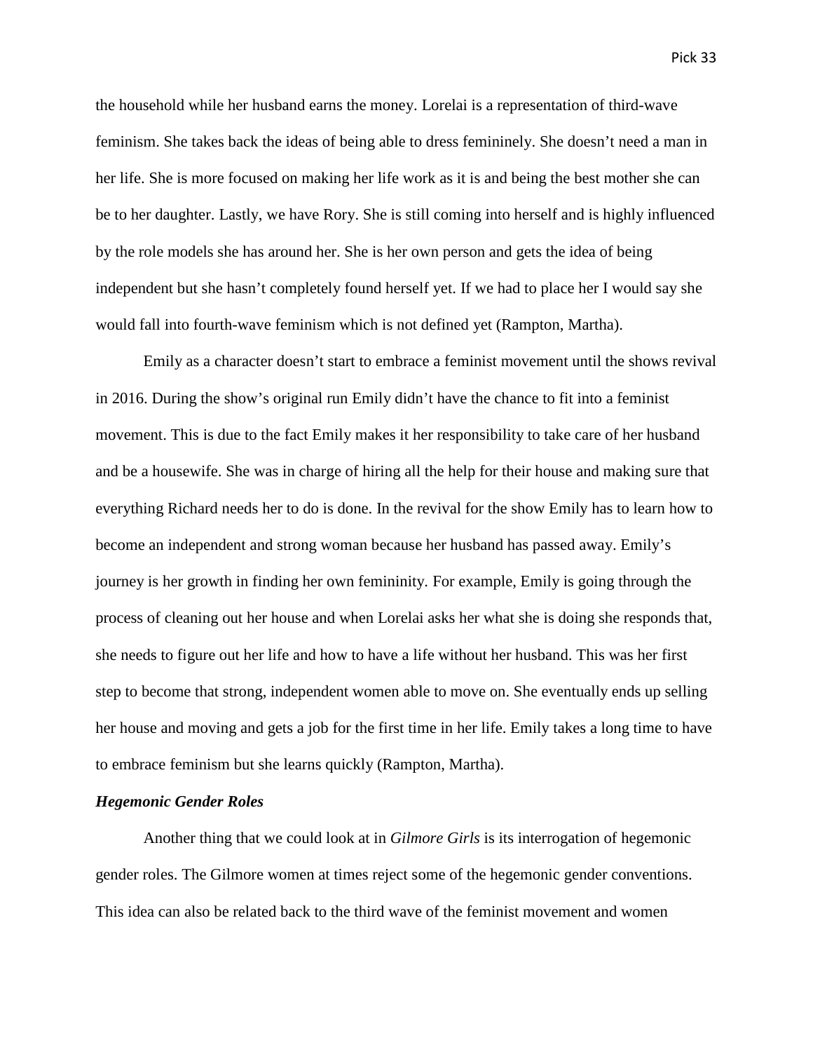the household while her husband earns the money. Lorelai is a representation of third-wave feminism. She takes back the ideas of being able to dress femininely. She doesn't need a man in her life. She is more focused on making her life work as it is and being the best mother she can be to her daughter. Lastly, we have Rory. She is still coming into herself and is highly influenced by the role models she has around her. She is her own person and gets the idea of being independent but she hasn't completely found herself yet. If we had to place her I would say she would fall into fourth-wave feminism which is not defined yet (Rampton, Martha).

Emily as a character doesn't start to embrace a feminist movement until the shows revival in 2016. During the show's original run Emily didn't have the chance to fit into a feminist movement. This is due to the fact Emily makes it her responsibility to take care of her husband and be a housewife. She was in charge of hiring all the help for their house and making sure that everything Richard needs her to do is done. In the revival for the show Emily has to learn how to become an independent and strong woman because her husband has passed away. Emily's journey is her growth in finding her own femininity. For example, Emily is going through the process of cleaning out her house and when Lorelai asks her what she is doing she responds that, she needs to figure out her life and how to have a life without her husband. This was her first step to become that strong, independent women able to move on. She eventually ends up selling her house and moving and gets a job for the first time in her life. Emily takes a long time to have to embrace feminism but she learns quickly (Rampton, Martha).

### *Hegemonic Gender Roles*

Another thing that we could look at in *Gilmore Girls* is its interrogation of hegemonic gender roles. The Gilmore women at times reject some of the hegemonic gender conventions. This idea can also be related back to the third wave of the feminist movement and women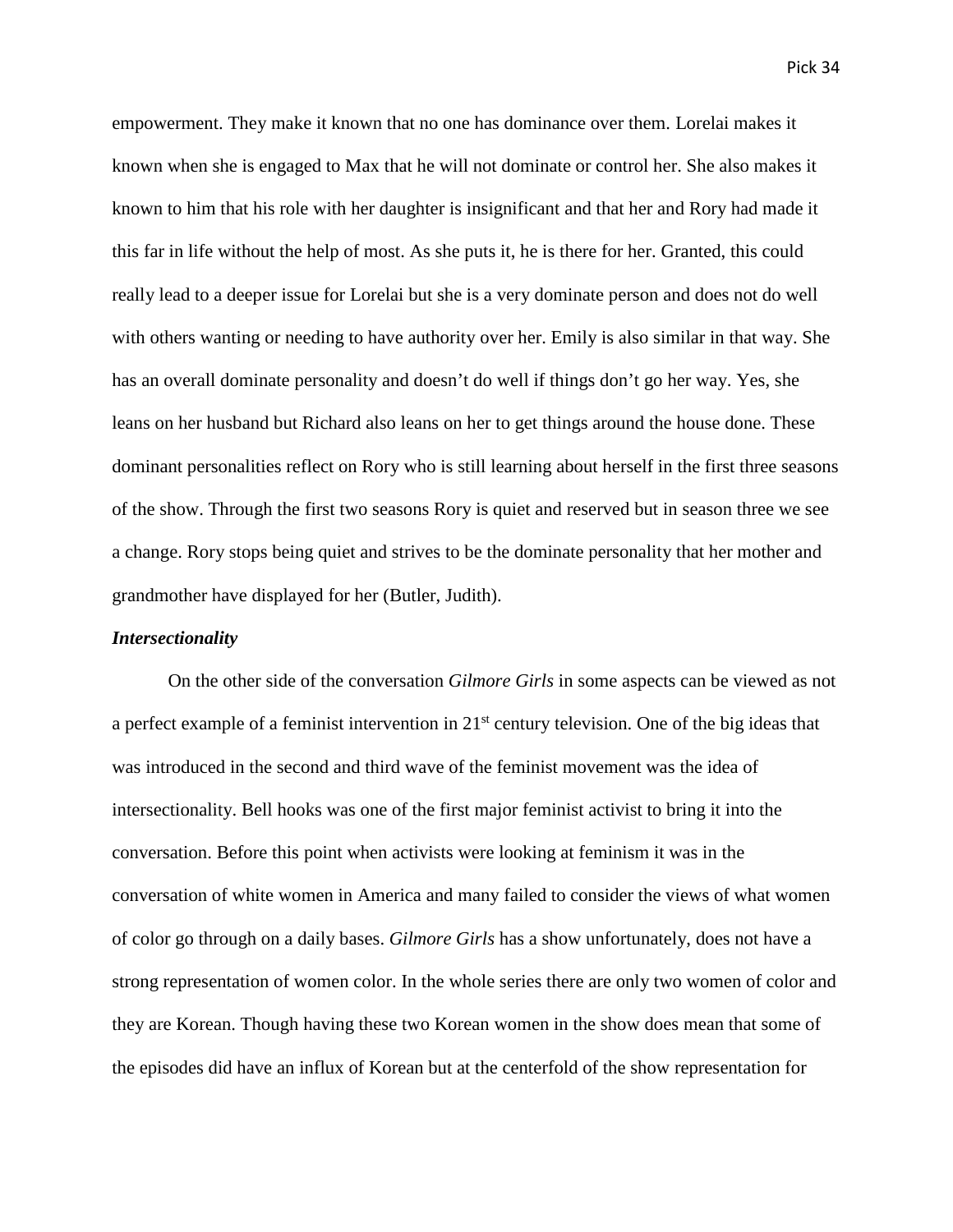empowerment. They make it known that no one has dominance over them. Lorelai makes it known when she is engaged to Max that he will not dominate or control her. She also makes it known to him that his role with her daughter is insignificant and that her and Rory had made it this far in life without the help of most. As she puts it, he is there for her. Granted, this could really lead to a deeper issue for Lorelai but she is a very dominate person and does not do well with others wanting or needing to have authority over her. Emily is also similar in that way. She has an overall dominate personality and doesn't do well if things don't go her way. Yes, she leans on her husband but Richard also leans on her to get things around the house done. These dominant personalities reflect on Rory who is still learning about herself in the first three seasons of the show. Through the first two seasons Rory is quiet and reserved but in season three we see a change. Rory stops being quiet and strives to be the dominate personality that her mother and grandmother have displayed for her (Butler, Judith).

***Intersectionality***

On the other side of the conversation *Gilmore Girls* in some aspects can be viewed as not a perfect example of a feminist intervention in 21st century television. One of the big ideas that was introduced in the second and third wave of the feminist movement was the idea of intersectionality. Bell hooks was one of the first major feminist activist to bring it into the conversation. Before this point when activists were looking at feminism it was in the conversation of white women in America and many failed to consider the views of what women of color go through on a daily bases. *Gilmore Girls* has a show unfortunately, does not have a strong representation of women color. In the whole series there are only two women of color and they are Korean. Though having these two Korean women in the show does mean that some of the episodes did have an influx of Korean but at the centerfold of the show representation for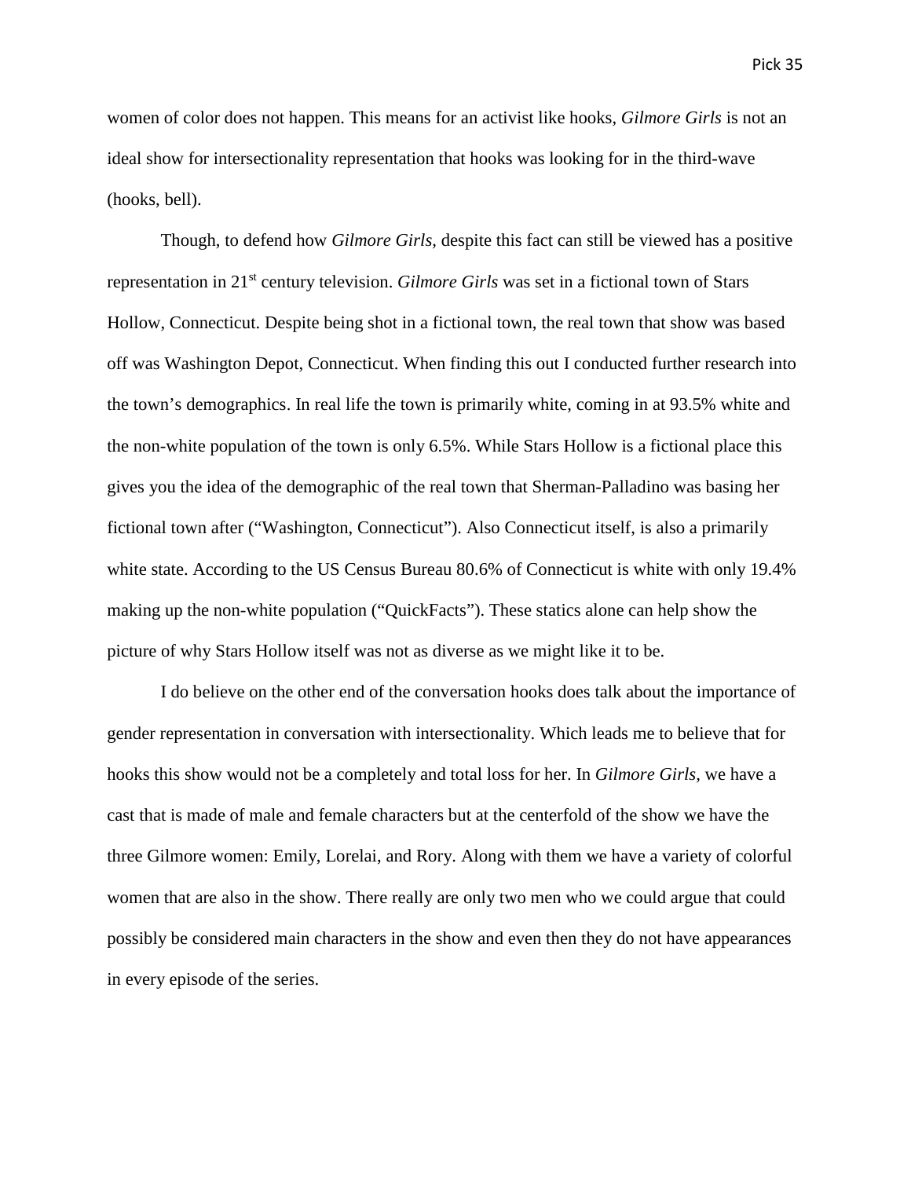women of color does not happen. This means for an activist like hooks, *Gilmore Girls* is not an ideal show for intersectionality representation that hooks was looking for in the third-wave (hooks, bell).

Though, to defend how *Gilmore Girls,* despite this fact can still be viewed has a positive representation in 21st century television. *Gilmore Girls* was set in a fictional town of Stars Hollow, Connecticut. Despite being shot in a fictional town, the real town that show was based off was Washington Depot, Connecticut. When finding this out I conducted further research into the town's demographics. In real life the town is primarily white, coming in at 93.5% white and the non-white population of the town is only 6.5%. While Stars Hollow is a fictional place this gives you the idea of the demographic of the real town that Sherman-Palladino was basing her fictional town after ("Washington, Connecticut"). Also Connecticut itself, is also a primarily white state. According to the US Census Bureau 80.6% of Connecticut is white with only 19.4% making up the non-white population ("QuickFacts"). These statics alone can help show the picture of why Stars Hollow itself was not as diverse as we might like it to be.

I do believe on the other end of the conversation hooks does talk about the importance of gender representation in conversation with intersectionality. Which leads me to believe that for hooks this show would not be a completely and total loss for her. In *Gilmore Girls,* we have a cast that is made of male and female characters but at the centerfold of the show we have the three Gilmore women: Emily, Lorelai, and Rory. Along with them we have a variety of colorful women that are also in the show. There really are only two men who we could argue that could possibly be considered main characters in the show and even then they do not have appearances in every episode of the series.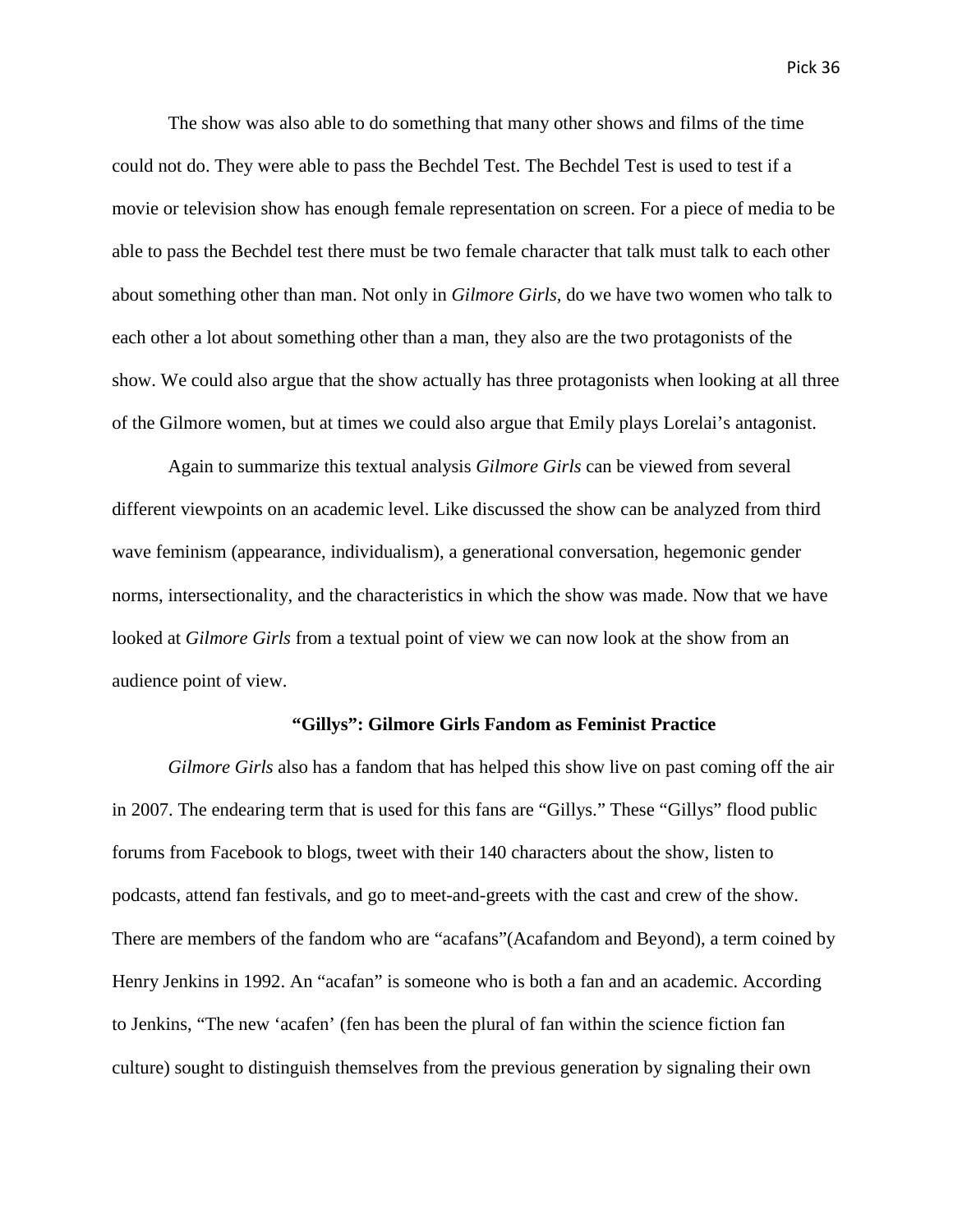The show was also able to do something that many other shows and films of the time could not do. They were able to pass the Bechdel Test. The Bechdel Test is used to test if a movie or television show has enough female representation on screen. For a piece of media to be able to pass the Bechdel test there must be two female character that talk must talk to each other about something other than man. Not only in *Gilmore Girls*, do we have two women who talk to each other a lot about something other than a man, they also are the two protagonists of the show. We could also argue that the show actually has three protagonists when looking at all three of the Gilmore women, but at times we could also argue that Emily plays Lorelai's antagonist.

Again to summarize this textual analysis *Gilmore Girls* can be viewed from several different viewpoints on an academic level. Like discussed the show can be analyzed from third wave feminism (appearance, individualism), a generational conversation, hegemonic gender norms, intersectionality, and the characteristics in which the show was made. Now that we have looked at *Gilmore Girls* from a textual point of view we can now look at the show from an audience point of view.

## "Gillys": Gilmore Girls Fandom as Feminist Practice

*Gilmore Girls* also has a fandom that has helped this show live on past coming off the air in 2007. The endearing term that is used for this fans are "Gillys." These "Gillys" flood public forums from Facebook to blogs, tweet with their 140 characters about the show, listen to podcasts, attend fan festivals, and go to meet-and-greets with the cast and crew of the show. There are members of the fandom who are "acafans"(Acafandom and Beyond), a term coined by Henry Jenkins in 1992. An "acafan" is someone who is both a fan and an academic. According to Jenkins, "The new 'acafen' (fen has been the plural of fan within the science fiction fan culture) sought to distinguish themselves from the previous generation by signaling their own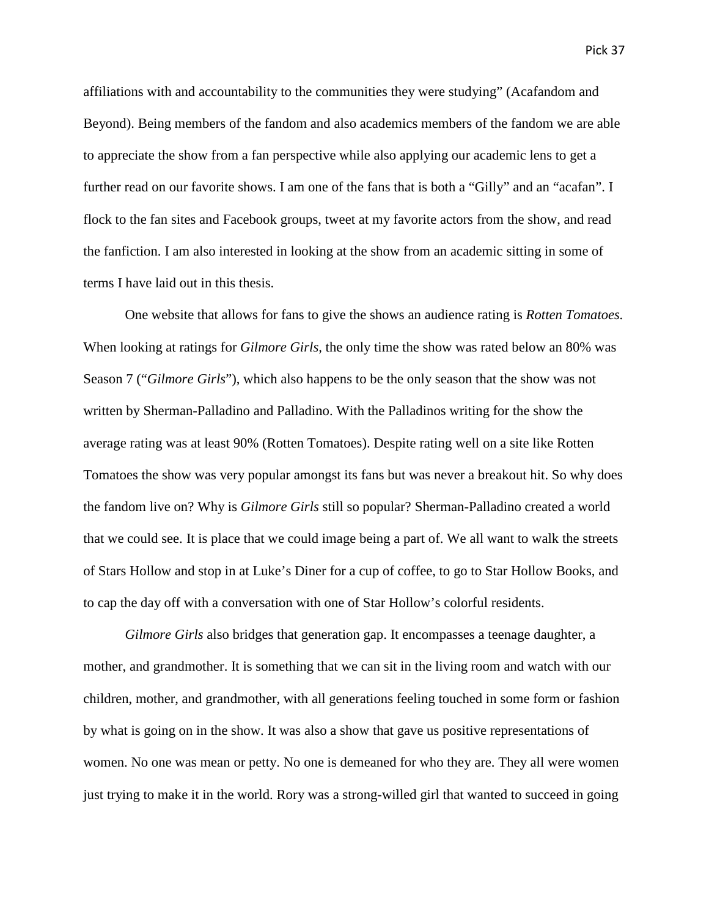affiliations with and accountability to the communities they were studying" (Acafandom and Beyond). Being members of the fandom and also academics members of the fandom we are able to appreciate the show from a fan perspective while also applying our academic lens to get a further read on our favorite shows. I am one of the fans that is both a "Gilly" and an "acafan". I flock to the fan sites and Facebook groups, tweet at my favorite actors from the show, and read the fanfiction. I am also interested in looking at the show from an academic sitting in some of terms I have laid out in this thesis.

One website that allows for fans to give the shows an audience rating is *Rotten Tomatoes.* When looking at ratings for *Gilmore Girls,* the only time the show was rated below an 80% was Season 7 ("*Gilmore Girls*"), which also happens to be the only season that the show was not written by Sherman-Palladino and Palladino. With the Palladinos writing for the show the average rating was at least 90% (Rotten Tomatoes). Despite rating well on a site like Rotten Tomatoes the show was very popular amongst its fans but was never a breakout hit. So why does the fandom live on? Why is *Gilmore Girls* still so popular? Sherman-Palladino created a world that we could see. It is place that we could image being a part of. We all want to walk the streets of Stars Hollow and stop in at Luke's Diner for a cup of coffee, to go to Star Hollow Books, and to cap the day off with a conversation with one of Star Hollow's colorful residents.

*Gilmore Girls* also bridges that generation gap. It encompasses a teenage daughter, a mother, and grandmother. It is something that we can sit in the living room and watch with our children, mother, and grandmother, with all generations feeling touched in some form or fashion by what is going on in the show. It was also a show that gave us positive representations of women. No one was mean or petty. No one is demeaned for who they are. They all were women just trying to make it in the world. Rory was a strong-willed girl that wanted to succeed in going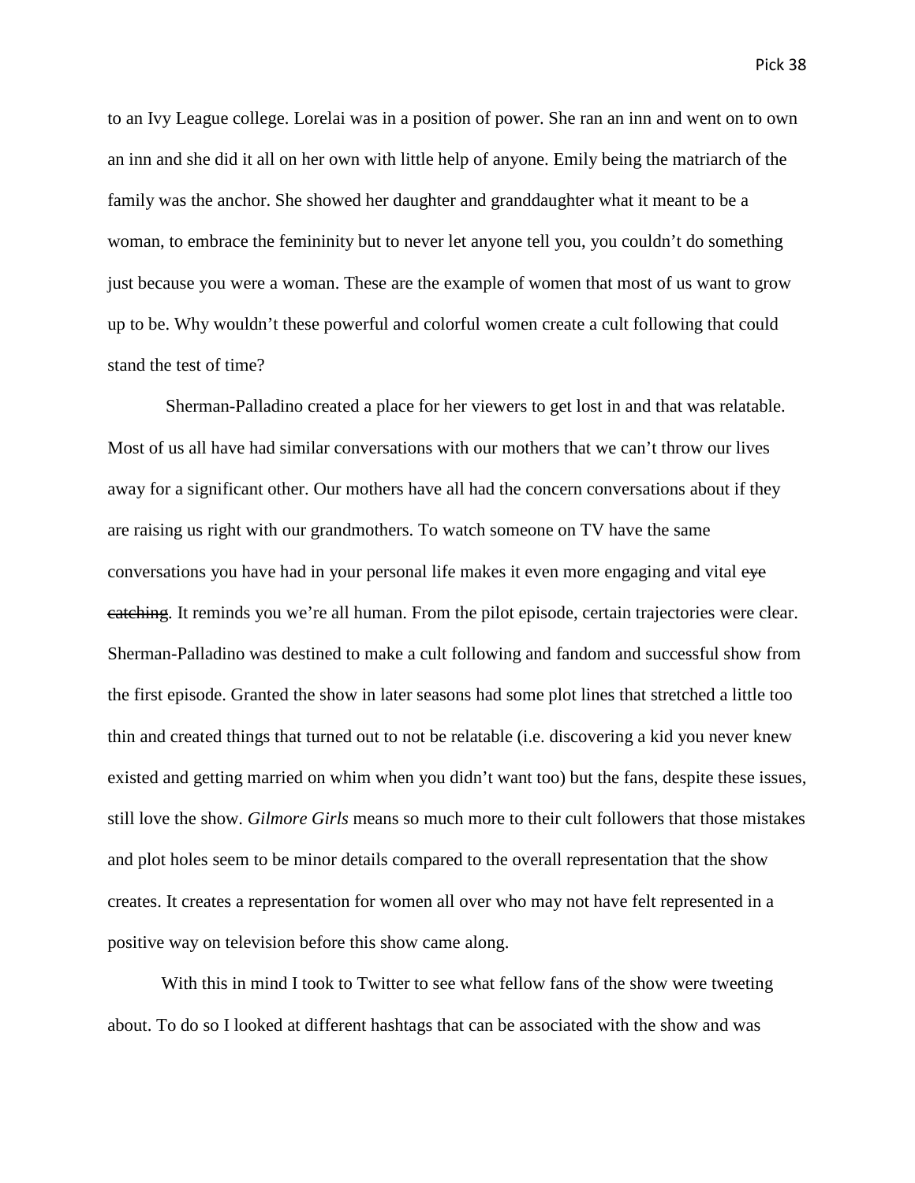to an Ivy League college. Lorelai was in a position of power. She ran an inn and went on to own an inn and she did it all on her own with little help of anyone. Emily being the matriarch of the family was the anchor. She showed her daughter and granddaughter what it meant to be a woman, to embrace the femininity but to never let anyone tell you, you couldn't do something just because you were a woman. These are the example of women that most of us want to grow up to be. Why wouldn't these powerful and colorful women create a cult following that could stand the test of time?

Sherman-Palladino created a place for her viewers to get lost in and that was relatable. Most of us all have had similar conversations with our mothers that we can't throw our lives away for a significant other. Our mothers have all had the concern conversations about if they are raising us right with our grandmothers. To watch someone on TV have the same conversations you have had in your personal life makes it even more engaging and vital ~~eye catching~~. It reminds you we're all human. From the pilot episode, certain trajectories were clear. Sherman-Palladino was destined to make a cult following and fandom and successful show from the first episode. Granted the show in later seasons had some plot lines that stretched a little too thin and created things that turned out to not be relatable (i.e. discovering a kid you never knew existed and getting married on whim when you didn't want too) but the fans, despite these issues, still love the show. *Gilmore Girls* means so much more to their cult followers that those mistakes and plot holes seem to be minor details compared to the overall representation that the show creates. It creates a representation for women all over who may not have felt represented in a positive way on television before this show came along.

With this in mind I took to Twitter to see what fellow fans of the show were tweeting about. To do so I looked at different hashtags that can be associated with the show and was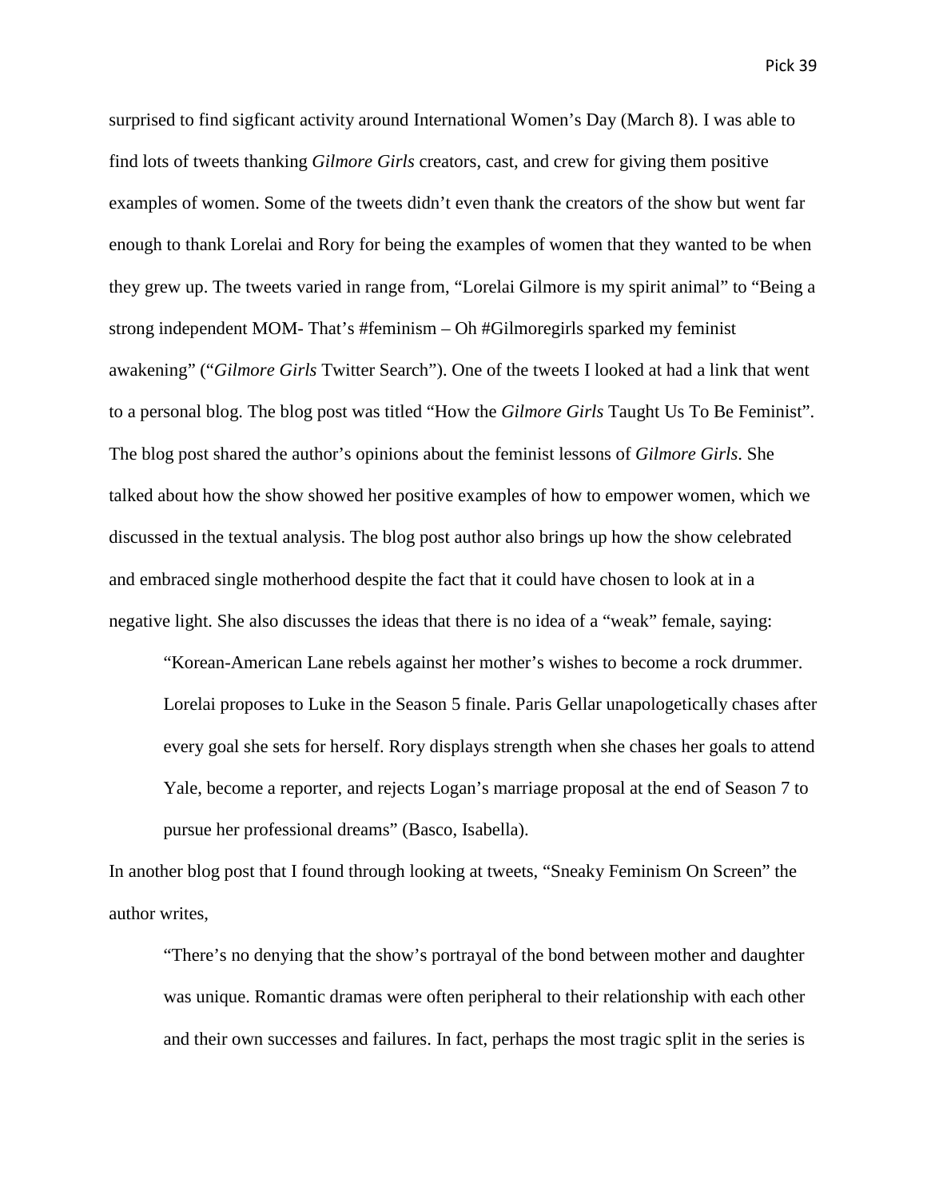surprised to find sigficant activity around International Women's Day (March 8). I was able to find lots of tweets thanking *Gilmore Girls* creators, cast, and crew for giving them positive examples of women. Some of the tweets didn't even thank the creators of the show but went far enough to thank Lorelai and Rory for being the examples of women that they wanted to be when they grew up. The tweets varied in range from, "Lorelai Gilmore is my spirit animal" to "Being a strong independent MOM- That's #feminism – Oh #Gilmoregirls sparked my feminist awakening" ("*Gilmore Girls* Twitter Search"). One of the tweets I looked at had a link that went to a personal blog. The blog post was titled "How the *Gilmore Girls* Taught Us To Be Feminist". The blog post shared the author's opinions about the feminist lessons of *Gilmore Girls*. She talked about how the show showed her positive examples of how to empower women, which we discussed in the textual analysis. The blog post author also brings up how the show celebrated and embraced single motherhood despite the fact that it could have chosen to look at in a negative light. She also discusses the ideas that there is no idea of a "weak" female, saying:

> "Korean-American Lane rebels against her mother's wishes to become a rock drummer. Lorelai proposes to Luke in the Season 5 finale. Paris Gellar unapologetically chases after every goal she sets for herself. Rory displays strength when she chases her goals to attend Yale, become a reporter, and rejects Logan's marriage proposal at the end of Season 7 to pursue her professional dreams" (Basco, Isabella).

In another blog post that I found through looking at tweets, "Sneaky Feminism On Screen" the author writes,

> "There's no denying that the show's portrayal of the bond between mother and daughter was unique. Romantic dramas were often peripheral to their relationship with each other and their own successes and failures. In fact, perhaps the most tragic split in the series is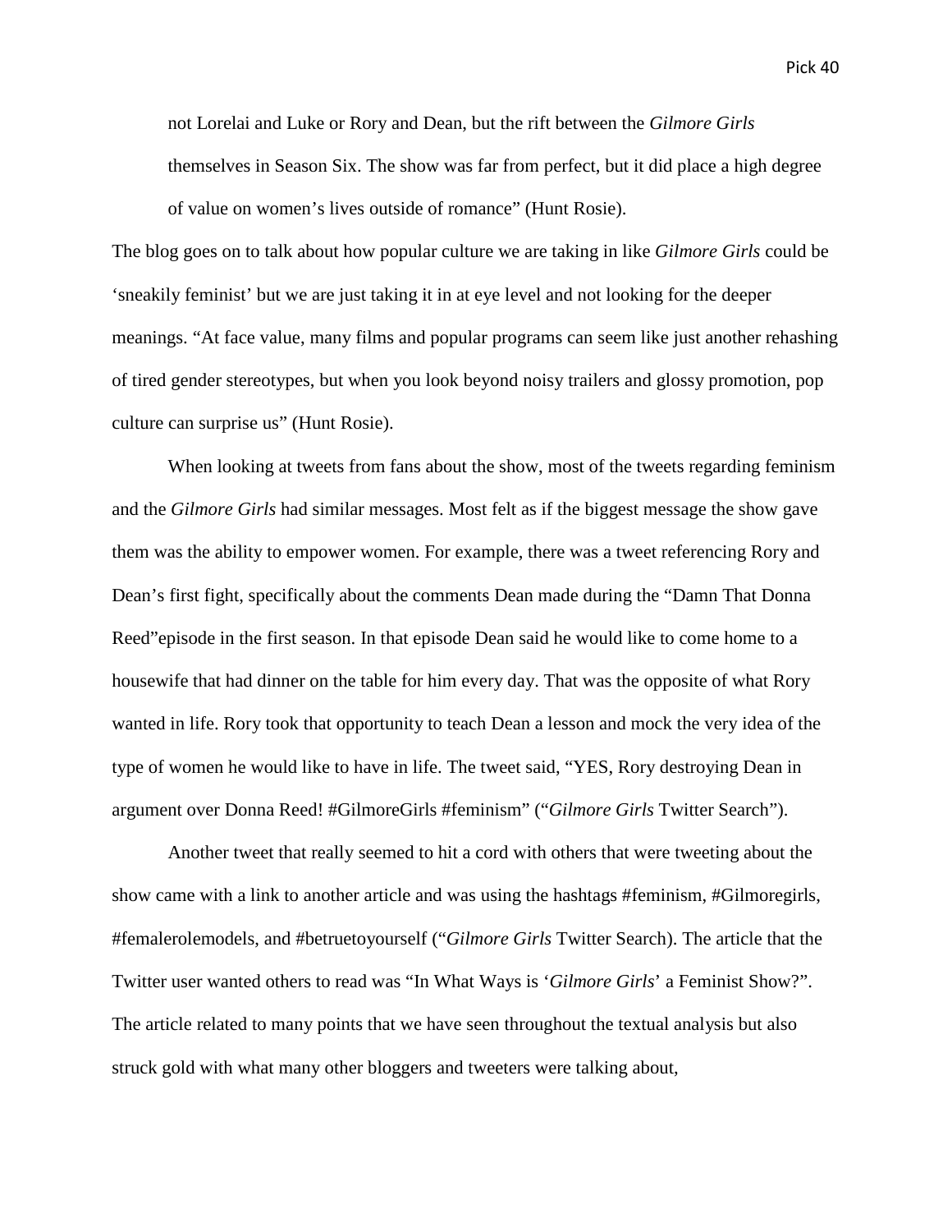> not Lorelai and Luke or Rory and Dean, but the rift between the *Gilmore Girls* themselves in Season Six. The show was far from perfect, but it did place a high degree of value on women's lives outside of romance" (Hunt Rosie).

The blog goes on to talk about how popular culture we are taking in like *Gilmore Girls* could be 'sneakily feminist' but we are just taking it in at eye level and not looking for the deeper meanings. "At face value, many films and popular programs can seem like just another rehashing of tired gender stereotypes, but when you look beyond noisy trailers and glossy promotion, pop culture can surprise us" (Hunt Rosie).

When looking at tweets from fans about the show, most of the tweets regarding feminism and the *Gilmore Girls* had similar messages. Most felt as if the biggest message the show gave them was the ability to empower women. For example, there was a tweet referencing Rory and Dean's first fight, specifically about the comments Dean made during the "Damn That Donna Reed"episode in the first season. In that episode Dean said he would like to come home to a housewife that had dinner on the table for him every day. That was the opposite of what Rory wanted in life. Rory took that opportunity to teach Dean a lesson and mock the very idea of the type of women he would like to have in life. The tweet said, "YES, Rory destroying Dean in argument over Donna Reed! #GilmoreGirls #feminism" ("*Gilmore Girls* Twitter Search").

Another tweet that really seemed to hit a cord with others that were tweeting about the show came with a link to another article and was using the hashtags #feminism, #Gilmoregirls, #femalerolemodels, and #betruetoyourself ("*Gilmore Girls* Twitter Search). The article that the Twitter user wanted others to read was "In What Ways is '*Gilmore Girls*' a Feminist Show?". The article related to many points that we have seen throughout the textual analysis but also struck gold with what many other bloggers and tweeters were talking about,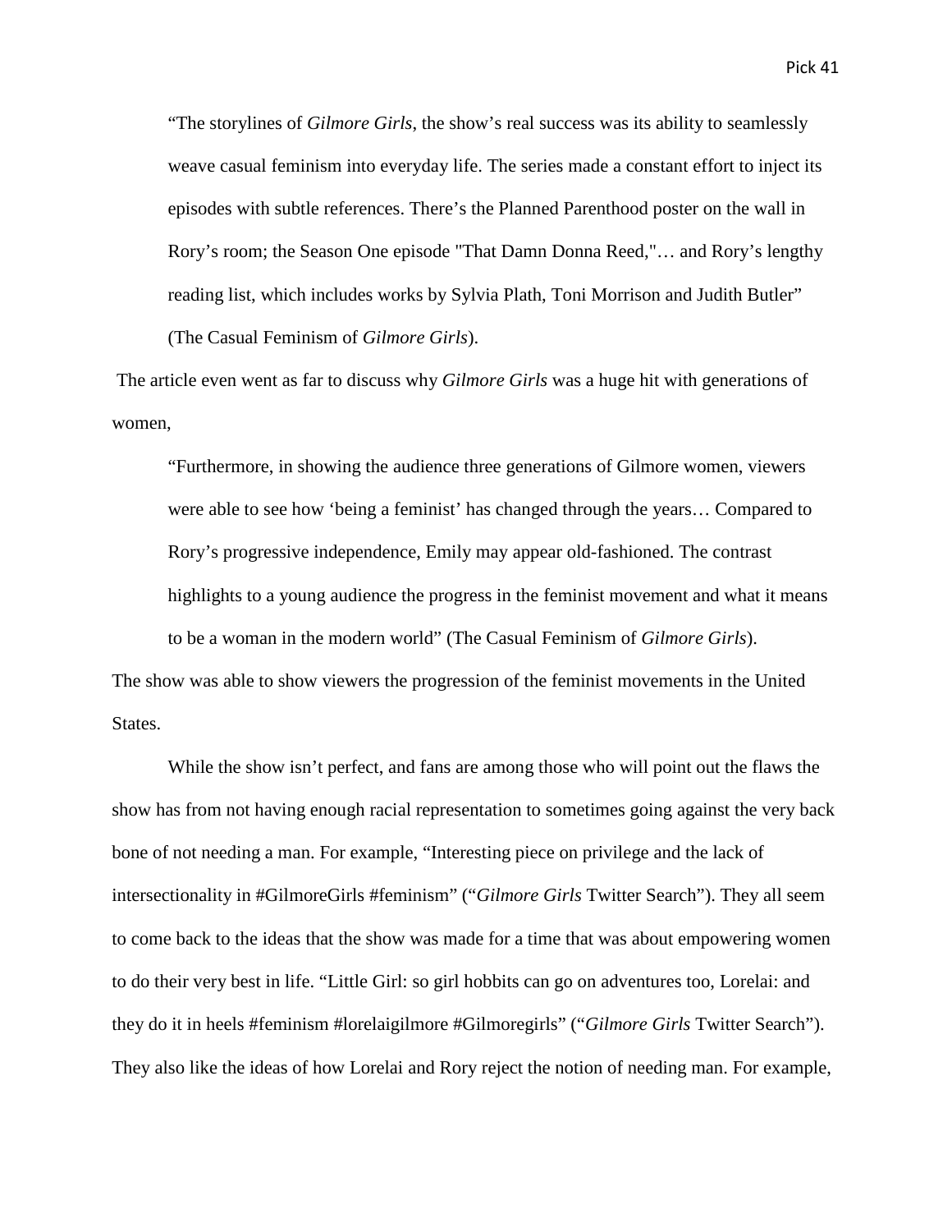> "The storylines of *Gilmore Girls*, the show's real success was its ability to seamlessly weave casual feminism into everyday life. The series made a constant effort to inject its episodes with subtle references. There's the Planned Parenthood poster on the wall in Rory's room; the Season One episode "That Damn Donna Reed,"… and Rory's lengthy reading list, which includes works by Sylvia Plath, Toni Morrison and Judith Butler" (The Casual Feminism of *Gilmore Girls*).

The article even went as far to discuss why *Gilmore Girls* was a huge hit with generations of women,

> "Furthermore, in showing the audience three generations of Gilmore women, viewers were able to see how 'being a feminist' has changed through the years… Compared to Rory's progressive independence, Emily may appear old-fashioned. The contrast highlights to a young audience the progress in the feminist movement and what it means to be a woman in the modern world" (The Casual Feminism of *Gilmore Girls*).

The show was able to show viewers the progression of the feminist movements in the United States.

While the show isn't perfect, and fans are among those who will point out the flaws the show has from not having enough racial representation to sometimes going against the very back bone of not needing a man. For example, "Interesting piece on privilege and the lack of intersectionality in #GilmoreGirls #feminism" ("*Gilmore Girls* Twitter Search"). They all seem to come back to the ideas that the show was made for a time that was about empowering women to do their very best in life. "Little Girl: so girl hobbits can go on adventures too, Lorelai: and they do it in heels #feminism #lorelaigilmore #Gilmoregirls" ("*Gilmore Girls* Twitter Search"). They also like the ideas of how Lorelai and Rory reject the notion of needing man. For example,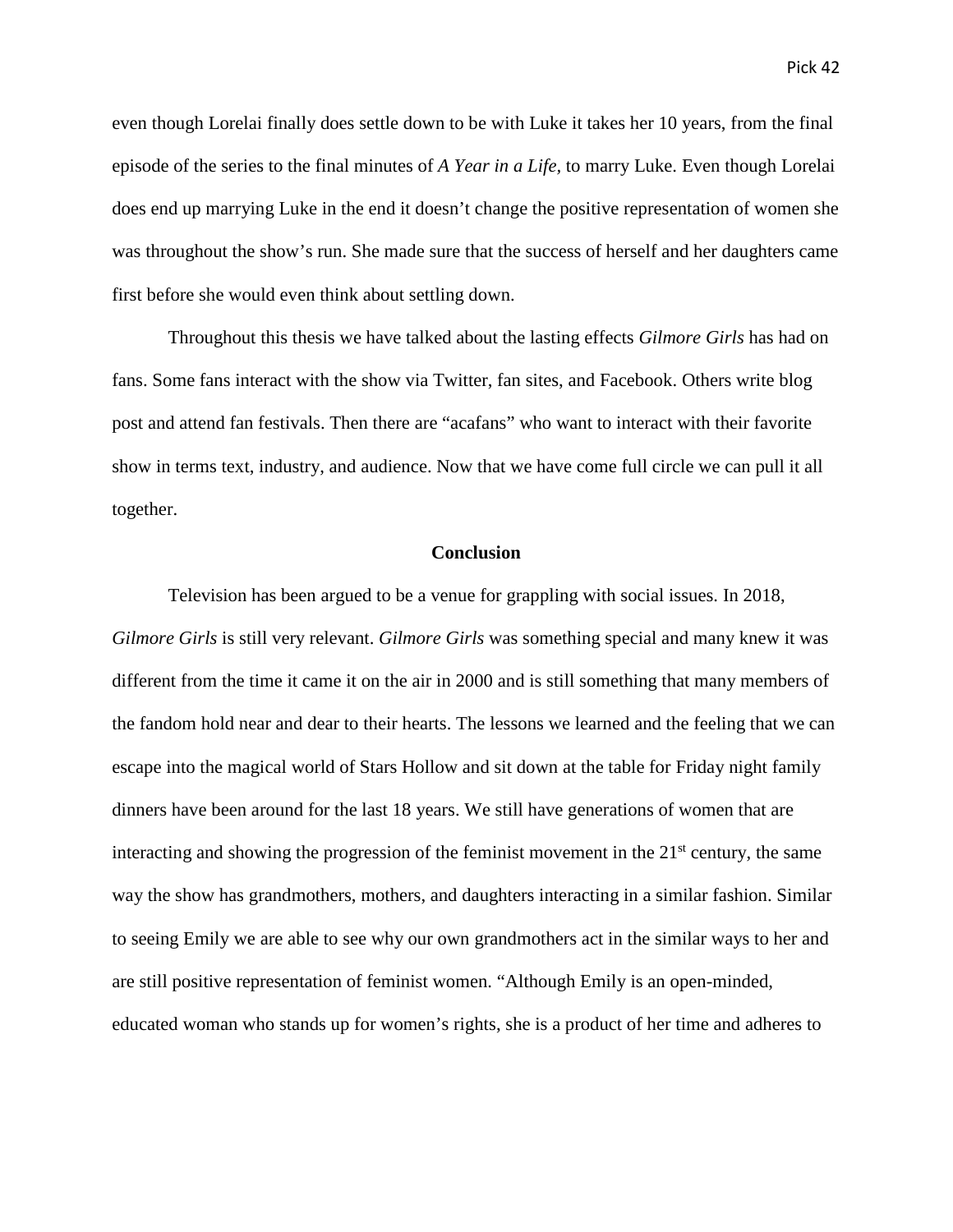even though Lorelai finally does settle down to be with Luke it takes her 10 years, from the final episode of the series to the final minutes of *A Year in a Life,* to marry Luke. Even though Lorelai does end up marrying Luke in the end it doesn't change the positive representation of women she was throughout the show's run. She made sure that the success of herself and her daughters came first before she would even think about settling down.

Throughout this thesis we have talked about the lasting effects *Gilmore Girls* has had on fans. Some fans interact with the show via Twitter, fan sites, and Facebook. Others write blog post and attend fan festivals. Then there are "acafans" who want to interact with their favorite show in terms text, industry, and audience. Now that we have come full circle we can pull it all together.

## Conclusion

Television has been argued to be a venue for grappling with social issues. In 2018, *Gilmore Girls* is still very relevant. *Gilmore Girls* was something special and many knew it was different from the time it came it on the air in 2000 and is still something that many members of the fandom hold near and dear to their hearts. The lessons we learned and the feeling that we can escape into the magical world of Stars Hollow and sit down at the table for Friday night family dinners have been around for the last 18 years. We still have generations of women that are interacting and showing the progression of the feminist movement in the 21st century, the same way the show has grandmothers, mothers, and daughters interacting in a similar fashion. Similar to seeing Emily we are able to see why our own grandmothers act in the similar ways to her and are still positive representation of feminist women. "Although Emily is an open-minded, educated woman who stands up for women's rights, she is a product of her time and adheres to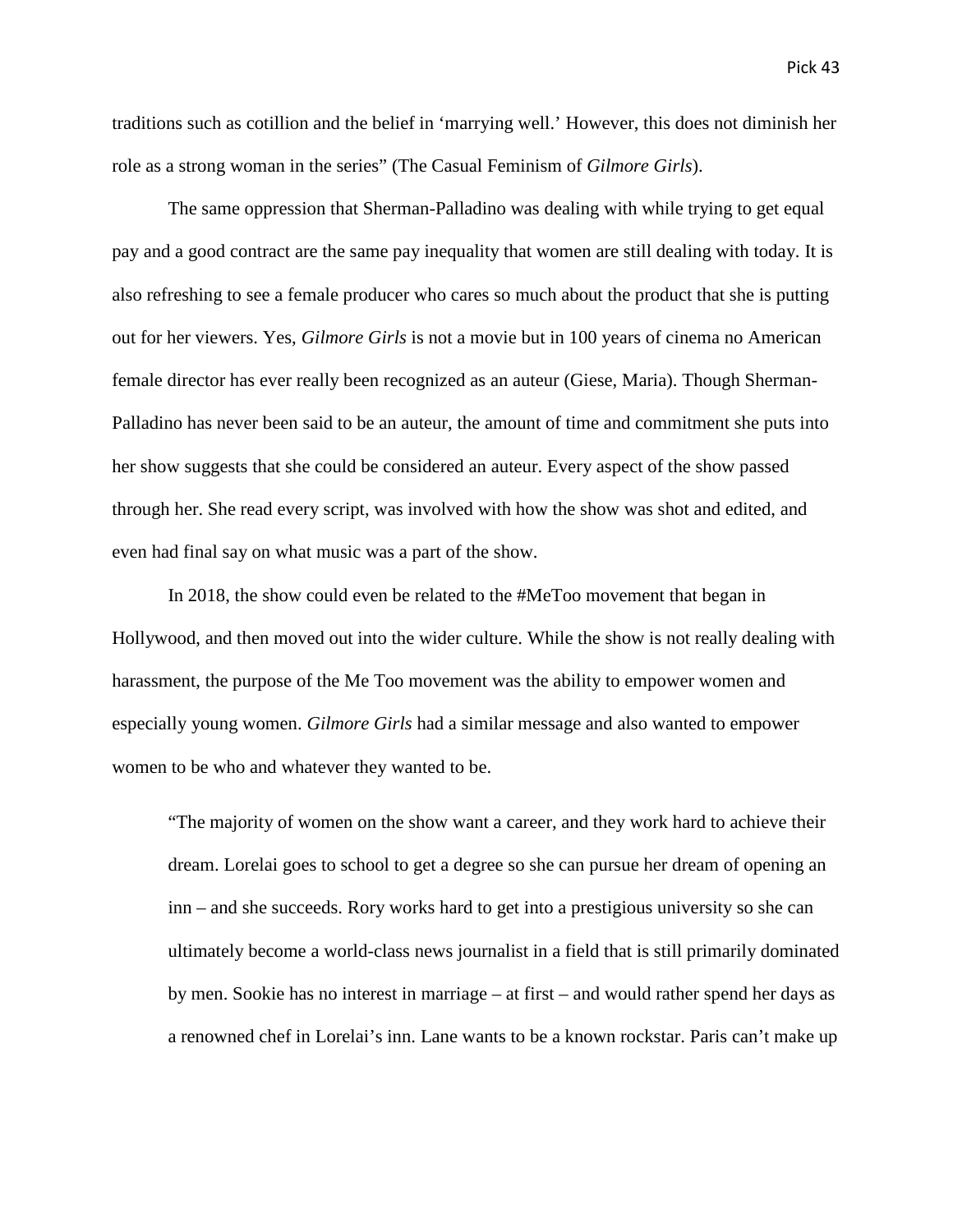traditions such as cotillion and the belief in 'marrying well.' However, this does not diminish her role as a strong woman in the series" (The Casual Feminism of *Gilmore Girls*).

The same oppression that Sherman-Palladino was dealing with while trying to get equal pay and a good contract are the same pay inequality that women are still dealing with today. It is also refreshing to see a female producer who cares so much about the product that she is putting out for her viewers. Yes, *Gilmore Girls* is not a movie but in 100 years of cinema no American female director has ever really been recognized as an auteur (Giese, Maria). Though Sherman-Palladino has never been said to be an auteur, the amount of time and commitment she puts into her show suggests that she could be considered an auteur. Every aspect of the show passed through her. She read every script, was involved with how the show was shot and edited, and even had final say on what music was a part of the show.

In 2018, the show could even be related to the #MeToo movement that began in Hollywood, and then moved out into the wider culture. While the show is not really dealing with harassment, the purpose of the Me Too movement was the ability to empower women and especially young women. *Gilmore Girls* had a similar message and also wanted to empower women to be who and whatever they wanted to be.

> "The majority of women on the show want a career, and they work hard to achieve their dream. Lorelai goes to school to get a degree so she can pursue her dream of opening an inn – and she succeeds. Rory works hard to get into a prestigious university so she can ultimately become a world-class news journalist in a field that is still primarily dominated by men. Sookie has no interest in marriage – at first – and would rather spend her days as a renowned chef in Lorelai's inn. Lane wants to be a known rockstar. Paris can't make up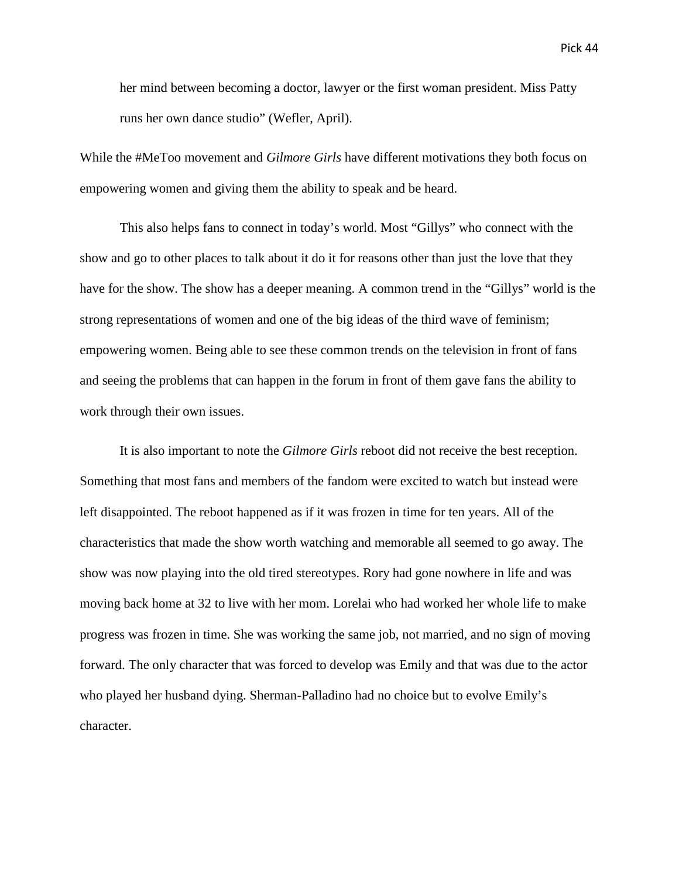> her mind between becoming a doctor, lawyer or the first woman president. Miss Patty runs her own dance studio" (Wefler, April).

While the #MeToo movement and *Gilmore Girls* have different motivations they both focus on empowering women and giving them the ability to speak and be heard.

This also helps fans to connect in today's world. Most "Gillys" who connect with the show and go to other places to talk about it do it for reasons other than just the love that they have for the show. The show has a deeper meaning. A common trend in the "Gillys" world is the strong representations of women and one of the big ideas of the third wave of feminism; empowering women. Being able to see these common trends on the television in front of fans and seeing the problems that can happen in the forum in front of them gave fans the ability to work through their own issues.

It is also important to note the *Gilmore Girls* reboot did not receive the best reception. Something that most fans and members of the fandom were excited to watch but instead were left disappointed. The reboot happened as if it was frozen in time for ten years. All of the characteristics that made the show worth watching and memorable all seemed to go away. The show was now playing into the old tired stereotypes. Rory had gone nowhere in life and was moving back home at 32 to live with her mom. Lorelai who had worked her whole life to make progress was frozen in time. She was working the same job, not married, and no sign of moving forward. The only character that was forced to develop was Emily and that was due to the actor who played her husband dying. Sherman-Palladino had no choice but to evolve Emily's character.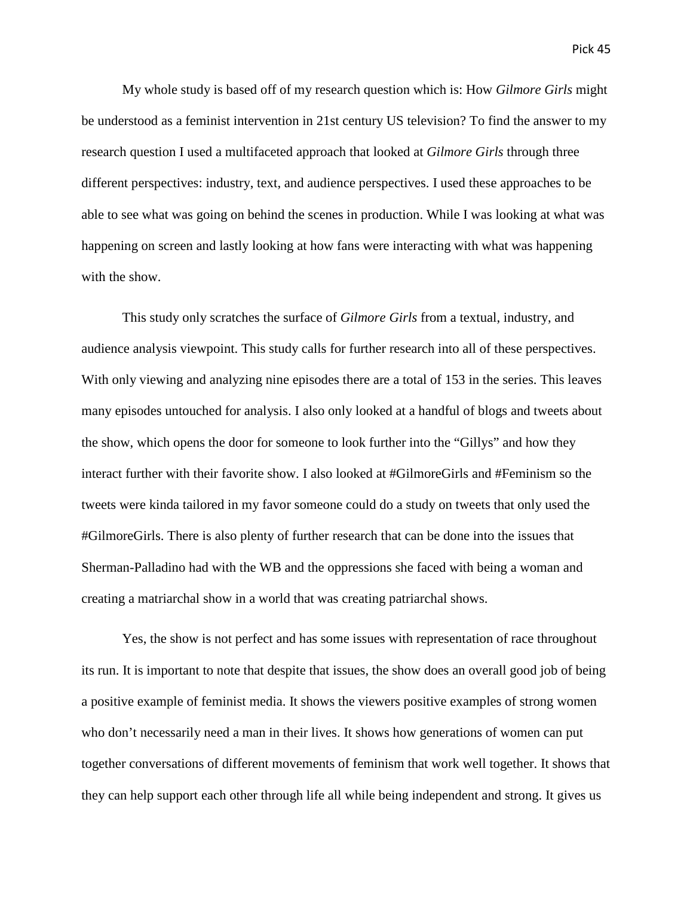My whole study is based off of my research question which is: How *Gilmore Girls* might be understood as a feminist intervention in 21st century US television? To find the answer to my research question I used a multifaceted approach that looked at *Gilmore Girls* through three different perspectives: industry, text, and audience perspectives. I used these approaches to be able to see what was going on behind the scenes in production. While I was looking at what was happening on screen and lastly looking at how fans were interacting with what was happening with the show.

This study only scratches the surface of *Gilmore Girls* from a textual, industry, and audience analysis viewpoint. This study calls for further research into all of these perspectives. With only viewing and analyzing nine episodes there are a total of 153 in the series. This leaves many episodes untouched for analysis. I also only looked at a handful of blogs and tweets about the show, which opens the door for someone to look further into the "Gillys" and how they interact further with their favorite show. I also looked at #GilmoreGirls and #Feminism so the tweets were kinda tailored in my favor someone could do a study on tweets that only used the #GilmoreGirls. There is also plenty of further research that can be done into the issues that Sherman-Palladino had with the WB and the oppressions she faced with being a woman and creating a matriarchal show in a world that was creating patriarchal shows.

Yes, the show is not perfect and has some issues with representation of race throughout its run. It is important to note that despite that issues, the show does an overall good job of being a positive example of feminist media. It shows the viewers positive examples of strong women who don't necessarily need a man in their lives. It shows how generations of women can put together conversations of different movements of feminism that work well together. It shows that they can help support each other through life all while being independent and strong. It gives us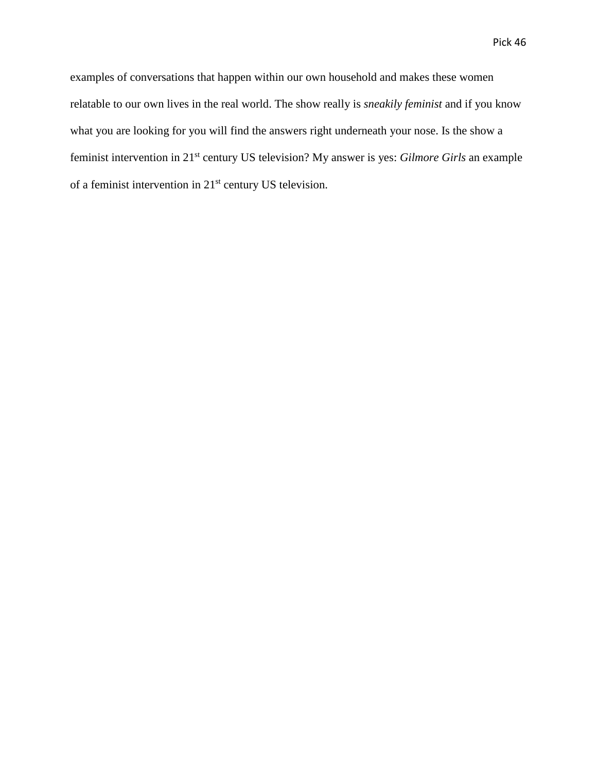examples of conversations that happen within our own household and makes these women relatable to our own lives in the real world. The show really is *sneakily feminist* and if you know what you are looking for you will find the answers right underneath your nose. Is the show a feminist intervention in 21st century US television? My answer is yes: *Gilmore Girls* an example of a feminist intervention in 21st century US television.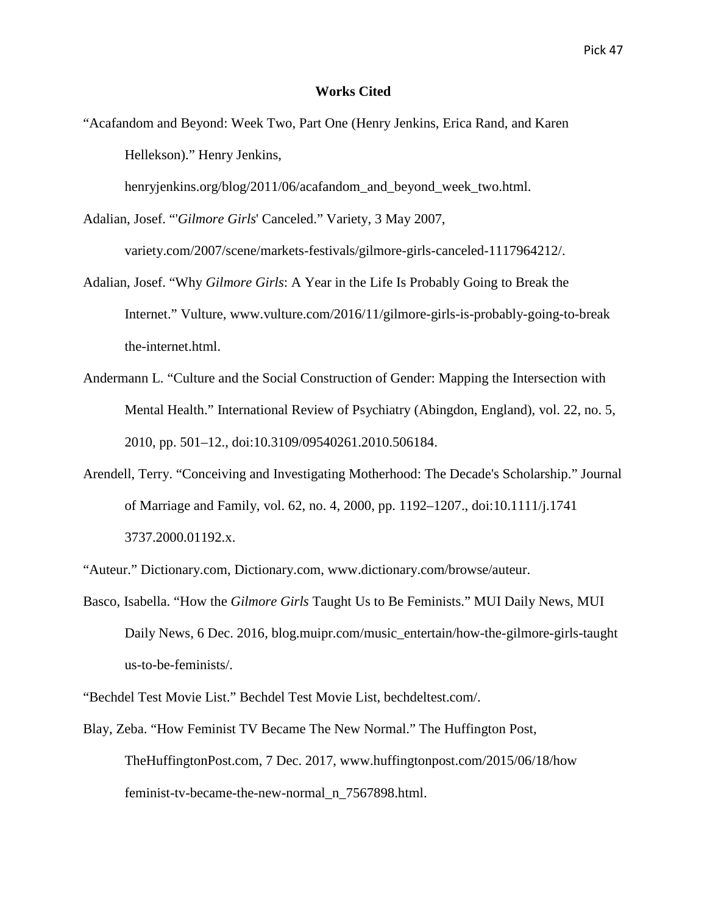# Works Cited

"Acafandom and Beyond: Week Two, Part One (Henry Jenkins, Erica Rand, and Karen Hellekson)." Henry Jenkins, henryjenkins.org/blog/2011/06/acafandom_and_beyond_week_two.html.

Adalian, Josef. "'*Gilmore Girls*' Canceled." Variety, 3 May 2007, variety.com/2007/scene/markets-festivals/gilmore-girls-canceled-1117964212/.

Adalian, Josef. "Why *Gilmore Girls*: A Year in the Life Is Probably Going to Break the Internet." Vulture, www.vulture.com/2016/11/gilmore-girls-is-probably-going-to-break the-internet.html.

Andermann L. "Culture and the Social Construction of Gender: Mapping the Intersection with Mental Health." International Review of Psychiatry (Abingdon, England), vol. 22, no. 5, 2010, pp. 501–12., doi:10.3109/09540261.2010.506184.

Arendell, Terry. "Conceiving and Investigating Motherhood: The Decade's Scholarship." Journal of Marriage and Family, vol. 62, no. 4, 2000, pp. 1192–1207., doi:10.1111/j.1741 3737.2000.01192.x.

"Auteur." Dictionary.com, Dictionary.com, www.dictionary.com/browse/auteur.

Basco, Isabella. "How the *Gilmore Girls* Taught Us to Be Feminists." MUI Daily News, MUI Daily News, 6 Dec. 2016, blog.muipr.com/music_entertain/how-the-gilmore-girls-taught us-to-be-feminists/.

"Bechdel Test Movie List." Bechdel Test Movie List, bechdeltest.com/.

Blay, Zeba. "How Feminist TV Became The New Normal." The Huffington Post, TheHuffingtonPost.com, 7 Dec. 2017, www.huffingtonpost.com/2015/06/18/how feminist-tv-became-the-new-normal_n_7567898.html.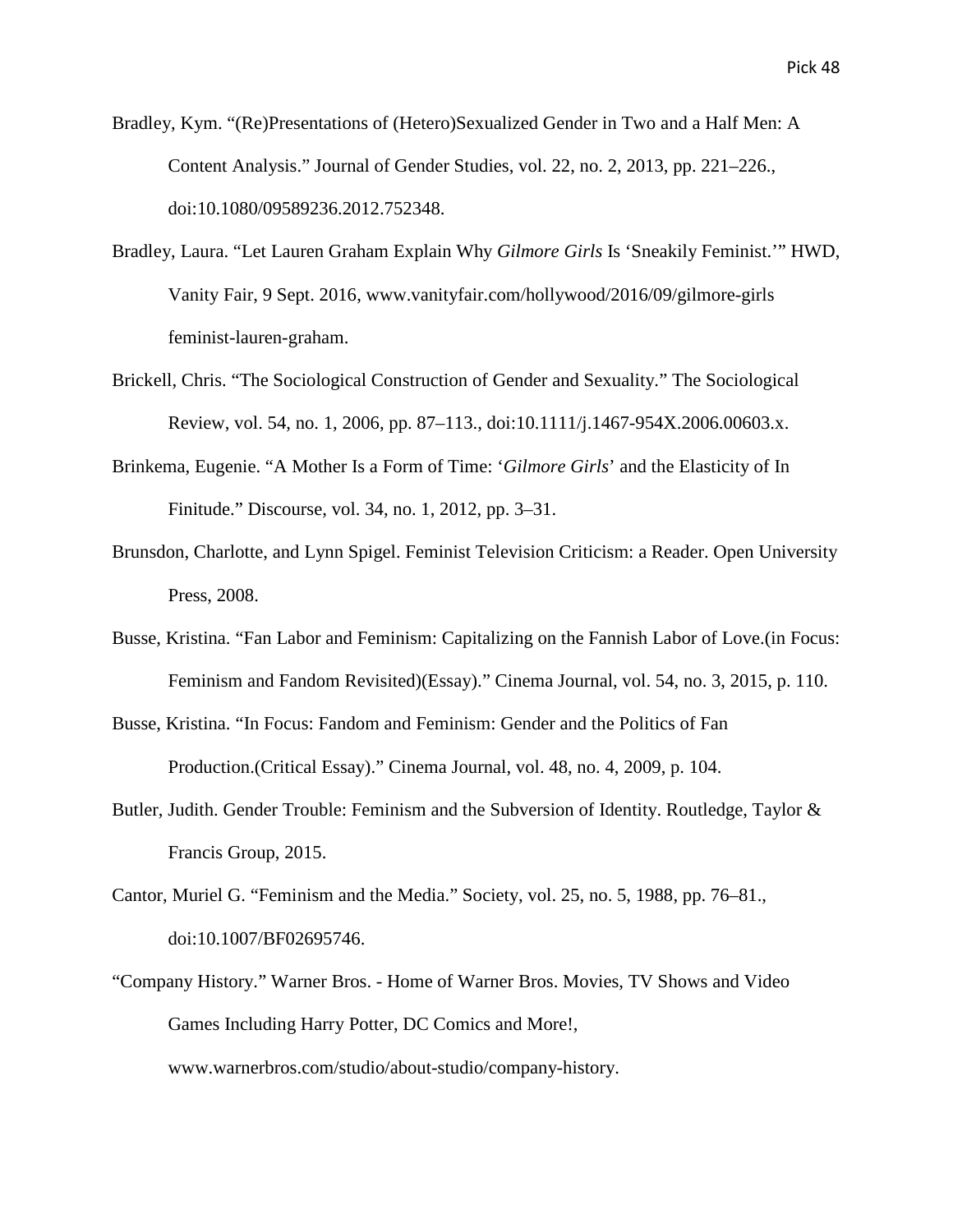Bradley, Kym. "(Re)Presentations of (Hetero)Sexualized Gender in Two and a Half Men: A Content Analysis." Journal of Gender Studies, vol. 22, no. 2, 2013, pp. 221–226., doi:10.1080/09589236.2012.752348.

Bradley, Laura. "Let Lauren Graham Explain Why *Gilmore Girls* Is 'Sneakily Feminist.'" HWD, Vanity Fair, 9 Sept. 2016, www.vanityfair.com/hollywood/2016/09/gilmore-girls feminist-lauren-graham.

Brickell, Chris. "The Sociological Construction of Gender and Sexuality." The Sociological Review, vol. 54, no. 1, 2006, pp. 87–113., doi:10.1111/j.1467-954X.2006.00603.x.

Brinkema, Eugenie. "A Mother Is a Form of Time: '*Gilmore Girls*' and the Elasticity of In Finitude." Discourse, vol. 34, no. 1, 2012, pp. 3–31.

Brunsdon, Charlotte, and Lynn Spigel. Feminist Television Criticism: a Reader. Open University Press, 2008.

Busse, Kristina. "Fan Labor and Feminism: Capitalizing on the Fannish Labor of Love.(in Focus: Feminism and Fandom Revisited)(Essay)." Cinema Journal, vol. 54, no. 3, 2015, p. 110.

Busse, Kristina. "In Focus: Fandom and Feminism: Gender and the Politics of Fan Production.(Critical Essay)." Cinema Journal, vol. 48, no. 4, 2009, p. 104.

Butler, Judith. Gender Trouble: Feminism and the Subversion of Identity. Routledge, Taylor & Francis Group, 2015.

Cantor, Muriel G. "Feminism and the Media." Society, vol. 25, no. 5, 1988, pp. 76–81., doi:10.1007/BF02695746.

"Company History." Warner Bros. - Home of Warner Bros. Movies, TV Shows and Video Games Including Harry Potter, DC Comics and More!, www.warnerbros.com/studio/about-studio/company-history.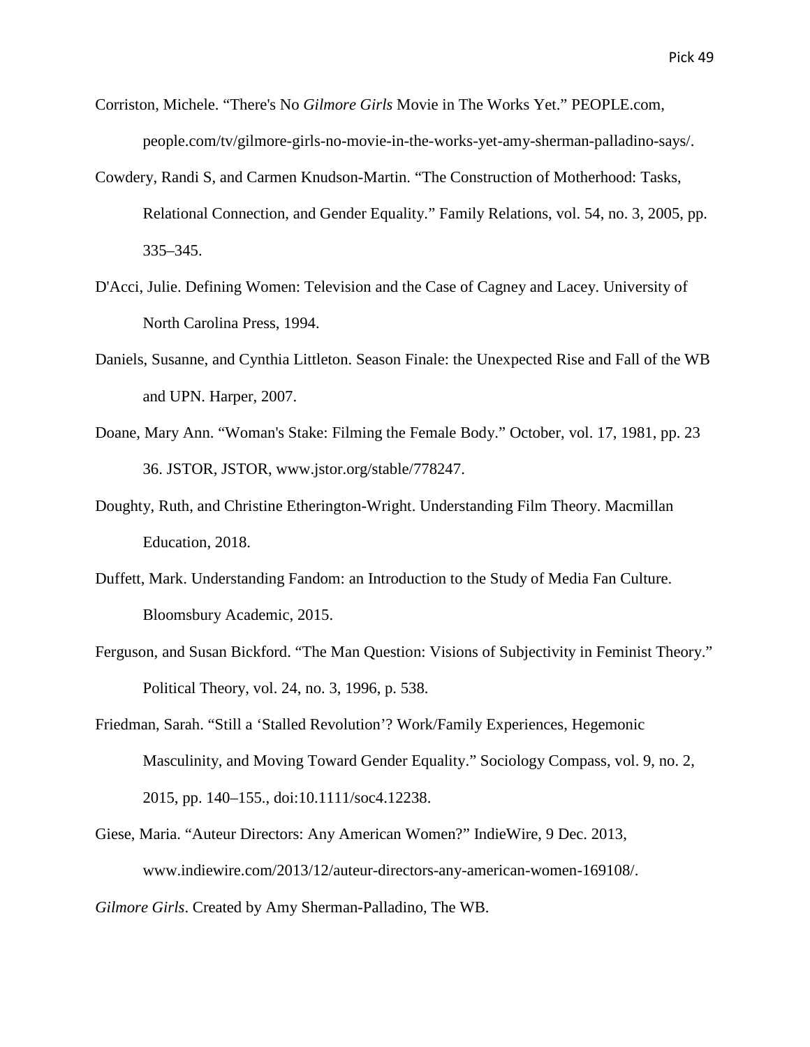Corriston, Michele. “There's No *Gilmore Girls* Movie in The Works Yet.” PEOPLE.com, people.com/tv/gilmore-girls-no-movie-in-the-works-yet-amy-sherman-palladino-says/.

Cowdery, Randi S, and Carmen Knudson-Martin. “The Construction of Motherhood: Tasks, Relational Connection, and Gender Equality.” Family Relations, vol. 54, no. 3, 2005, pp. 335–345.

D'Acci, Julie. Defining Women: Television and the Case of Cagney and Lacey. University of North Carolina Press, 1994.

Daniels, Susanne, and Cynthia Littleton. Season Finale: the Unexpected Rise and Fall of the WB and UPN. Harper, 2007.

Doane, Mary Ann. “Woman's Stake: Filming the Female Body.” October, vol. 17, 1981, pp. 23 36. JSTOR, JSTOR, www.jstor.org/stable/778247.

Doughty, Ruth, and Christine Etherington-Wright. Understanding Film Theory. Macmillan Education, 2018.

Duffett, Mark. Understanding Fandom: an Introduction to the Study of Media Fan Culture. Bloomsbury Academic, 2015.

Ferguson, and Susan Bickford. “The Man Question: Visions of Subjectivity in Feminist Theory.” Political Theory, vol. 24, no. 3, 1996, p. 538.

Friedman, Sarah. “Still a ‘Stalled Revolution’? Work/Family Experiences, Hegemonic Masculinity, and Moving Toward Gender Equality.” Sociology Compass, vol. 9, no. 2, 2015, pp. 140–155., doi:10.1111/soc4.12238.

Giese, Maria. “Auteur Directors: Any American Women?” IndieWire, 9 Dec. 2013, www.indiewire.com/2013/12/auteur-directors-any-american-women-169108/.

*Gilmore Girls*. Created by Amy Sherman-Palladino, The WB.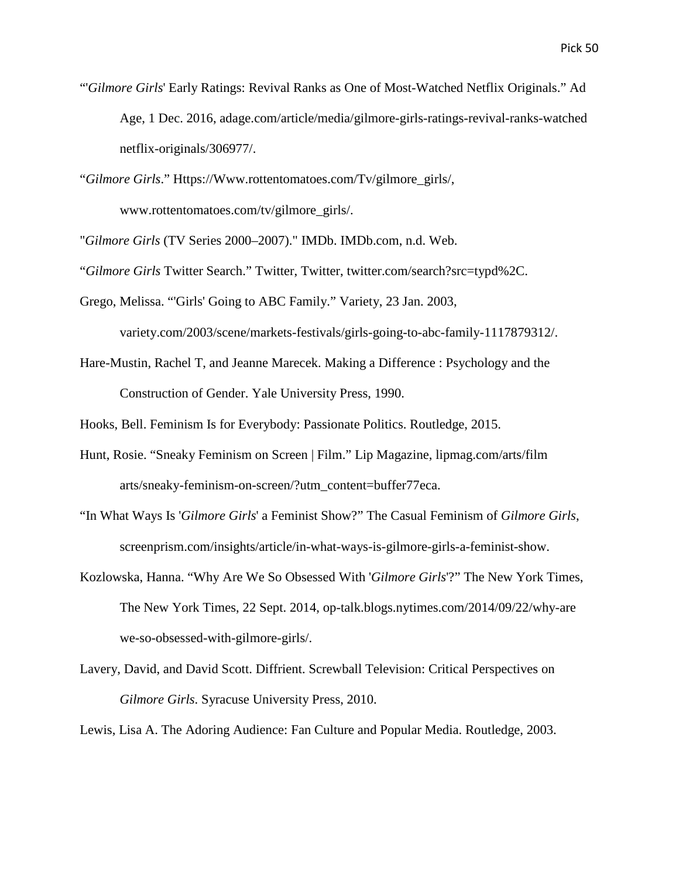"'*Gilmore Girls*' Early Ratings: Revival Ranks as One of Most-Watched Netflix Originals." Ad Age, 1 Dec. 2016, adage.com/article/media/gilmore-girls-ratings-revival-ranks-watched netflix-originals/306977/.

"*Gilmore Girls*." Https://Www.rottentomatoes.com/Tv/gilmore_girls/, www.rottentomatoes.com/tv/gilmore_girls/.

"*Gilmore Girls* (TV Series 2000–2007)." IMDb. IMDb.com, n.d. Web.

"*Gilmore Girls* Twitter Search." Twitter, Twitter, twitter.com/search?src=typd%2C.

Grego, Melissa. "'Girls' Going to ABC Family." Variety, 23 Jan. 2003, variety.com/2003/scene/markets-festivals/girls-going-to-abc-family-1117879312/.

Hare-Mustin, Rachel T, and Jeanne Marecek. Making a Difference : Psychology and the Construction of Gender. Yale University Press, 1990.

Hooks, Bell. Feminism Is for Everybody: Passionate Politics. Routledge, 2015.

Hunt, Rosie. "Sneaky Feminism on Screen | Film." Lip Magazine, lipmag.com/arts/film arts/sneaky-feminism-on-screen/?utm_content=buffer77eca.

"In What Ways Is '*Gilmore Girls*' a Feminist Show?" The Casual Feminism of *Gilmore Girls*, screenprism.com/insights/article/in-what-ways-is-gilmore-girls-a-feminist-show.

Kozlowska, Hanna. "Why Are We So Obsessed With '*Gilmore Girls*'?" The New York Times, The New York Times, 22 Sept. 2014, op-talk.blogs.nytimes.com/2014/09/22/why-are we-so-obsessed-with-gilmore-girls/.

Lavery, David, and David Scott. Diffrient. Screwball Television: Critical Perspectives on *Gilmore Girls*. Syracuse University Press, 2010.

Lewis, Lisa A. The Adoring Audience: Fan Culture and Popular Media. Routledge, 2003.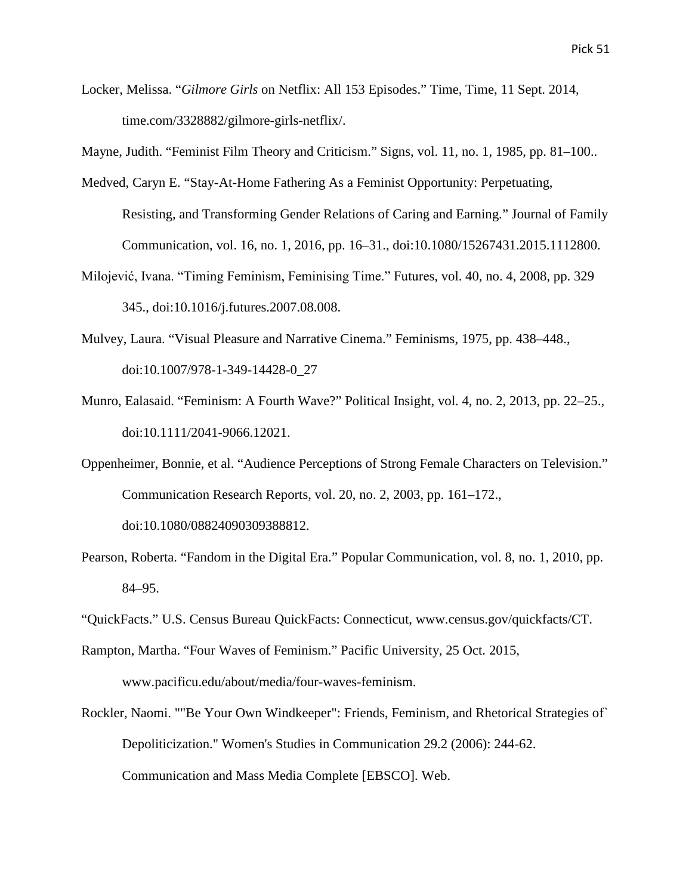Locker, Melissa. "*Gilmore Girls* on Netflix: All 153 Episodes." Time, Time, 11 Sept. 2014, time.com/3328882/gilmore-girls-netflix/.

Mayne, Judith. "Feminist Film Theory and Criticism." Signs, vol. 11, no. 1, 1985, pp. 81–100..

Medved, Caryn E. "Stay-At-Home Fathering As a Feminist Opportunity: Perpetuating, Resisting, and Transforming Gender Relations of Caring and Earning." Journal of Family Communication, vol. 16, no. 1, 2016, pp. 16–31., doi:10.1080/15267431.2015.1112800.

Milojević, Ivana. "Timing Feminism, Feminising Time." Futures, vol. 40, no. 4, 2008, pp. 329 345., doi:10.1016/j.futures.2007.08.008.

Mulvey, Laura. "Visual Pleasure and Narrative Cinema." Feminisms, 1975, pp. 438–448., doi:10.1007/978-1-349-14428-0_27

Munro, Ealasaid. "Feminism: A Fourth Wave?" Political Insight, vol. 4, no. 2, 2013, pp. 22–25., doi:10.1111/2041-9066.12021.

Oppenheimer, Bonnie, et al. "Audience Perceptions of Strong Female Characters on Television." Communication Research Reports, vol. 20, no. 2, 2003, pp. 161–172., doi:10.1080/08824090309388812.

Pearson, Roberta. "Fandom in the Digital Era." Popular Communication, vol. 8, no. 1, 2010, pp. 84–95.

"QuickFacts." U.S. Census Bureau QuickFacts: Connecticut, www.census.gov/quickfacts/CT.

Rampton, Martha. "Four Waves of Feminism." Pacific University, 25 Oct. 2015, www.pacificu.edu/about/media/four-waves-feminism.

Rockler, Naomi. ""Be Your Own Windkeeper": Friends, Feminism, and Rhetorical Strategies of` Depoliticization." Women's Studies in Communication 29.2 (2006): 244-62. Communication and Mass Media Complete [EBSCO]. Web.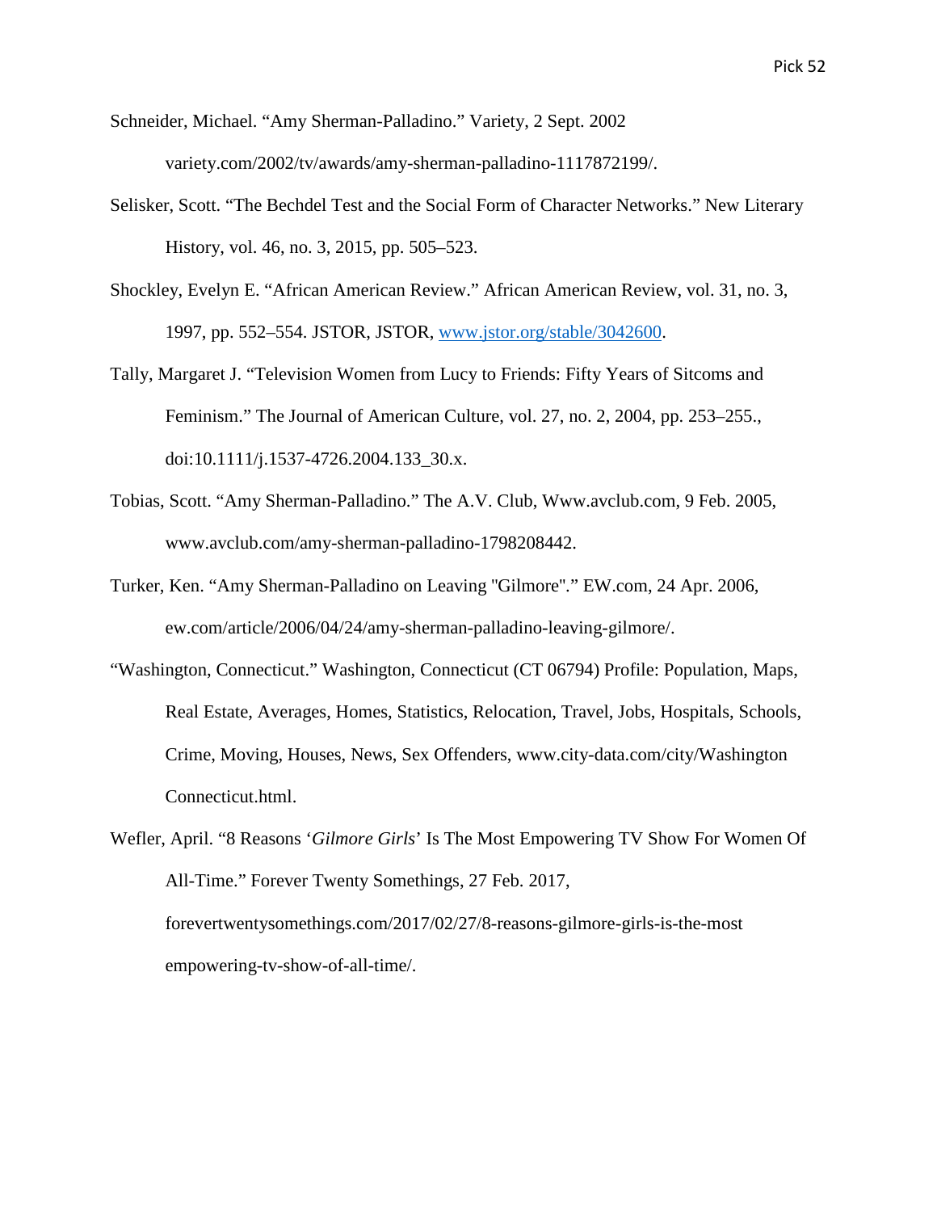Schneider, Michael. “Amy Sherman-Palladino.” Variety, 2 Sept. 2002 variety.com/2002/tv/awards/amy-sherman-palladino-1117872199/.

Selisker, Scott. “The Bechdel Test and the Social Form of Character Networks.” New Literary History, vol. 46, no. 3, 2015, pp. 505–523.

Shockley, Evelyn E. “African American Review.” African American Review, vol. 31, no. 3, 1997, pp. 552–554. JSTOR, JSTOR, [www.jstor.org/stable/3042600](www.jstor.org/stable/3042600).

Tally, Margaret J. “Television Women from Lucy to Friends: Fifty Years of Sitcoms and Feminism.” The Journal of American Culture, vol. 27, no. 2, 2004, pp. 253–255., doi:10.1111/j.1537-4726.2004.133_30.x.

Tobias, Scott. “Amy Sherman-Palladino.” The A.V. Club, Www.avclub.com, 9 Feb. 2005, www.avclub.com/amy-sherman-palladino-1798208442.

Turker, Ken. “Amy Sherman-Palladino on Leaving "Gilmore".” EW.com, 24 Apr. 2006, ew.com/article/2006/04/24/amy-sherman-palladino-leaving-gilmore/.

“Washington, Connecticut.” Washington, Connecticut (CT 06794) Profile: Population, Maps, Real Estate, Averages, Homes, Statistics, Relocation, Travel, Jobs, Hospitals, Schools, Crime, Moving, Houses, News, Sex Offenders, www.city-data.com/city/Washington Connecticut.html.

Wefler, April. “8 Reasons ‘*Gilmore Girls*’ Is The Most Empowering TV Show For Women Of All-Time.” Forever Twenty Somethings, 27 Feb. 2017, forevertwentysomethings.com/2017/02/27/8-reasons-gilmore-girls-is-the-most empowering-tv-show-of-all-time/.